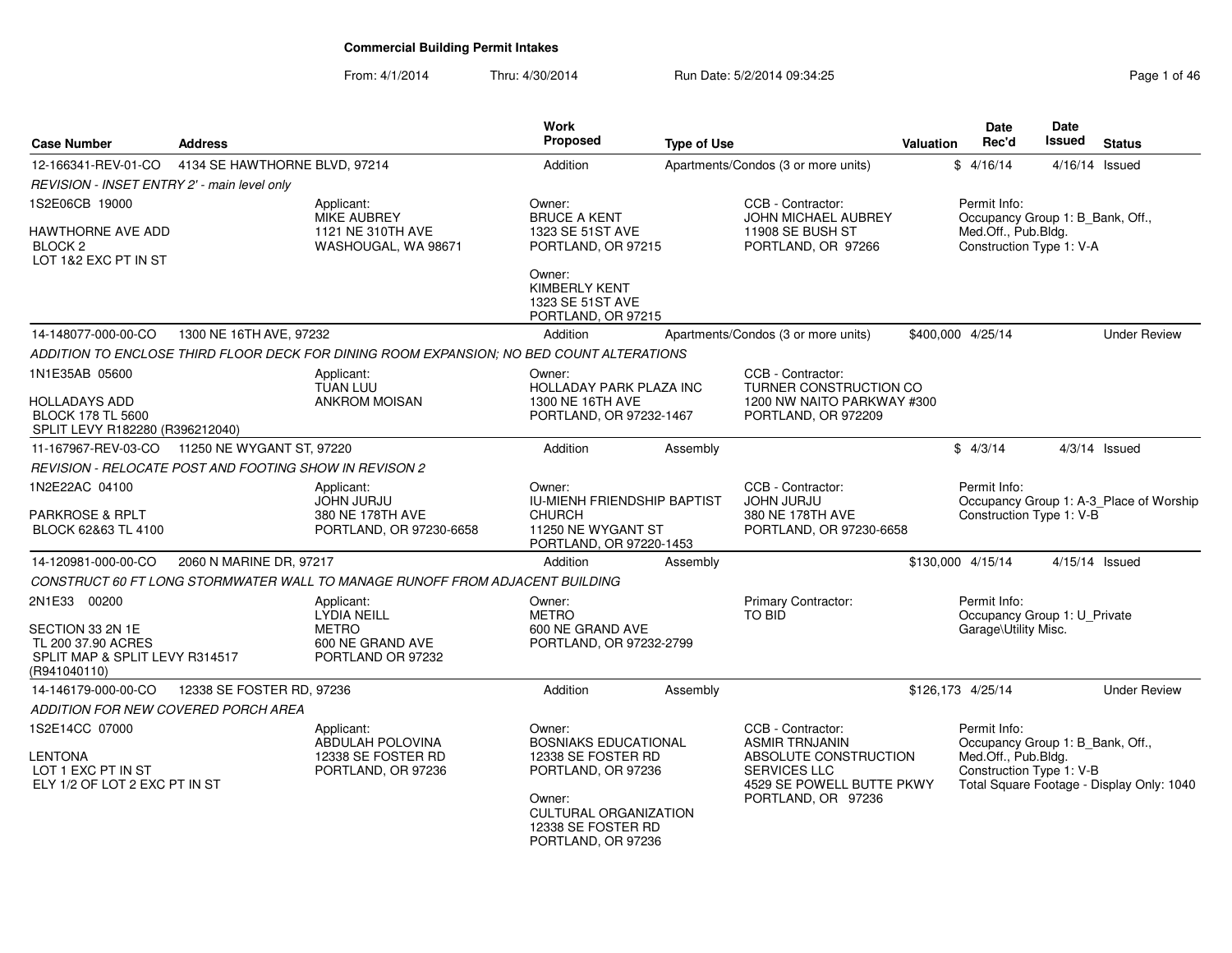# Commercial Building Permit Intakes

From: 4/1/2014 Thru: 4/30/2014 Run Date: 5/2/2014 09:34:25

| Case Number | Address | Work Proposed | Type of Use | Valuation | Date Rec'd | Date Issued | Status |
|---|---|---|---|---|---|---|---|
| 12-166341-REV-01-CO | 4134 SE HAWTHORNE BLVD, 97214 | Addition | Apartments/Condos (3 or more units) | $ | 4/16/14 | 4/16/14 | Issued |

*REVISION - INSET ENTRY 2' - main level only*

1S2E06CB 19000

HAWTHORNE AVE ADD
BLOCK 2
LOT 1&2 EXC PT IN ST

Applicant:
MIKE AUBREY
1121 NE 310TH AVE
WASHOUGAL, WA 98671

Owner:
BRUCE A KENT
1323 SE 51ST AVE
PORTLAND, OR 97215

Owner:
KIMBERLY KENT
1323 SE 51ST AVE
PORTLAND, OR 97215

CCB - Contractor:
JOHN MICHAEL AUBREY
11908 SE BUSH ST
PORTLAND, OR 97266

Permit Info:
Occupancy Group 1: B_Bank, Off., Med.Off., Pub.Bldg.
Construction Type 1: V-A

---

| Case Number | Address | Work Proposed | Type of Use | Valuation | Date Rec'd | Date Issued | Status |
|---|---|---|---|---|---|---|---|
| 14-148077-000-00-CO | 1300 NE 16TH AVE, 97232 | Addition | Apartments/Condos (3 or more units) | $400,000 | 4/25/14 | | Under Review |

*ADDITION TO ENCLOSE THIRD FLOOR DECK FOR DINING ROOM EXPANSION; NO BED COUNT ALTERATIONS*

1N1E35AB 05600

HOLLADAYS ADD
BLOCK 178 TL 5600
SPLIT LEVY R182280 (R396212040)

Applicant:
TUAN LUU
ANKROM MOISAN

Owner:
HOLLADAY PARK PLAZA INC
1300 NE 16TH AVE
PORTLAND, OR 97232-1467

CCB - Contractor:
TURNER CONSTRUCTION CO
1200 NW NAITO PARKWAY #300
PORTLAND, OR 972209

---

| Case Number | Address | Work Proposed | Type of Use | Valuation | Date Rec'd | Date Issued | Status |
|---|---|---|---|---|---|---|---|
| 11-167967-REV-03-CO | 11250 NE WYGANT ST, 97220 | Addition | Assembly | $ | 4/3/14 | 4/3/14 | Issued |

*REVISION - RELOCATE POST AND FOOTING SHOW IN REVISON 2*

1N2E22AC 04100

PARKROSE & RPLT
BLOCK 62&63 TL 4100

Applicant:
JOHN JURJU
380 NE 178TH AVE
PORTLAND, OR 97230-6658

Owner:
IU-MIENH FRIENDSHIP BAPTIST CHURCH
11250 NE WYGANT ST
PORTLAND, OR 97220-1453

CCB - Contractor:
JOHN JURJU
380 NE 178TH AVE
PORTLAND, OR 97230-6658

Permit Info:
Occupancy Group 1: A-3_Place of Worship
Construction Type 1: V-B

---

| Case Number | Address | Work Proposed | Type of Use | Valuation | Date Rec'd | Date Issued | Status |
|---|---|---|---|---|---|---|---|
| 14-120981-000-00-CO | 2060 N MARINE DR, 97217 | Addition | Assembly | $130,000 | 4/15/14 | 4/15/14 | Issued |

*CONSTRUCT 60 FT LONG STORMWATER WALL TO MANAGE RUNOFF FROM ADJACENT BUILDING*

2N1E33 00200

SECTION 33 2N 1E
TL 200 37.90 ACRES
SPLIT MAP & SPLIT LEVY R314517 (R941040110)

Applicant:
LYDIA NEILL
METRO
600 NE GRAND AVE
PORTLAND OR 97232

Owner:
METRO
600 NE GRAND AVE
PORTLAND, OR 97232-2799

Primary Contractor:
TO BID

Permit Info:
Occupancy Group 1: U_Private Garage\Utility Misc.

---

| Case Number | Address | Work Proposed | Type of Use | Valuation | Date Rec'd | Date Issued | Status |
|---|---|---|---|---|---|---|---|
| 14-146179-000-00-CO | 12338 SE FOSTER RD, 97236 | Addition | Assembly | $126,173 | 4/25/14 | | Under Review |

*ADDITION FOR NEW COVERED PORCH AREA*

1S2E14CC 07000

LENTONA
LOT 1 EXC PT IN ST
ELY 1/2 OF LOT 2 EXC PT IN ST

Applicant:
ABDULAH POLOVINA
12338 SE FOSTER RD
PORTLAND, OR 97236

Owner:
BOSNIAKS EDUCATIONAL
12338 SE FOSTER RD
PORTLAND, OR 97236

Owner:
CULTURAL ORGANIZATION
12338 SE FOSTER RD
PORTLAND, OR 97236

CCB - Contractor:
ASMIR TRNJANIN
ABSOLUTE CONSTRUCTION SERVICES LLC
4529 SE POWELL BUTTE PKWY
PORTLAND, OR 97236

Permit Info:
Occupancy Group 1: B_Bank, Off., Med.Off., Pub.Bldg.
Construction Type 1: V-B
Total Square Footage - Display Only: 1040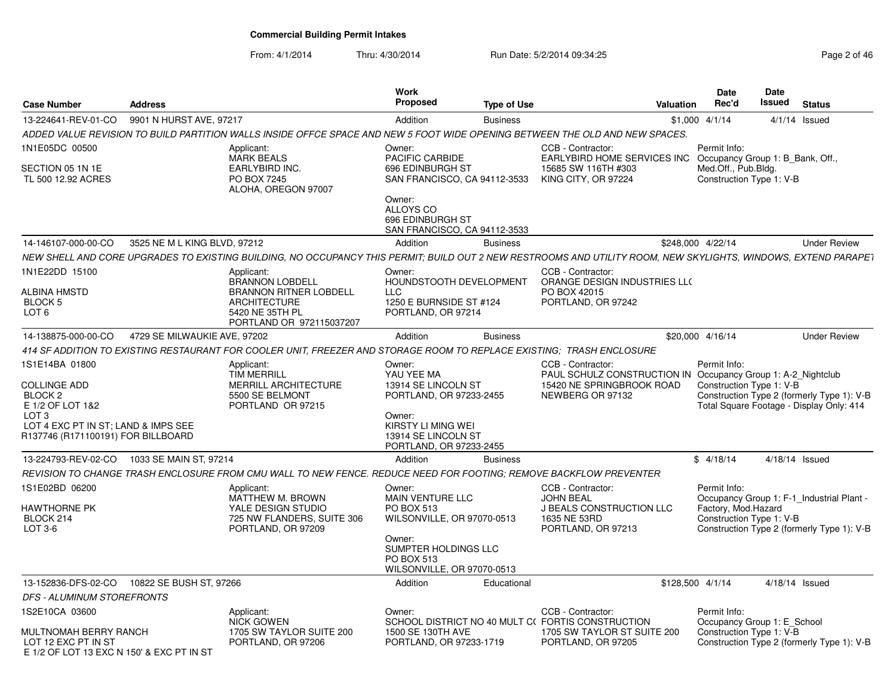## Commercial Building Permit Intakes

From: 4/1/2014 Thru: 4/30/2014 Run Date: 5/2/2014 09:34:25

| Case Number | Address | Work Proposed | Type of Use | Valuation | Date Rec'd | Date Issued | Status |
|---|---|---|---|---|---|---|---|
| 13-224641-REV-01-CO | 9901 N HURST AVE, 97217 | Addition | Business | $1,000 | 4/1/14 | 4/1/14 | Issued |

*ADDED VALUE REVISION TO BUILD PARTITION WALLS INSIDE OFFCE SPACE AND NEW 5 FOOT WIDE OPENING BETWEEN THE OLD AND NEW SPACES.*

1N1E05DC 00500

SECTION 05 1N 1E
TL 500 12.92 ACRES

Applicant:
MARK BEALS
EARLYBIRD INC.
PO BOX 7245
ALOHA, OREGON 97007

Owner:
PACIFIC CARBIDE
696 EDINBURGH ST
SAN FRANCISCO, CA 94112-3533

Owner:
ALLOYS CO
696 EDINBURGH ST
SAN FRANCISCO, CA 94112-3533

CCB - Contractor:
EARLYBIRD HOME SERVICES INC
15685 SW 116TH #303
KING CITY, OR 97224

Permit Info:
Occupancy Group 1: B_Bank, Off., Med.Off., Pub.Bldg.
Construction Type 1: V-B

---

| Case Number | Address | Work Proposed | Type of Use | Valuation | Date Rec'd | Date Issued | Status |
|---|---|---|---|---|---|---|---|
| 14-146107-000-00-CO | 3525 NE M L KING BLVD, 97212 | Addition | Business | $248,000 | 4/22/14 | | Under Review |

*NEW SHELL AND CORE UPGRADES TO EXISTING BUILDING, NO OCCUPANCY THIS PERMIT; BUILD OUT 2 NEW RESTROOMS AND UTILITY ROOM, NEW SKYLIGHTS, WINDOWS, EXTEND PARAPET*

1N1E22DD 15100

ALBINA HMSTD
BLOCK 5
LOT 6

Applicant:
BRANNON LOBDELL
BRANNON RITNER LOBDELL ARCHITECTURE
5420 NE 35TH PL
PORTLAND OR 972115037207

Owner:
HOUNDSTOOTH DEVELOPMENT LLC
1250 E BURNSIDE ST #124
PORTLAND, OR 97214

CCB - Contractor:
ORANGE DESIGN INDUSTRIES LLC
PO BOX 42015
PORTLAND, OR 97242

---

| Case Number | Address | Work Proposed | Type of Use | Valuation | Date Rec'd | Date Issued | Status |
|---|---|---|---|---|---|---|---|
| 14-138875-000-00-CO | 4729 SE MILWAUKIE AVE, 97202 | Addition | Business | $20,000 | 4/16/14 | | Under Review |

*414 SF ADDITION TO EXISTING RESTAURANT FOR COOLER UNIT, FREEZER AND STORAGE ROOM TO REPLACE EXISTING; TRASH ENCLOSURE*

1S1E14BA 01800

COLLINGE ADD
BLOCK 2
E 1/2 OF LOT 1&2
LOT 3
LOT 4 EXC PT IN ST; LAND & IMPS SEE R137746 (R171100191) FOR BILLBOARD

Applicant:
TIM MERRILL
MERRILL ARCHITECTURE
5500 SE BELMONT
PORTLAND OR 97215

Owner:
YAU YEE MA
13914 SE LINCOLN ST
PORTLAND, OR 97233-2455

Owner:
KIRSTY LI MING WEI
13914 SE LINCOLN ST
PORTLAND, OR 97233-2455

CCB - Contractor:
PAUL SCHULZ CONSTRUCTION IN
15420 NE SPRINGBROOK ROAD
NEWBERG OR 97132

Permit Info:
Occupancy Group 1: A-2_Nightclub
Construction Type 1: V-B
Construction Type 2 (formerly Type 1): V-B
Total Square Footage - Display Only: 414

---

| Case Number | Address | Work Proposed | Type of Use | Valuation | Date Rec'd | Date Issued | Status |
|---|---|---|---|---|---|---|---|
| 13-224793-REV-02-CO | 1033 SE MAIN ST, 97214 | Addition | Business | $ | 4/18/14 | 4/18/14 | Issued |

*REVISION TO CHANGE TRASH ENCLOSURE FROM CMU WALL TO NEW FENCE. REDUCE NEED FOR FOOTING; REMOVE BACKFLOW PREVENTER*

1S1E02BD 06200

HAWTHORNE PK
BLOCK 214
LOT 3-6

Applicant:
MATTHEW M. BROWN
YALE DESIGN STUDIO
725 NW FLANDERS, SUITE 306
PORTLAND, OR 97209

Owner:
MAIN VENTURE LLC
PO BOX 513
WILSONVILLE, OR 97070-0513

Owner:
SUMPTER HOLDINGS LLC
PO BOX 513
WILSONVILLE, OR 97070-0513

CCB - Contractor:
JOHN BEAL
J BEALS CONSTRUCTION LLC
1635 NE 53RD
PORTLAND, OR 97213

Permit Info:
Occupancy Group 1: F-1_Industrial Plant - Factory, Mod.Hazard
Construction Type 1: V-B
Construction Type 2 (formerly Type 1): V-B

---

| Case Number | Address | Work Proposed | Type of Use | Valuation | Date Rec'd | Date Issued | Status |
|---|---|---|---|---|---|---|---|
| 13-152836-DFS-02-CO | 10822 SE BUSH ST, 97266 | Addition | Educational | $128,500 | 4/1/14 | 4/18/14 | Issued |

*DFS - ALUMINUM STOREFRONTS*

1S2E10CA 03600

MULTNOMAH BERRY RANCH
LOT 12 EXC PT IN ST
E 1/2 OF LOT 13 EXC N 150' & EXC PT IN ST

Applicant:
NICK GOWEN
1705 SW TAYLOR SUITE 200
PORTLAND, OR 97206

Owner:
SCHOOL DISTRICT NO 40 MULT CO
1500 SE 130TH AVE
PORTLAND, OR 97233-1719

CCB - Contractor:
FORTIS CONSTRUCTION
1705 SW TAYLOR ST SUITE 200
PORTLAND, OR 97205

Permit Info:
Occupancy Group 1: E_School
Construction Type 1: V-B
Construction Type 2 (formerly Type 1): V-B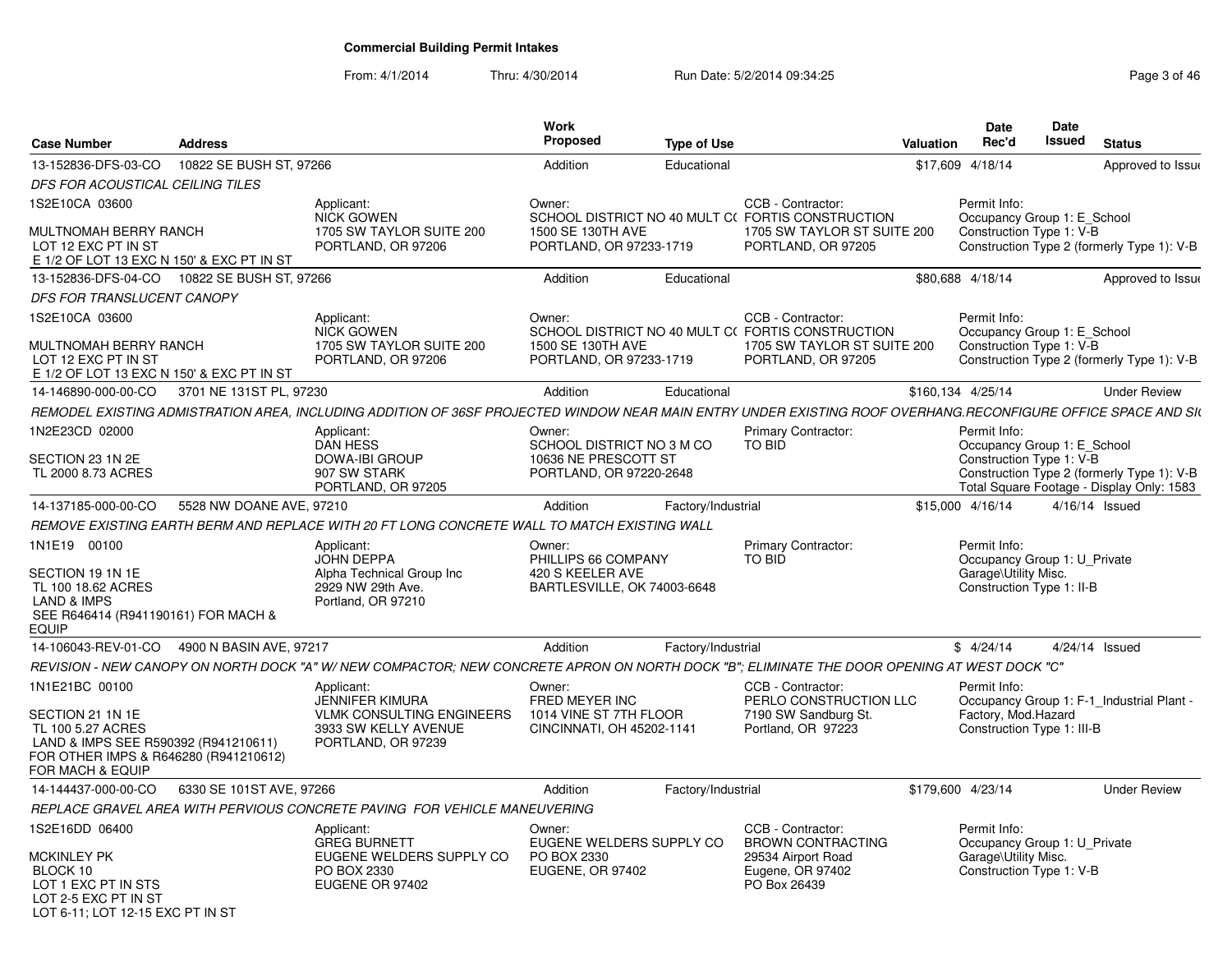# Commercial Building Permit Intakes

From: 4/1/2014 Thru: 4/30/2014 Run Date: 5/2/2014 09:34:25

| Case Number | Address | | Work Proposed | Type of Use | | Valuation | Date Rec'd | Date Issued | Status |
|---|---|---|---|---|---|---|---|---|---|
| 13-152836-DFS-03-CO | 10822 SE BUSH ST, 97266 | | Addition | Educational | | $17,609 | 4/18/14 | | Approved to Issue |
| *DFS FOR ACOUSTICAL CEILING TILES* | | | | | | | | | |
| 1S2E10CA 03600<br>MULTNOMAH BERRY RANCH<br>LOT 12 EXC PT IN ST<br>E 1/2 OF LOT 13 EXC N 150' & EXC PT IN ST | | Applicant:<br>NICK GOWEN<br>1705 SW TAYLOR SUITE 200<br>PORTLAND, OR 97206 | Owner:<br>SCHOOL DISTRICT NO 40 MULT CO<br>1500 SE 130TH AVE<br>PORTLAND, OR 97233-1719 | | CCB - Contractor:<br>FORTIS CONSTRUCTION<br>1705 SW TAYLOR ST SUITE 200<br>PORTLAND, OR 97205 | | Permit Info:<br>Occupancy Group 1: E_School<br>Construction Type 1: V-B<br>Construction Type 2 (formerly Type 1): V-B | | |
| 13-152836-DFS-04-CO | 10822 SE BUSH ST, 97266 | | Addition | Educational | | $80,688 | 4/18/14 | | Approved to Issue |
| *DFS FOR TRANSLUCENT CANOPY* | | | | | | | | | |
| 1S2E10CA 03600<br>MULTNOMAH BERRY RANCH<br>LOT 12 EXC PT IN ST<br>E 1/2 OF LOT 13 EXC N 150' & EXC PT IN ST | | Applicant:<br>NICK GOWEN<br>1705 SW TAYLOR SUITE 200<br>PORTLAND, OR 97206 | Owner:<br>SCHOOL DISTRICT NO 40 MULT CO<br>1500 SE 130TH AVE<br>PORTLAND, OR 97233-1719 | | CCB - Contractor:<br>FORTIS CONSTRUCTION<br>1705 SW TAYLOR ST SUITE 200<br>PORTLAND, OR 97205 | | Permit Info:<br>Occupancy Group 1: E_School<br>Construction Type 1: V-B<br>Construction Type 2 (formerly Type 1): V-B | | |
| 14-146890-000-00-CO | 3701 NE 131ST PL, 97230 | | Addition | Educational | | $160,134 | 4/25/14 | | Under Review |
| *REMODEL EXISTING ADMISTRATION AREA, INCLUDING ADDITION OF 36SF PROJECTED WINDOW NEAR MAIN ENTRY UNDER EXISTING ROOF OVERHANG.RECONFIGURE OFFICE SPACE AND SI* | | | | | | | | | |
| 1N2E23CD 02000<br>SECTION 23 1N 2E<br>TL 2000 8.73 ACRES | | Applicant:<br>DAN HESS<br>DOWA-IBI GROUP<br>907 SW STARK<br>PORTLAND, OR 97205 | Owner:<br>SCHOOL DISTRICT NO 3 M CO<br>10636 NE PRESCOTT ST<br>PORTLAND, OR 97220-2648 | | Primary Contractor:<br>TO BID | | Permit Info:<br>Occupancy Group 1: E_School<br>Construction Type 1: V-B<br>Construction Type 2 (formerly Type 1): V-B<br>Total Square Footage - Display Only: 1583 | | |
| 14-137185-000-00-CO | 5528 NW DOANE AVE, 97210 | | Addition | Factory/Industrial | | $15,000 | 4/16/14 | 4/16/14 | Issued |
| *REMOVE EXISTING EARTH BERM AND REPLACE WITH 20 FT LONG CONCRETE WALL TO MATCH EXISTING WALL* | | | | | | | | | |
| 1N1E19 00100<br>SECTION 19 1N 1E<br>TL 100 18.62 ACRES<br>LAND & IMPS<br>SEE R646414 (R941190161) FOR MACH & EQUIP | | Applicant:<br>JOHN DEPPA<br>Alpha Technical Group Inc<br>2929 NW 29th Ave.<br>Portland, OR 97210 | Owner:<br>PHILLIPS 66 COMPANY<br>420 S KEELER AVE<br>BARTLESVILLE, OK 74003-6648 | | Primary Contractor:<br>TO BID | | Permit Info:<br>Occupancy Group 1: U_Private Garage\Utility Misc.<br>Construction Type 1: II-B | | |
| 14-106043-REV-01-CO | 4900 N BASIN AVE, 97217 | | Addition | Factory/Industrial | | $ | 4/24/14 | 4/24/14 | Issued |
| *REVISION - NEW CANOPY ON NORTH DOCK "A" W/ NEW COMPACTOR; NEW CONCRETE APRON ON NORTH DOCK "B"; ELIMINATE THE DOOR OPENING AT WEST DOCK "C"* | | | | | | | | | |
| 1N1E21BC 00100<br>SECTION 21 1N 1E<br>TL 100 5.27 ACRES<br>LAND & IMPS SEE R590392 (R941210611) FOR OTHER IMPS & R646280 (R941210612) FOR MACH & EQUIP | | Applicant:<br>JENNIFER KIMURA<br>VLMK CONSULTING ENGINEERS<br>3933 SW KELLY AVENUE<br>PORTLAND, OR 97239 | Owner:<br>FRED MEYER INC<br>1014 VINE ST 7TH FLOOR<br>CINCINNATI, OH 45202-1141 | | CCB - Contractor:<br>PERLO CONSTRUCTION LLC<br>7190 SW Sandburg St.<br>Portland, OR 97223 | | Permit Info:<br>Occupancy Group 1: F-1_Industrial Plant - Factory, Mod.Hazard<br>Construction Type 1: III-B | | |
| 14-144437-000-00-CO | 6330 SE 101ST AVE, 97266 | | Addition | Factory/Industrial | | $179,600 | 4/23/14 | | Under Review |
| *REPLACE GRAVEL AREA WITH PERVIOUS CONCRETE PAVING FOR VEHICLE MANEUVERING* | | | | | | | | | |
| 1S2E16DD 06400<br>MCKINLEY PK<br>BLOCK 10<br>LOT 1 EXC PT IN STS<br>LOT 2-5 EXC PT IN ST<br>LOT 6-11; LOT 12-15 EXC PT IN ST | | Applicant:<br>GREG BURNETT<br>EUGENE WELDERS SUPPLY CO<br>PO BOX 2330<br>EUGENE OR 97402 | Owner:<br>EUGENE WELDERS SUPPLY CO<br>PO BOX 2330<br>EUGENE, OR 97402 | | CCB - Contractor:<br>BROWN CONTRACTING<br>29534 Airport Road<br>Eugene, OR 97402<br>PO Box 26439 | | Permit Info:<br>Occupancy Group 1: U_Private Garage\Utility Misc.<br>Construction Type 1: V-B | | |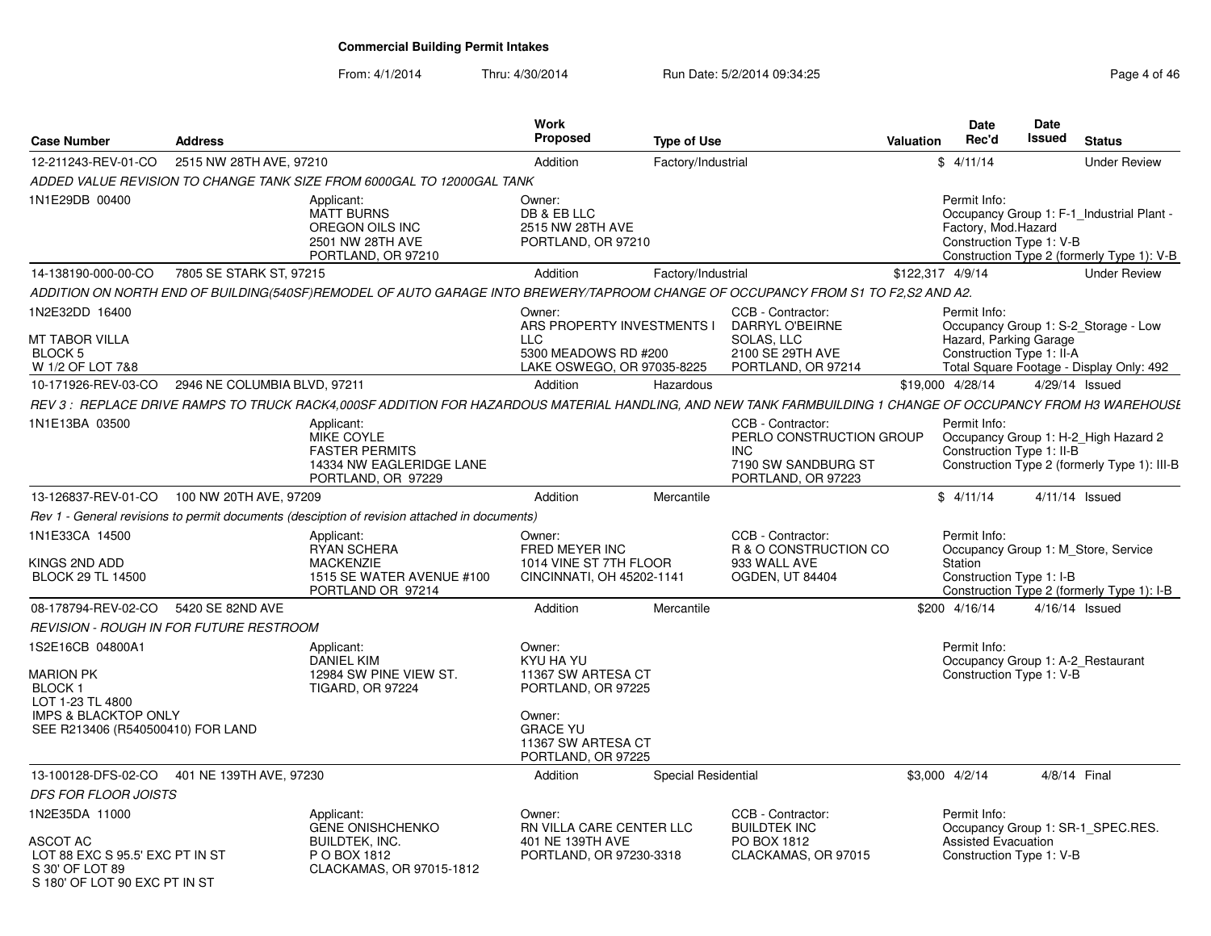**Commercial Building Permit Intakes**

From: 4/1/2014 Thru: 4/30/2014 Run Date: 5/2/2014 09:34:25

| Case Number | Address | Work Proposed | Type of Use | Valuation | Date Rec'd | Date Issued | Status |
|---|---|---|---|---|---|---|---|
| 12-211243-REV-01-CO | 2515 NW 28TH AVE, 97210 | Addition | Factory/Industrial | $ | 4/11/14 | | Under Review |

*ADDED VALUE REVISION TO CHANGE TANK SIZE FROM 6000GAL TO 12000GAL TANK*

1N1E29DB 00400

Applicant: MATT BURNS, OREGON OILS INC, 2501 NW 28TH AVE, PORTLAND, OR 97210

Owner: DB & EB LLC, 2515 NW 28TH AVE, PORTLAND, OR 97210

Permit Info: Occupancy Group 1: F-1_Industrial Plant - Factory, Mod.Hazard; Construction Type 1: V-B; Construction Type 2 (formerly Type 1): V-B

| Case Number | Address | Work Proposed | Type of Use | Valuation | Date Rec'd | Date Issued | Status |
|---|---|---|---|---|---|---|---|
| 14-138190-000-00-CO | 7805 SE STARK ST, 97215 | Addition | Factory/Industrial | $122,317 | 4/9/14 | | Under Review |

*ADDITION ON NORTH END OF BUILDING(540SF)REMODEL OF AUTO GARAGE INTO BREWERY/TAPROOM CHANGE OF OCCUPANCY FROM S1 TO F2,S2 AND A2.*

1N2E32DD 16400

MT TABOR VILLA
BLOCK 5
W 1/2 OF LOT 7&8

Owner: ARS PROPERTY INVESTMENTS I LLC, 5300 MEADOWS RD #200, LAKE OSWEGO, OR 97035-8225

CCB - Contractor: DARRYL O'BEIRNE, SOLAS, LLC, 2100 SE 29TH AVE, PORTLAND, OR 97214

Permit Info: Occupancy Group 1: S-2_Storage - Low Hazard, Parking Garage; Construction Type 1: II-A; Total Square Footage - Display Only: 492

| Case Number | Address | Work Proposed | Type of Use | Valuation | Date Rec'd | Date Issued | Status |
|---|---|---|---|---|---|---|---|
| 10-171926-REV-03-CO | 2946 NE COLUMBIA BLVD, 97211 | Addition | Hazardous | $19,000 | 4/28/14 | 4/29/14 | Issued |

*REV 3 : REPLACE DRIVE RAMPS TO TRUCK RACK4,000SF ADDITION FOR HAZARDOUS MATERIAL HANDLING, AND NEW TANK FARMBUILDING 1 CHANGE OF OCCUPANCY FROM H3 WAREHOUSE*

1N1E13BA 03500

Applicant: MIKE COYLE, FASTER PERMITS, 14334 NW EAGLERIDGE LANE, PORTLAND, OR 97229

CCB - Contractor: PERLO CONSTRUCTION GROUP INC, 7190 SW SANDBURG ST, PORTLAND, OR 97223

Permit Info: Occupancy Group 1: H-2_High Hazard 2; Construction Type 1: II-B; Construction Type 2 (formerly Type 1): III-B

| Case Number | Address | Work Proposed | Type of Use | Valuation | Date Rec'd | Date Issued | Status |
|---|---|---|---|---|---|---|---|
| 13-126837-REV-01-CO | 100 NW 20TH AVE, 97209 | Addition | Mercantile | $ | 4/11/14 | 4/11/14 | Issued |

*Rev 1 - General revisions to permit documents (desciption of revision attached in documents)*

1N1E33CA 14500

KINGS 2ND ADD
BLOCK 29 TL 14500

Applicant: RYAN SCHERA, MACKENZIE, 1515 SE WATER AVENUE #100, PORTLAND OR 97214

Owner: FRED MEYER INC, 1014 VINE ST 7TH FLOOR, CINCINNATI, OH 45202-1141

CCB - Contractor: R & O CONSTRUCTION CO, 933 WALL AVE, OGDEN, UT 84404

Permit Info: Occupancy Group 1: M_Store, Service Station; Construction Type 1: I-B; Construction Type 2 (formerly Type 1): I-B

| Case Number | Address | Work Proposed | Type of Use | Valuation | Date Rec'd | Date Issued | Status |
|---|---|---|---|---|---|---|---|
| 08-178794-REV-02-CO | 5420 SE 82ND AVE | Addition | Mercantile | $200 | 4/16/14 | 4/16/14 | Issued |

*REVISION - ROUGH IN FOR FUTURE RESTROOM*

1S2E16CB 04800A1

MARION PK
BLOCK 1
LOT 1-23 TL 4800
IMPS & BLACKTOP ONLY
SEE R213406 (R540500410) FOR LAND

Applicant: DANIEL KIM, 12984 SW PINE VIEW ST., TIGARD, OR 97224

Owner: KYU HA YU, 11367 SW ARTESA CT, PORTLAND, OR 97225

Owner: GRACE YU, 11367 SW ARTESA CT, PORTLAND, OR 97225

Permit Info: Occupancy Group 1: A-2_Restaurant; Construction Type 1: V-B

| Case Number | Address | Work Proposed | Type of Use | Valuation | Date Rec'd | Date Issued | Status |
|---|---|---|---|---|---|---|---|
| 13-100128-DFS-02-CO | 401 NE 139TH AVE, 97230 | Addition | Special Residential | $3,000 | 4/2/14 | 4/8/14 | Final |

*DFS FOR FLOOR JOISTS*

1N2E35DA 11000

ASCOT AC
LOT 88 EXC S 95.5' EXC PT IN ST
S 30' OF LOT 89
S 180' OF LOT 90 EXC PT IN ST

Applicant: GENE ONISHCHENKO, BUILDTEK, INC., P O BOX 1812, CLACKAMAS, OR 97015-1812

Owner: RN VILLA CARE CENTER LLC, 401 NE 139TH AVE, PORTLAND, OR 97230-3318

CCB - Contractor: BUILDTEK INC, PO BOX 1812, CLACKAMAS, OR 97015

Permit Info: Occupancy Group 1: SR-1_SPEC.RES. Assisted Evacuation; Construction Type 1: V-B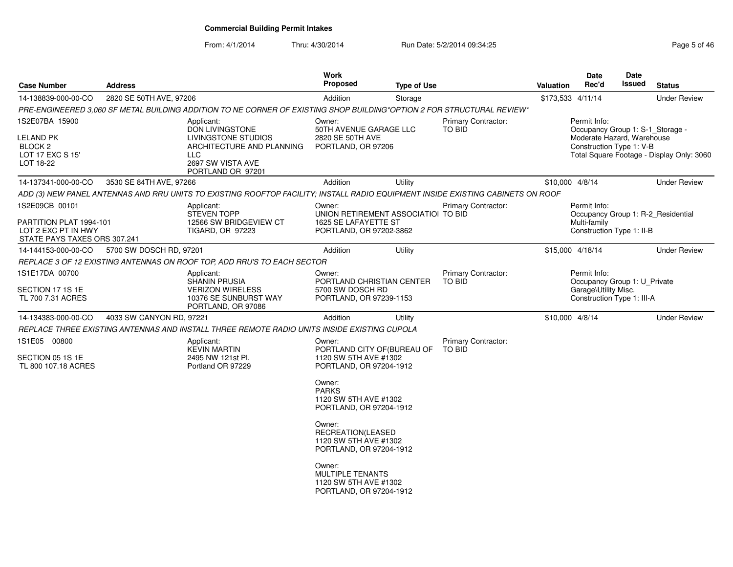**Commercial Building Permit Intakes**

From: 4/1/2014 Thru: 4/30/2014 Run Date: 5/2/2014 09:34:25

| Case Number | Address | Work Proposed | Type of Use | Valuation | Date Rec'd | Date Issued | Status |
|---|---|---|---|---|---|---|---|
| 14-138839-000-00-CO | 2820 SE 50TH AVE, 97206 | Addition | Storage | $173,533 | 4/11/14 | | Under Review |

PRE-ENGINEERED 3,060 SF METAL BUILDING ADDITION TO NE CORNER OF EXISTING SHOP BUILDING*OPTION 2 FOR STRUCTURAL REVIEW*

1S2E07BA 15900

LELAND PK
BLOCK 2
LOT 17 EXC S 15'
LOT 18-22

Applicant:
DON LIVINGSTONE
LIVINGSTONE STUDIOS
ARCHITECTURE AND PLANNING
LLC
2697 SW VISTA AVE
PORTLAND OR 97201

Owner:
50TH AVENUE GARAGE LLC
2820 SE 50TH AVE
PORTLAND, OR 97206

Primary Contractor:
TO BID

Permit Info:
Occupancy Group 1: S-1_Storage - Moderate Hazard, Warehouse
Construction Type 1: V-B
Total Square Footage - Display Only: 3060

| Case Number | Address | Work Proposed | Type of Use | Valuation | Date Rec'd | Date Issued | Status |
|---|---|---|---|---|---|---|---|
| 14-137341-000-00-CO | 3530 SE 84TH AVE, 97266 | Addition | Utility | $10,000 | 4/8/14 | | Under Review |

ADD (3) NEW PANEL ANTENNAS AND RRU UNITS TO EXISTING ROOFTOP FACILITY; INSTALL RADIO EQUIPMENT INSIDE EXISTING CABINETS ON ROOF

1S2E09CB 00101

PARTITION PLAT 1994-101
LOT 2 EXC PT IN HWY
STATE PAYS TAXES ORS 307.241

Applicant:
STEVEN TOPP
12566 SW BRIDGEVIEW CT
TIGARD, OR 97223

Owner:
UNION RETIREMENT ASSOCIATIOI
1625 SE LAFAYETTE ST
PORTLAND, OR 97202-3862

Primary Contractor:
TO BID

Permit Info:
Occupancy Group 1: R-2_Residential Multi-family
Construction Type 1: II-B

| Case Number | Address | Work Proposed | Type of Use | Valuation | Date Rec'd | Date Issued | Status |
|---|---|---|---|---|---|---|---|
| 14-144153-000-00-CO | 5700 SW DOSCH RD, 97201 | Addition | Utility | $15,000 | 4/18/14 | | Under Review |

REPLACE 3 OF 12 EXISTING ANTENNAS ON ROOF TOP, ADD RRU'S TO EACH SECTOR

1S1E17DA 00700

SECTION 17 1S 1E
TL 700 7.31 ACRES

Applicant:
SHANIN PRUSIA
VERIZON WIRELESS
10376 SE SUNBURST WAY
PORTLAND, OR 97086

Owner:
PORTLAND CHRISTIAN CENTER
5700 SW DOSCH RD
PORTLAND, OR 97239-1153

Primary Contractor:
TO BID

Permit Info:
Occupancy Group 1: U_Private Garage\Utility Misc.
Construction Type 1: III-A

| Case Number | Address | Work Proposed | Type of Use | Valuation | Date Rec'd | Date Issued | Status |
|---|---|---|---|---|---|---|---|
| 14-134383-000-00-CO | 4033 SW CANYON RD, 97221 | Addition | Utility | $10,000 | 4/8/14 | | Under Review |

REPLACE THREE EXISTING ANTENNAS AND INSTALL THREE REMOTE RADIO UNITS INSIDE EXISTING CUPOLA

1S1E05 00800

SECTION 05 1S 1E
TL 800 107.18 ACRES

Applicant:
KEVIN MARTIN
2495 NW 121st Pl.
Portland OR 97229

Owner:
PORTLAND CITY OF(BUREAU OF
1120 SW 5TH AVE #1302
PORTLAND, OR 97204-1912

Owner:
PARKS
1120 SW 5TH AVE #1302
PORTLAND, OR 97204-1912

Owner:
RECREATION(LEASED
1120 SW 5TH AVE #1302
PORTLAND, OR 97204-1912

Owner:
MULTIPLE TENANTS
1120 SW 5TH AVE #1302
PORTLAND, OR 97204-1912

Primary Contractor:
TO BID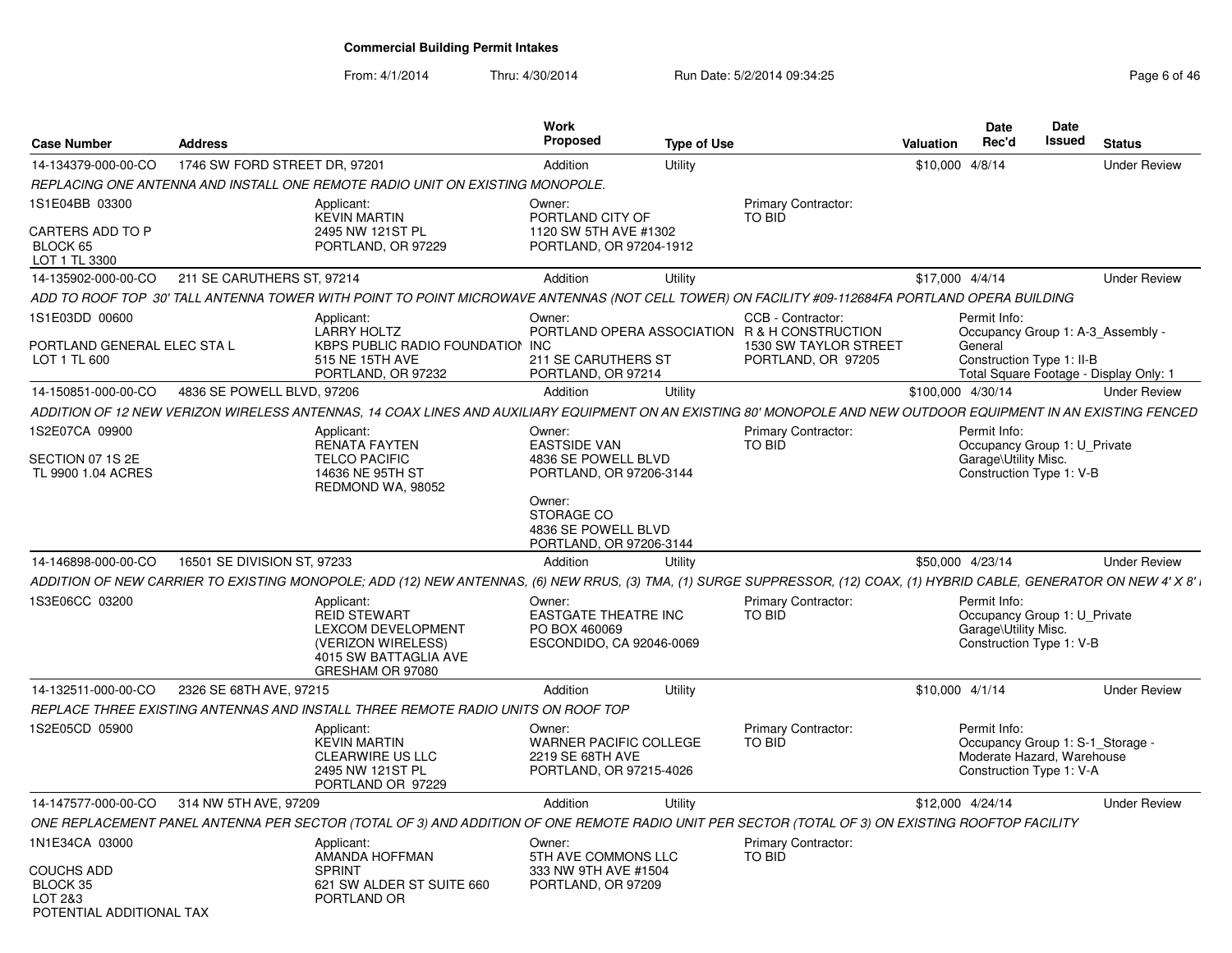**Commercial Building Permit Intakes**

From: 4/1/2014 Thru: 4/30/2014 Run Date: 5/2/2014 09:34:25

| Case Number | Address | Work Proposed | Type of Use | Valuation | Date Rec'd | Date Issued | Status |
|---|---|---|---|---|---|---|---|
| 14-134379-000-00-CO | 1746 SW FORD STREET DR, 97201 | Addition | Utility | $10,000 | 4/8/14 | | Under Review |

*REPLACING ONE ANTENNA AND INSTALL ONE REMOTE RADIO UNIT ON EXISTING MONOPOLE.*

1S1E04BB 03300
CARTERS ADD TO P
BLOCK 65
LOT 1 TL 3300

Applicant: KEVIN MARTIN, 2495 NW 121ST PL, PORTLAND, OR 97229

Owner: PORTLAND CITY OF, 1120 SW 5TH AVE #1302, PORTLAND, OR 97204-1912

Primary Contractor: TO BID

---

| Case Number | Address | Work Proposed | Type of Use | Valuation | Date Rec'd | Date Issued | Status |
|---|---|---|---|---|---|---|---|
| 14-135902-000-00-CO | 211 SE CARUTHERS ST, 97214 | Addition | Utility | $17,000 | 4/4/14 | | Under Review |

*ADD TO ROOF TOP 30' TALL ANTENNA TOWER WITH POINT TO POINT MICROWAVE ANTENNAS (NOT CELL TOWER) ON FACILITY #09-112684FA PORTLAND OPERA BUILDING*

1S1E03DD 00600
PORTLAND GENERAL ELEC STA L
LOT 1 TL 600

Applicant: LARRY HOLTZ, KBPS PUBLIC RADIO FOUNDATION, 515 NE 15TH AVE, PORTLAND, OR 97232

Owner: PORTLAND OPERA ASSOCIATION INC, 211 SE CARUTHERS ST, PORTLAND, OR 97214

CCB - Contractor: R & H CONSTRUCTION, 1530 SW TAYLOR STREET, PORTLAND, OR 97205

Permit Info: Occupancy Group 1: A-3_Assembly - General; Construction Type 1: II-B; Total Square Footage - Display Only: 1

---

| Case Number | Address | Work Proposed | Type of Use | Valuation | Date Rec'd | Date Issued | Status |
|---|---|---|---|---|---|---|---|
| 14-150851-000-00-CO | 4836 SE POWELL BLVD, 97206 | Addition | Utility | $100,000 | 4/30/14 | | Under Review |

*ADDITION OF 12 NEW VERIZON WIRELESS ANTENNAS, 14 COAX LINES AND AUXILIARY EQUIPMENT ON AN EXISTING 80' MONOPOLE AND NEW OUTDOOR EQUIPMENT IN AN EXISTING FENCED*

1S2E07CA 09900
SECTION 07 1S 2E
TL 9900 1.04 ACRES

Applicant: RENATA FAYTEN, TELCO PACIFIC, 14636 NE 95TH ST, REDMOND WA, 98052

Owner: EASTSIDE VAN, 4836 SE POWELL BLVD, PORTLAND, OR 97206-3144

Owner: STORAGE CO, 4836 SE POWELL BLVD, PORTLAND, OR 97206-3144

Primary Contractor: TO BID

Permit Info: Occupancy Group 1: U_Private Garage\Utility Misc.; Construction Type 1: V-B

---

| Case Number | Address | Work Proposed | Type of Use | Valuation | Date Rec'd | Date Issued | Status |
|---|---|---|---|---|---|---|---|
| 14-146898-000-00-CO | 16501 SE DIVISION ST, 97233 | Addition | Utility | $50,000 | 4/23/14 | | Under Review |

*ADDITION OF NEW CARRIER TO EXISTING MONOPOLE; ADD (12) NEW ANTENNAS, (6) NEW RRUS, (3) TMA, (1) SURGE SUPPRESSOR, (12) COAX, (1) HYBRID CABLE, GENERATOR ON NEW 4' X 8'*

1S3E06CC 03200

Applicant: REID STEWART, LEXCOM DEVELOPMENT (VERIZON WIRELESS), 4015 SW BATTAGLIA AVE, GRESHAM OR 97080

Owner: EASTGATE THEATRE INC, PO BOX 460069, ESCONDIDO, CA 92046-0069

Primary Contractor: TO BID

Permit Info: Occupancy Group 1: U_Private Garage\Utility Misc.; Construction Type 1: V-B

---

| Case Number | Address | Work Proposed | Type of Use | Valuation | Date Rec'd | Date Issued | Status |
|---|---|---|---|---|---|---|---|
| 14-132511-000-00-CO | 2326 SE 68TH AVE, 97215 | Addition | Utility | $10,000 | 4/1/14 | | Under Review |

*REPLACE THREE EXISTING ANTENNAS AND INSTALL THREE REMOTE RADIO UNITS ON ROOF TOP*

1S2E05CD 05900

Applicant: KEVIN MARTIN, CLEARWIRE US LLC, 2495 NW 121ST PL, PORTLAND OR 97229

Owner: WARNER PACIFIC COLLEGE, 2219 SE 68TH AVE, PORTLAND, OR 97215-4026

Primary Contractor: TO BID

Permit Info: Occupancy Group 1: S-1_Storage - Moderate Hazard, Warehouse; Construction Type 1: V-A

---

| Case Number | Address | Work Proposed | Type of Use | Valuation | Date Rec'd | Date Issued | Status |
|---|---|---|---|---|---|---|---|
| 14-147577-000-00-CO | 314 NW 5TH AVE, 97209 | Addition | Utility | $12,000 | 4/24/14 | | Under Review |

*ONE REPLACEMENT PANEL ANTENNA PER SECTOR (TOTAL OF 3) AND ADDITION OF ONE REMOTE RADIO UNIT PER SECTOR (TOTAL OF 3) ON EXISTING ROOFTOP FACILITY*

1N1E34CA 03000
COUCHS ADD
BLOCK 35
LOT 2&3
POTENTIAL ADDITIONAL TAX

Applicant: AMANDA HOFFMAN, SPRINT, 621 SW ALDER ST SUITE 660, PORTLAND OR

Owner: 5TH AVE COMMONS LLC, 333 NW 9TH AVE #1504, PORTLAND, OR 97209

Primary Contractor: TO BID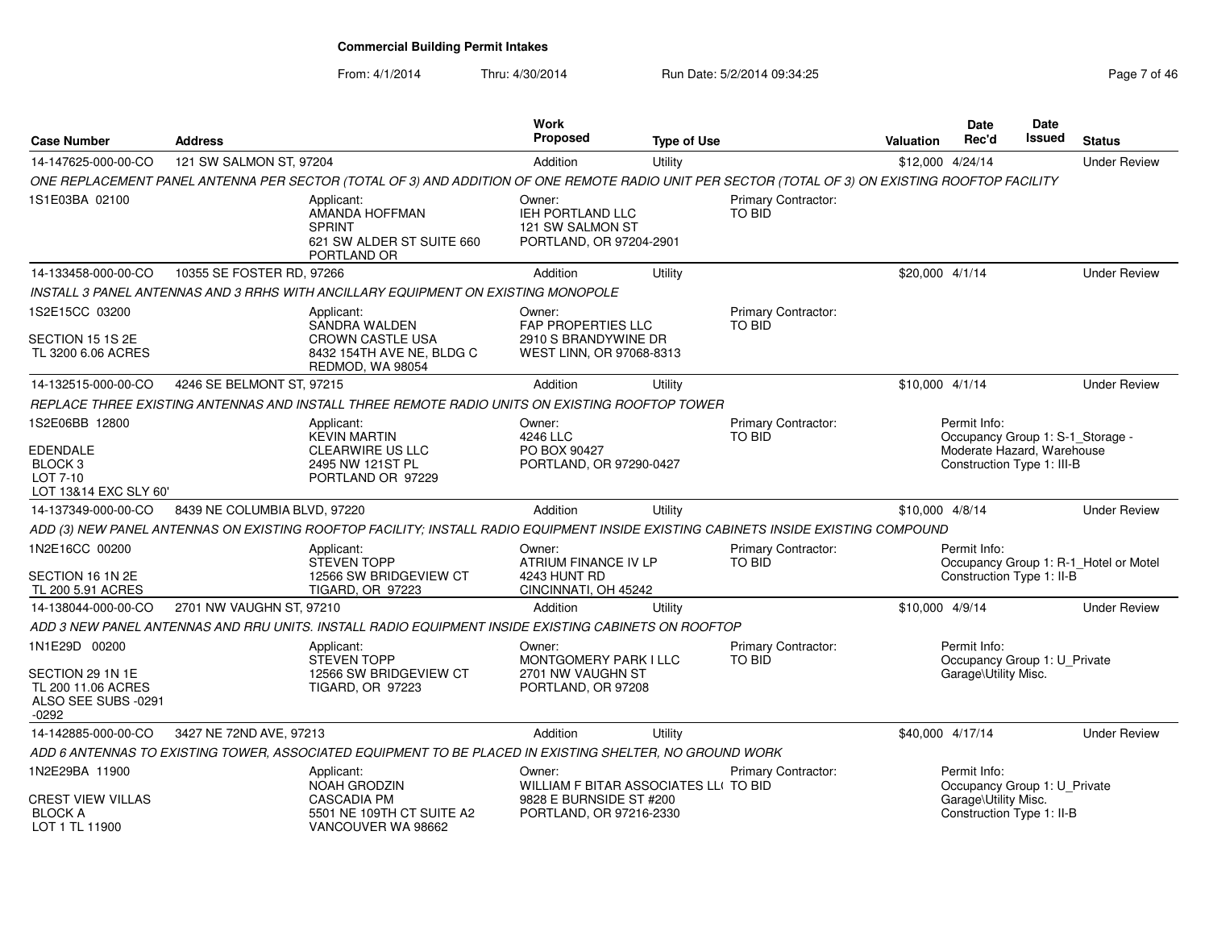**Commercial Building Permit Intakes**

From: 4/1/2014 Thru: 4/30/2014 Run Date: 5/2/2014 09:34:25

| Case Number | Address | Work Proposed | Type of Use | Valuation | Date Rec'd | Date Issued | Status |
|---|---|---|---|---|---|---|---|
| 14-147625-000-00-CO | 121 SW SALMON ST, 97204 | Addition | Utility | $12,000 | 4/24/14 | | Under Review |

ONE REPLACEMENT PANEL ANTENNA PER SECTOR (TOTAL OF 3) AND ADDITION OF ONE REMOTE RADIO UNIT PER SECTOR (TOTAL OF 3) ON EXISTING ROOFTOP FACILITY

1S1E03BA 02100

Applicant: AMANDA HOFFMAN, SPRINT, 621 SW ALDER ST SUITE 660, PORTLAND OR

Owner: IEH PORTLAND LLC, 121 SW SALMON ST, PORTLAND, OR 97204-2901

Primary Contractor: TO BID

---

| Case Number | Address | Work Proposed | Type of Use | Valuation | Date Rec'd | Date Issued | Status |
|---|---|---|---|---|---|---|---|
| 14-133458-000-00-CO | 10355 SE FOSTER RD, 97266 | Addition | Utility | $20,000 | 4/1/14 | | Under Review |

INSTALL 3 PANEL ANTENNAS AND 3 RRHS WITH ANCILLARY EQUIPMENT ON EXISTING MONOPOLE

1S2E15CC 03200
SECTION 15 1S 2E
TL 3200 6.06 ACRES

Applicant: SANDRA WALDEN, CROWN CASTLE USA, 8432 154TH AVE NE, BLDG C, REDMOD, WA 98054

Owner: FAP PROPERTIES LLC, 2910 S BRANDYWINE DR, WEST LINN, OR 97068-8313

Primary Contractor: TO BID

---

| Case Number | Address | Work Proposed | Type of Use | Valuation | Date Rec'd | Date Issued | Status |
|---|---|---|---|---|---|---|---|
| 14-132515-000-00-CO | 4246 SE BELMONT ST, 97215 | Addition | Utility | $10,000 | 4/1/14 | | Under Review |

REPLACE THREE EXISTING ANTENNAS AND INSTALL THREE REMOTE RADIO UNITS ON EXISTING ROOFTOP TOWER

1S2E06BB 12800
EDENDALE
BLOCK 3
LOT 7-10
LOT 13&14 EXC SLY 60'

Applicant: KEVIN MARTIN, CLEARWIRE US LLC, 2495 NW 121ST PL, PORTLAND OR 97229

Owner: 4246 LLC, PO BOX 90427, PORTLAND, OR 97290-0427

Primary Contractor: TO BID

Permit Info: Occupancy Group 1: S-1_Storage - Moderate Hazard, Warehouse; Construction Type 1: III-B

---

| Case Number | Address | Work Proposed | Type of Use | Valuation | Date Rec'd | Date Issued | Status |
|---|---|---|---|---|---|---|---|
| 14-137349-000-00-CO | 8439 NE COLUMBIA BLVD, 97220 | Addition | Utility | $10,000 | 4/8/14 | | Under Review |

ADD (3) NEW PANEL ANTENNAS ON EXISTING ROOFTOP FACILITY; INSTALL RADIO EQUIPMENT INSIDE EXISTING CABINETS INSIDE EXISTING COMPOUND

1N2E16CC 00200
SECTION 16 1N 2E
TL 200 5.91 ACRES

Applicant: STEVEN TOPP, 12566 SW BRIDGEVIEW CT, TIGARD, OR 97223

Owner: ATRIUM FINANCE IV LP, 4243 HUNT RD, CINCINNATI, OH 45242

Primary Contractor: TO BID

Permit Info: Occupancy Group 1: R-1_Hotel or Motel; Construction Type 1: II-B

---

| Case Number | Address | Work Proposed | Type of Use | Valuation | Date Rec'd | Date Issued | Status |
|---|---|---|---|---|---|---|---|
| 14-138044-000-00-CO | 2701 NW VAUGHN ST, 97210 | Addition | Utility | $10,000 | 4/9/14 | | Under Review |

ADD 3 NEW PANEL ANTENNAS AND RRU UNITS. INSTALL RADIO EQUIPMENT INSIDE EXISTING CABINETS ON ROOFTOP

1N1E29D 00200
SECTION 29 1N 1E
TL 200 11.06 ACRES
ALSO SEE SUBS -0291 -0292

Applicant: STEVEN TOPP, 12566 SW BRIDGEVIEW CT, TIGARD, OR 97223

Owner: MONTGOMERY PARK I LLC, 2701 NW VAUGHN ST, PORTLAND, OR 97208

Primary Contractor: TO BID

Permit Info: Occupancy Group 1: U_Private Garage\Utility Misc.

---

| Case Number | Address | Work Proposed | Type of Use | Valuation | Date Rec'd | Date Issued | Status |
|---|---|---|---|---|---|---|---|
| 14-142885-000-00-CO | 3427 NE 72ND AVE, 97213 | Addition | Utility | $40,000 | 4/17/14 | | Under Review |

ADD 6 ANTENNAS TO EXISTING TOWER, ASSOCIATED EQUIPMENT TO BE PLACED IN EXISTING SHELTER, NO GROUND WORK

1N2E29BA 11900
CREST VIEW VILLAS
BLOCK A
LOT 1 TL 11900

Applicant: NOAH GRODZIN, CASCADIA PM, 5501 NE 109TH CT SUITE A2, VANCOUVER WA 98662

Owner: WILLIAM F BITAR ASSOCIATES LL(, 9828 E BURNSIDE ST #200, PORTLAND, OR 97216-2330

Primary Contractor: TO BID

Permit Info: Occupancy Group 1: U_Private Garage\Utility Misc.; Construction Type 1: II-B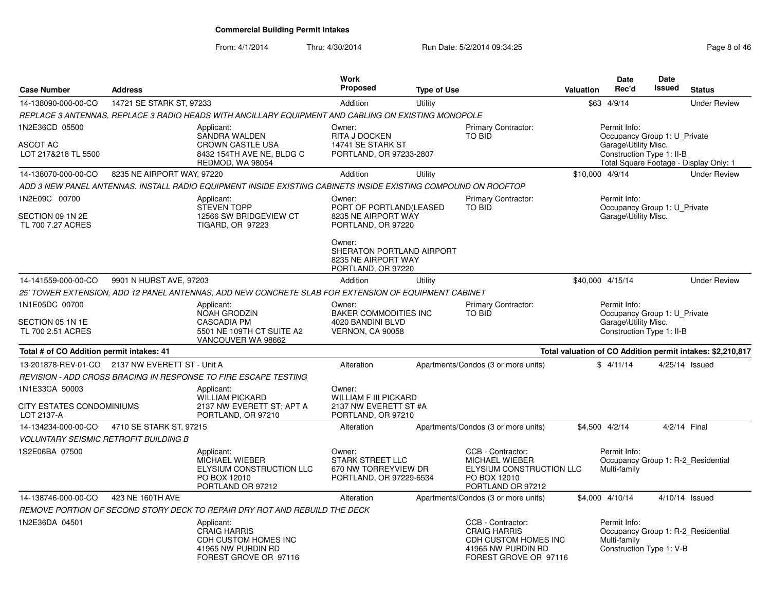**Commercial Building Permit Intakes**

From: 4/1/2014 Thru: 4/30/2014 Run Date: 5/2/2014 09:34:25

| Case Number | Address | Work Proposed | Type of Use | Valuation | Date Rec'd | Date Issued | Status |
|---|---|---|---|---|---|---|---|
| 14-138090-000-00-CO | 14721 SE STARK ST, 97233 | Addition | Utility | $63 | 4/9/14 | | Under Review |

*REPLACE 3 ANTENNAS, REPLACE 3 RADIO HEADS WITH ANCILLARY EQUIPMENT AND CABLING ON EXISTING MONOPOLE*

1N2E36CD 05500
ASCOT AC
LOT 217&218 TL 5500

Applicant:
SANDRA WALDEN
CROWN CASTLE USA
8432 154TH AVE NE, BLDG C
REDMOND, WA 98054

Owner:
RITA J DOCKEN
14741 SE STARK ST
PORTLAND, OR 97233-2807

Primary Contractor:
TO BID

Permit Info:
Occupancy Group 1: U_Private Garage\Utility Misc.
Construction Type 1: II-B
Total Square Footage - Display Only: 1

| Case Number | Address | Work Proposed | Type of Use | Valuation | Date Rec'd | Date Issued | Status |
|---|---|---|---|---|---|---|---|
| 14-138070-000-00-CO | 8235 NE AIRPORT WAY, 97220 | Addition | Utility | $10,000 | 4/9/14 | | Under Review |

*ADD 3 NEW PANEL ANTENNAS. INSTALL RADIO EQUIPMENT INSIDE EXISTING CABINETS INSIDE EXISTING COMPOUND ON ROOFTOP*

1N2E09C 00700
SECTION 09 1N 2E
TL 700 7.27 ACRES

Applicant:
STEVEN TOPP
12566 SW BRIDGEVIEW CT
TIGARD, OR 97223

Owner:
PORT OF PORTLAND(LEASED
8235 NE AIRPORT WAY
PORTLAND, OR 97220

Owner:
SHERATON PORTLAND AIRPORT
8235 NE AIRPORT WAY
PORTLAND, OR 97220

Primary Contractor:
TO BID

Permit Info:
Occupancy Group 1: U_Private Garage\Utility Misc.

| Case Number | Address | Work Proposed | Type of Use | Valuation | Date Rec'd | Date Issued | Status |
|---|---|---|---|---|---|---|---|
| 14-141559-000-00-CO | 9901 N HURST AVE, 97203 | Addition | Utility | $40,000 | 4/15/14 | | Under Review |

*25' TOWER EXTENSION, ADD 12 PANEL ANTENNAS, ADD NEW CONCRETE SLAB FOR EXTENSION OF EQUIPMENT CABINET*

1N1E05DC 00700
SECTION 05 1N 1E
TL 700 2.51 ACRES

Applicant:
NOAH GRODZIN
CASCADIA PM
5501 NE 109TH CT SUITE A2
VANCOUVER WA 98662

Owner:
BAKER COMMODITIES INC
4020 BANDINI BLVD
VERNON, CA 90058

Primary Contractor:
TO BID

Permit Info:
Occupancy Group 1: U_Private Garage\Utility Misc.
Construction Type 1: II-B

**Total # of CO Addition permit intakes: 41** — **Total valuation of CO Addition permit intakes: $2,210,817**

| Case Number | Address | Work Proposed | Type of Use | Valuation | Date Rec'd | Date Issued | Status |
|---|---|---|---|---|---|---|---|
| 13-201878-REV-01-CO | 2137 NW EVERETT ST - Unit A | Alteration | Apartments/Condos (3 or more units) | $ | 4/11/14 | 4/25/14 | Issued |

*REVISION - ADD CROSS BRACING IN RESPONSE TO FIRE ESCAPE TESTING*

1N1E33CA 50003
CITY ESTATES CONDOMINIUMS
LOT 2137-A

Applicant:
WILLIAM PICKARD
2137 NW EVERETT ST; APT A
PORTLAND, OR 97210

Owner:
WILLIAM F III PICKARD
2137 NW EVERETT ST #A
PORTLAND, OR 97210

| Case Number | Address | Work Proposed | Type of Use | Valuation | Date Rec'd | Date Issued | Status |
|---|---|---|---|---|---|---|---|
| 14-134234-000-00-CO | 4710 SE STARK ST, 97215 | Alteration | Apartments/Condos (3 or more units) | $4,500 | 4/2/14 | 4/2/14 | Final |

*VOLUNTARY SEISMIC RETROFIT BUILDING B*

1S2E06BA 07500

Applicant:
MICHAEL WIEBER
ELYSIUM CONSTRUCTION LLC
PO BOX 12010
PORTLAND OR 97212

Owner:
STARK STREET LLC
670 NW TORREYVIEW DR
PORTLAND, OR 97229-6534

CCB - Contractor:
MICHAEL WIEBER
ELYSIUM CONSTRUCTION LLC
PO BOX 12010
PORTLAND OR 97212

Permit Info:
Occupancy Group 1: R-2_Residential Multi-family

| Case Number | Address | Work Proposed | Type of Use | Valuation | Date Rec'd | Date Issued | Status |
|---|---|---|---|---|---|---|---|
| 14-138746-000-00-CO | 423 NE 160TH AVE | Alteration | Apartments/Condos (3 or more units) | $4,000 | 4/10/14 | 4/10/14 | Issued |

*REMOVE PORTION OF SECOND STORY DECK TO REPAIR DRY ROT AND REBUILD THE DECK*

1N2E36DA 04501

Applicant:
CRAIG HARRIS
CDH CUSTOM HOMES INC
41965 NW PURDIN RD
FOREST GROVE OR 97116

CCB - Contractor:
CRAIG HARRIS
CDH CUSTOM HOMES INC
41965 NW PURDIN RD
FOREST GROVE OR 97116

Permit Info:
Occupancy Group 1: R-2_Residential Multi-family
Construction Type 1: V-B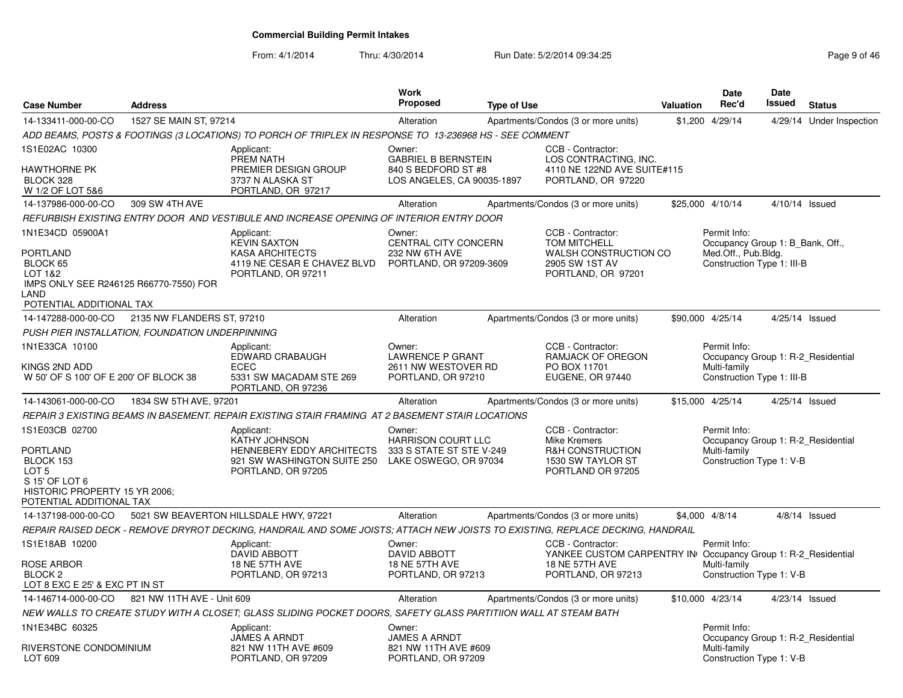**Commercial Building Permit Intakes**

From: 4/1/2014 Thru: 4/30/2014 Run Date: 5/2/2014 09:34:25

| Case Number | Address | Work Proposed | Type of Use | Valuation | Date Rec'd | Date Issued | Status |
|---|---|---|---|---|---|---|---|
| 14-133411-000-00-CO | 1527 SE MAIN ST, 97214 | Alteration | Apartments/Condos (3 or more units) | $1,200 | 4/29/14 | 4/29/14 | Under Inspection |

*ADD BEAMS, POSTS & FOOTINGS (3 LOCATIONS) TO PORCH OF TRIPLEX IN RESPONSE TO 13-236968 HS - SEE COMMENT*

1S1E02AC 10300
HAWTHORNE PK
BLOCK 328
W 1/2 OF LOT 5&6

Applicant: PREM NATH, PREMIER DESIGN GROUP, 3737 N ALASKA ST, PORTLAND, OR 97217

Owner: GABRIEL B BERNSTEIN, 840 S BEDFORD ST #8, LOS ANGELES, CA 90035-1897

CCB - Contractor: LOS CONTRACTING, INC., 4110 NE 122ND AVE SUITE#115, PORTLAND, OR 97220

---

| Case Number | Address | Work Proposed | Type of Use | Valuation | Date Rec'd | Date Issued | Status |
|---|---|---|---|---|---|---|---|
| 14-137986-000-00-CO | 309 SW 4TH AVE | Alteration | Apartments/Condos (3 or more units) | $25,000 | 4/10/14 | 4/10/14 | Issued |

*REFURBISH EXISTING ENTRY DOOR AND VESTIBULE AND INCREASE OPENING OF INTERIOR ENTRY DOOR*

1N1E34CD 05900A1
PORTLAND
BLOCK 65
LOT 1&2
IMPS ONLY SEE R246125 R66770-7550) FOR LAND
POTENTIAL ADDITIONAL TAX

Applicant: KEVIN SAXTON, KASA ARCHITECTS, 4119 NE CESAR E CHAVEZ BLVD, PORTLAND, OR 97211

Owner: CENTRAL CITY CONCERN, 232 NW 6TH AVE, PORTLAND, OR 97209-3609

CCB - Contractor: TOM MITCHELL, WALSH CONSTRUCTION CO, 2905 SW 1ST AV, PORTLAND, OR 97201

Permit Info: Occupancy Group 1: B_Bank, Off., Med.Off., Pub.Bldg.; Construction Type 1: III-B

---

| Case Number | Address | Work Proposed | Type of Use | Valuation | Date Rec'd | Date Issued | Status |
|---|---|---|---|---|---|---|---|
| 14-147288-000-00-CO | 2135 NW FLANDERS ST, 97210 | Alteration | Apartments/Condos (3 or more units) | $90,000 | 4/25/14 | 4/25/14 | Issued |

*PUSH PIER INSTALLATION, FOUNDATION UNDERPINNING*

1N1E33CA 10100
KINGS 2ND ADD
W 50' OF S 100' OF E 200' OF BLOCK 38

Applicant: EDWARD CRABAUGH, ECEC, 5331 SW MACADAM STE 269, PORTLAND, OR 97236

Owner: LAWRENCE P GRANT, 2611 NW WESTOVER RD, PORTLAND, OR 97210

CCB - Contractor: RAMJACK OF OREGON, PO BOX 11701, EUGENE, OR 97440

Permit Info: Occupancy Group 1: R-2_Residential Multi-family; Construction Type 1: III-B

---

| Case Number | Address | Work Proposed | Type of Use | Valuation | Date Rec'd | Date Issued | Status |
|---|---|---|---|---|---|---|---|
| 14-143061-000-00-CO | 1834 SW 5TH AVE, 97201 | Alteration | Apartments/Condos (3 or more units) | $15,000 | 4/25/14 | 4/25/14 | Issued |

*REPAIR 3 EXISTING BEAMS IN BASEMENT. REPAIR EXISTING STAIR FRAMING AT 2 BASEMENT STAIR LOCATIONS*

1S1E03CB 02700
PORTLAND
BLOCK 153
LOT 5
S 15' OF LOT 6
HISTORIC PROPERTY 15 YR 2006;
POTENTIAL ADDITIONAL TAX

Applicant: KATHY JOHNSON, HENNEBERY EDDY ARCHITECTS, 921 SW WASHINGTON SUITE 250, PORTLAND, OR 97205

Owner: HARRISON COURT LLC, 333 S STATE ST STE V-249, LAKE OSWEGO, OR 97034

CCB - Contractor: Mike Kremers, R&H CONSTRUCTION, 1530 SW TAYLOR ST, PORTLAND OR 97205

Permit Info: Occupancy Group 1: R-2_Residential Multi-family; Construction Type 1: V-B

---

| Case Number | Address | Work Proposed | Type of Use | Valuation | Date Rec'd | Date Issued | Status |
|---|---|---|---|---|---|---|---|
| 14-137198-000-00-CO | 5021 SW BEAVERTON HILLSDALE HWY, 97221 | Alteration | Apartments/Condos (3 or more units) | $4,000 | 4/8/14 | 4/8/14 | Issued |

*REPAIR RAISED DECK - REMOVE DRYROT DECKING, HANDRAIL AND SOME JOISTS; ATTACH NEW JOISTS TO EXISTING, REPLACE DECKING, HANDRAIL*

1S1E18AB 10200
ROSE ARBOR
BLOCK 2
LOT 8 EXC E 25' & EXC PT IN ST

Applicant: DAVID ABBOTT, 18 NE 57TH AVE, PORTLAND, OR 97213

Owner: DAVID ABBOTT, 18 NE 57TH AVE, PORTLAND, OR 97213

CCB - Contractor: YANKEE CUSTOM CARPENTRY IN(, 18 NE 57TH AVE, PORTLAND, OR 97213

Permit Info: Occupancy Group 1: R-2_Residential Multi-family; Construction Type 1: V-B

---

| Case Number | Address | Work Proposed | Type of Use | Valuation | Date Rec'd | Date Issued | Status |
|---|---|---|---|---|---|---|---|
| 14-146714-000-00-CO | 821 NW 11TH AVE - Unit 609 | Alteration | Apartments/Condos (3 or more units) | $10,000 | 4/23/14 | 4/23/14 | Issued |

*NEW WALLS TO CREATE STUDY WITH A CLOSET; GLASS SLIDING POCKET DOORS, SAFETY GLASS PARTITIION WALL AT STEAM BATH*

1N1E34BC 60325
RIVERSTONE CONDOMINIUM
LOT 609

Applicant: JAMES A ARNDT, 821 NW 11TH AVE #609, PORTLAND, OR 97209

Owner: JAMES A ARNDT, 821 NW 11TH AVE #609, PORTLAND, OR 97209

Permit Info: Occupancy Group 1: R-2_Residential Multi-family; Construction Type 1: V-B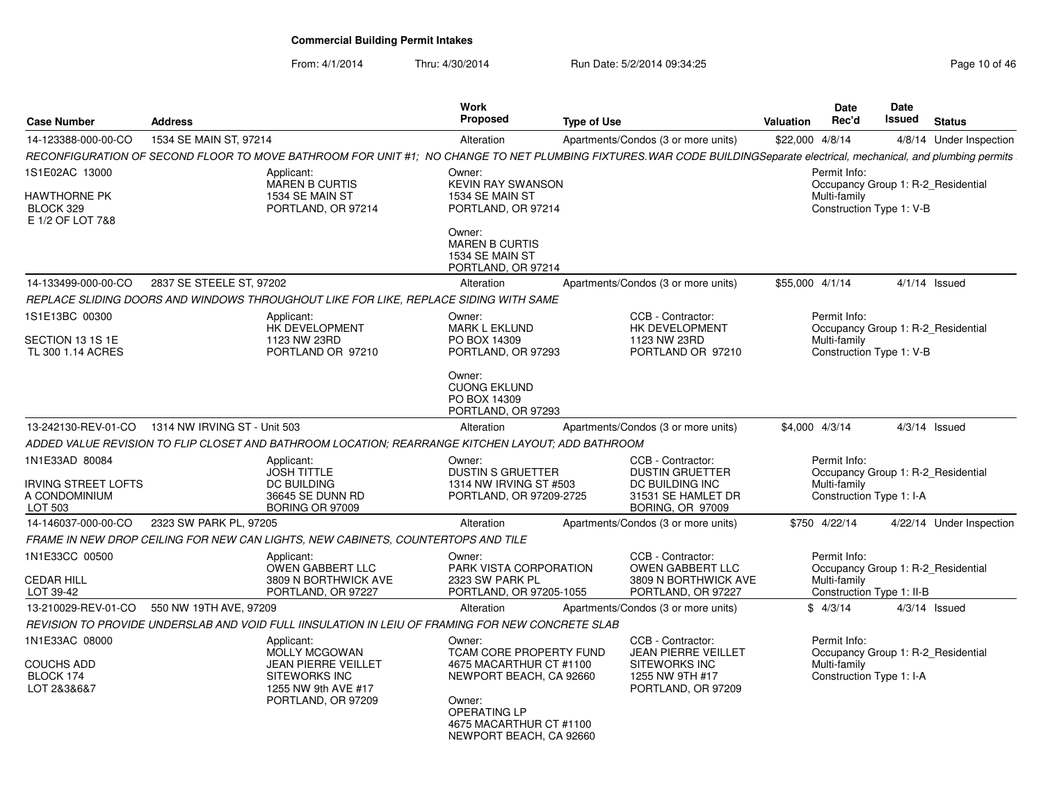**Commercial Building Permit Intakes**

From: 4/1/2014 Thru: 4/30/2014 Run Date: 5/2/2014 09:34:25

| Case Number | Address | Work Proposed | Type of Use | Valuation | Date Rec'd | Date Issued | Status |
|---|---|---|---|---|---|---|---|
| 14-123388-000-00-CO | 1534 SE MAIN ST, 97214 | Alteration | Apartments/Condos (3 or more units) | $22,000 | 4/8/14 | 4/8/14 | Under Inspection |

*RECONFIGURATION OF SECOND FLOOR TO MOVE BATHROOM FOR UNIT #1; NO CHANGE TO NET PLUMBING FIXTURES.WAR CODE BUILDINGSeparate electrical, mechanical, and plumbing permits*

1S1E02AC 13000
HAWTHORNE PK
BLOCK 329
E 1/2 OF LOT 7&8

Applicant:
MAREN B CURTIS
1534 SE MAIN ST
PORTLAND, OR 97214

Owner:
KEVIN RAY SWANSON
1534 SE MAIN ST
PORTLAND, OR 97214

Owner:
MAREN B CURTIS
1534 SE MAIN ST
PORTLAND, OR 97214

Permit Info:
Occupancy Group 1: R-2_Residential Multi-family
Construction Type 1: V-B

| Case Number | Address | Work Proposed | Type of Use | Valuation | Date Rec'd | Date Issued | Status |
|---|---|---|---|---|---|---|---|
| 14-133499-000-00-CO | 2837 SE STEELE ST, 97202 | Alteration | Apartments/Condos (3 or more units) | $55,000 | 4/1/14 | 4/1/14 | Issued |

*REPLACE SLIDING DOORS AND WINDOWS THROUGHOUT LIKE FOR LIKE, REPLACE SIDING WITH SAME*

1S1E13BC 00300
SECTION 13 1S 1E
TL 300 1.14 ACRES

Applicant:
HK DEVELOPMENT
1123 NW 23RD
PORTLAND OR 97210

Owner:
MARK L EKLUND
PO BOX 14309
PORTLAND, OR 97293

Owner:
CUONG EKLUND
PO BOX 14309
PORTLAND, OR 97293

CCB - Contractor:
HK DEVELOPMENT
1123 NW 23RD
PORTLAND OR 97210

Permit Info:
Occupancy Group 1: R-2_Residential Multi-family
Construction Type 1: V-B

| Case Number | Address | Work Proposed | Type of Use | Valuation | Date Rec'd | Date Issued | Status |
|---|---|---|---|---|---|---|---|
| 13-242130-REV-01-CO | 1314 NW IRVING ST - Unit 503 | Alteration | Apartments/Condos (3 or more units) | $4,000 | 4/3/14 | 4/3/14 | Issued |

*ADDED VALUE REVISION TO FLIP CLOSET AND BATHROOM LOCATION; REARRANGE KITCHEN LAYOUT; ADD BATHROOM*

1N1E33AD 80084
IRVING STREET LOFTS
A CONDOMINIUM
LOT 503

Applicant:
JOSH TITTLE
DC BUILDING
36645 SE DUNN RD
BORING OR 97009

Owner:
DUSTIN S GRUETTER
1314 NW IRVING ST #503
PORTLAND, OR 97209-2725

CCB - Contractor:
DUSTIN GRUETTER
DC BUILDING INC
31531 SE HAMLET DR
BORING, OR 97009

Permit Info:
Occupancy Group 1: R-2_Residential Multi-family
Construction Type 1: I-A

| Case Number | Address | Work Proposed | Type of Use | Valuation | Date Rec'd | Date Issued | Status |
|---|---|---|---|---|---|---|---|
| 14-146037-000-00-CO | 2323 SW PARK PL, 97205 | Alteration | Apartments/Condos (3 or more units) | $750 | 4/22/14 | 4/22/14 | Under Inspection |

*FRAME IN NEW DROP CEILING FOR NEW CAN LIGHTS, NEW CABINETS, COUNTERTOPS AND TILE*

1N1E33CC 00500
CEDAR HILL
LOT 39-42

Applicant:
OWEN GABBERT LLC
3809 N BORTHWICK AVE
PORTLAND, OR 97227

Owner:
PARK VISTA CORPORATION
2323 SW PARK PL
PORTLAND, OR 97205-1055

CCB - Contractor:
OWEN GABBERT LLC
3809 N BORTHWICK AVE
PORTLAND, OR 97227

Permit Info:
Occupancy Group 1: R-2_Residential Multi-family
Construction Type 1: II-B

| Case Number | Address | Work Proposed | Type of Use | Valuation | Date Rec'd | Date Issued | Status |
|---|---|---|---|---|---|---|---|
| 13-210029-REV-01-CO | 550 NW 19TH AVE, 97209 | Alteration | Apartments/Condos (3 or more units) | $ | 4/3/14 | 4/3/14 | Issued |

*REVISION TO PROVIDE UNDERSLAB AND VOID FULL IINSULATION IN LEIU OF FRAMING FOR NEW CONCRETE SLAB*

1N1E33AC 08000
COUCHS ADD
BLOCK 174
LOT 2&3&6&7

Applicant:
MOLLY MCGOWAN
JEAN PIERRE VEILLET
SITEWORKS INC
1255 NW 9th AVE #17
PORTLAND, OR 97209

Owner:
TCAM CORE PROPERTY FUND
4675 MACARTHUR CT #1100
NEWPORT BEACH, CA 92660

Owner:
OPERATING LP
4675 MACARTHUR CT #1100
NEWPORT BEACH, CA 92660

CCB - Contractor:
JEAN PIERRE VEILLET
SITEWORKS INC
1255 NW 9TH #17
PORTLAND, OR 97209

Permit Info:
Occupancy Group 1: R-2_Residential Multi-family
Construction Type 1: I-A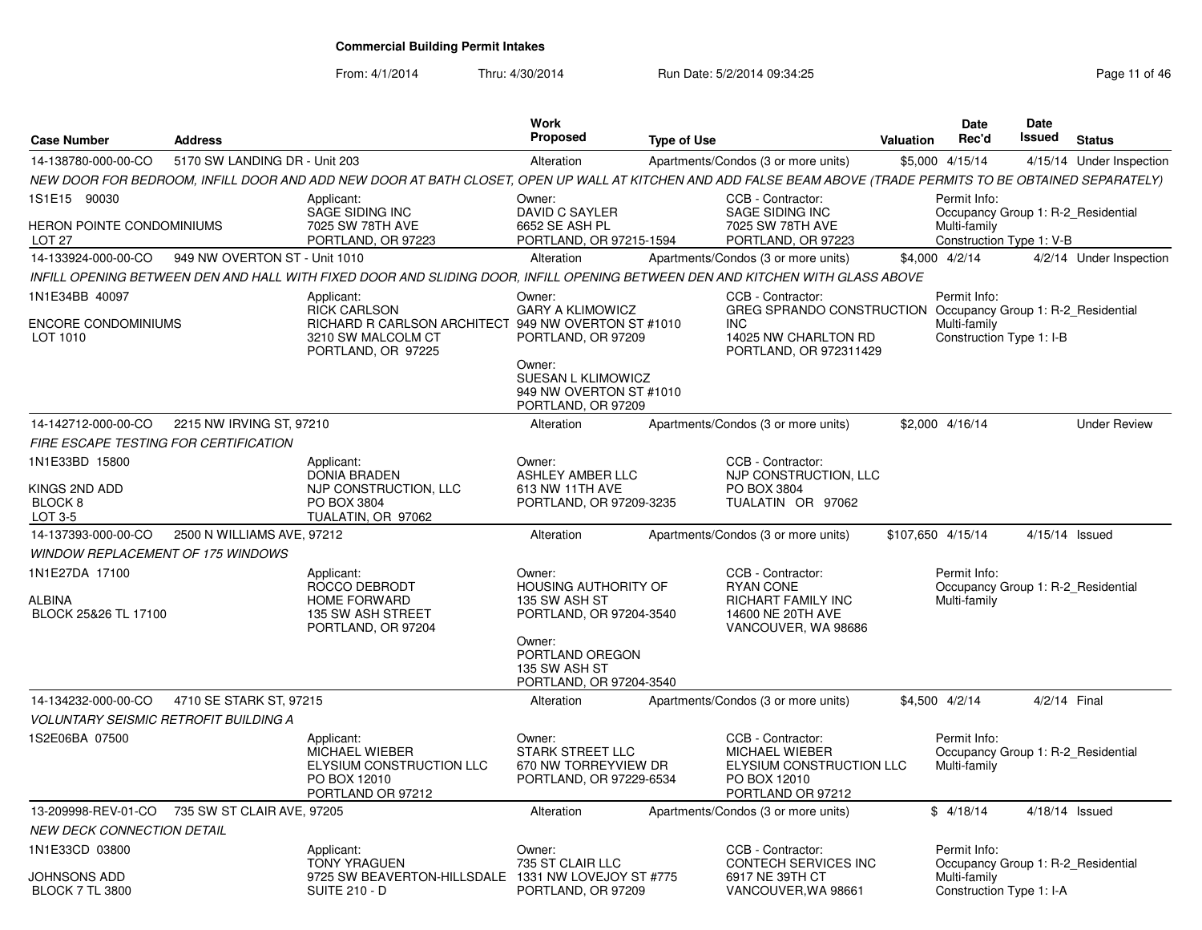**Commercial Building Permit Intakes**

From: 4/1/2014 Thru: 4/30/2014 Run Date: 5/2/2014 09:34:25

| Case Number | Address | Work Proposed | Type of Use | Valuation | Date Rec'd | Date Issued | Status |
|---|---|---|---|---|---|---|---|
| 14-138780-000-00-CO | 5170 SW LANDING DR - Unit 203 | Alteration | Apartments/Condos (3 or more units) | $5,000 | 4/15/14 | 4/15/14 | Under Inspection |

*NEW DOOR FOR BEDROOM, INFILL DOOR AND ADD NEW DOOR AT BATH CLOSET, OPEN UP WALL AT KITCHEN AND ADD FALSE BEAM ABOVE (TRADE PERMITS TO BE OBTAINED SEPARATELY)*

1S1E15 90030
HERON POINTE CONDOMINIUMS
LOT 27

Applicant: SAGE SIDING INC, 7025 SW 78TH AVE, PORTLAND, OR 97223

Owner: DAVID C SAYLER, 6652 SE ASH PL, PORTLAND, OR 97215-1594

CCB - Contractor: SAGE SIDING INC, 7025 SW 78TH AVE, PORTLAND, OR 97223

Permit Info: Occupancy Group 1: R-2_Residential Multi-family; Construction Type 1: V-B

---

| Case Number | Address | Work Proposed | Type of Use | Valuation | Date Rec'd | Date Issued | Status |
|---|---|---|---|---|---|---|---|
| 14-133924-000-00-CO | 949 NW OVERTON ST - Unit 1010 | Alteration | Apartments/Condos (3 or more units) | $4,000 | 4/2/14 | 4/2/14 | Under Inspection |

*INFILL OPENING BETWEEN DEN AND HALL WITH FIXED DOOR AND SLIDING DOOR, INFILL OPENING BETWEEN DEN AND KITCHEN WITH GLASS ABOVE*

1N1E34BB 40097
ENCORE CONDOMINIUMS
LOT 1010

Applicant: RICK CARLSON, RICHARD R CARLSON ARCHITECT, 3210 SW MALCOLM CT, PORTLAND, OR 97225

Owner: GARY A KLIMOWICZ, 949 NW OVERTON ST #1010, PORTLAND, OR 97209

Owner: SUESAN L KLIMOWICZ, 949 NW OVERTON ST #1010, PORTLAND, OR 97209

CCB - Contractor: GREG SPRANDO CONSTRUCTION INC, 14025 NW CHARLTON RD, PORTLAND, OR 972311429

Permit Info: Occupancy Group 1: R-2_Residential Multi-family; Construction Type 1: I-B

---

| Case Number | Address | Work Proposed | Type of Use | Valuation | Date Rec'd | Date Issued | Status |
|---|---|---|---|---|---|---|---|
| 14-142712-000-00-CO | 2215 NW IRVING ST, 97210 | Alteration | Apartments/Condos (3 or more units) | $2,000 | 4/16/14 | | Under Review |

*FIRE ESCAPE TESTING FOR CERTIFICATION*

1N1E33BD 15800
KINGS 2ND ADD
BLOCK 8
LOT 3-5

Applicant: DONIA BRADEN, NJP CONSTRUCTION, LLC, PO BOX 3804, TUALATIN, OR 97062

Owner: ASHLEY AMBER LLC, 613 NW 11TH AVE, PORTLAND, OR 97209-3235

CCB - Contractor: NJP CONSTRUCTION, LLC, PO BOX 3804, TUALATIN OR 97062

---

| Case Number | Address | Work Proposed | Type of Use | Valuation | Date Rec'd | Date Issued | Status |
|---|---|---|---|---|---|---|---|
| 14-137393-000-00-CO | 2500 N WILLIAMS AVE, 97212 | Alteration | Apartments/Condos (3 or more units) | $107,650 | 4/15/14 | 4/15/14 | Issued |

*WINDOW REPLACEMENT OF 175 WINDOWS*

1N1E27DA 17100
ALBINA
BLOCK 25&26 TL 17100

Applicant: ROCCO DEBRODT, HOME FORWARD, 135 SW ASH STREET, PORTLAND, OR 97204

Owner: HOUSING AUTHORITY OF, 135 SW ASH ST, PORTLAND, OR 97204-3540

Owner: PORTLAND OREGON, 135 SW ASH ST, PORTLAND, OR 97204-3540

CCB - Contractor: RYAN CONE, RICHART FAMILY INC, 14600 NE 20TH AVE, VANCOUVER, WA 98686

Permit Info: Occupancy Group 1: R-2_Residential Multi-family

---

| Case Number | Address | Work Proposed | Type of Use | Valuation | Date Rec'd | Date Issued | Status |
|---|---|---|---|---|---|---|---|
| 14-134232-000-00-CO | 4710 SE STARK ST, 97215 | Alteration | Apartments/Condos (3 or more units) | $4,500 | 4/2/14 | 4/2/14 | Final |

*VOLUNTARY SEISMIC RETROFIT BUILDING A*

1S2E06BA 07500

Applicant: MICHAEL WIEBER, ELYSIUM CONSTRUCTION LLC, PO BOX 12010, PORTLAND OR 97212

Owner: STARK STREET LLC, 670 NW TORREYVIEW DR, PORTLAND, OR 97229-6534

CCB - Contractor: MICHAEL WIEBER, ELYSIUM CONSTRUCTION LLC, PO BOX 12010, PORTLAND OR 97212

Permit Info: Occupancy Group 1: R-2_Residential Multi-family

---

| Case Number | Address | Work Proposed | Type of Use | Valuation | Date Rec'd | Date Issued | Status |
|---|---|---|---|---|---|---|---|
| 13-209998-REV-01-CO | 735 SW ST CLAIR AVE, 97205 | Alteration | Apartments/Condos (3 or more units) | $ | 4/18/14 | 4/18/14 | Issued |

*NEW DECK CONNECTION DETAIL*

1N1E33CD 03800
JOHNSONS ADD
BLOCK 7 TL 3800

Applicant: TONY YRAGUEN, 9725 SW BEAVERTON-HILLSDALE, SUITE 210 - D

Owner: 735 ST CLAIR LLC, 1331 NW LOVEJOY ST #775, PORTLAND, OR 97209

CCB - Contractor: CONTECH SERVICES INC, 6917 NE 39TH CT, VANCOUVER,WA 98661

Permit Info: Occupancy Group 1: R-2_Residential Multi-family; Construction Type 1: I-A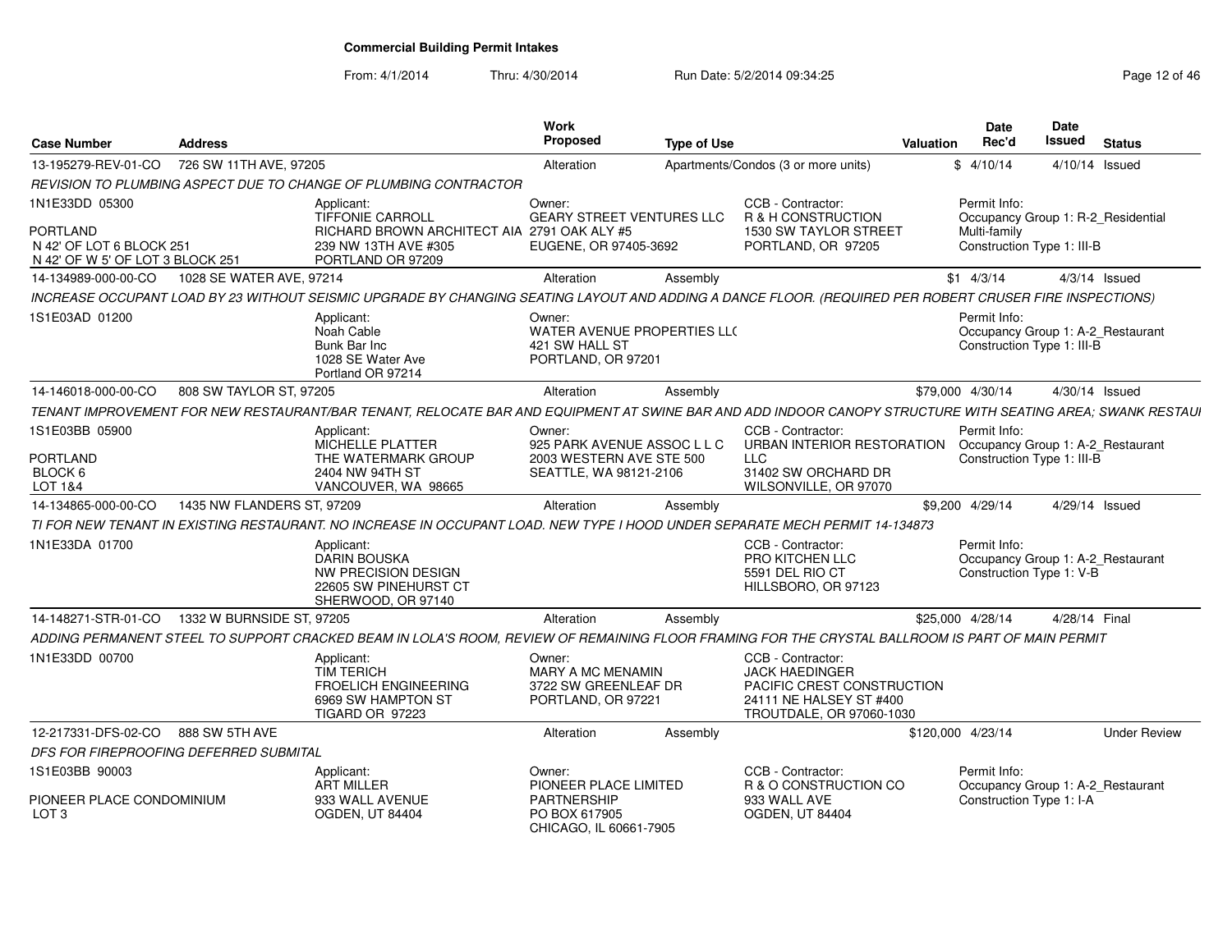# Commercial Building Permit Intakes

From: 4/1/2014 Thru: 4/30/2014 Run Date: 5/2/2014 09:34:25

| Case Number | Address | Work Proposed | Type of Use | Valuation | Date Rec'd | Date Issued | Status |
|---|---|---|---|---|---|---|---|
| 13-195279-REV-01-CO | 726 SW 11TH AVE, 97205 | Alteration | Apartments/Condos (3 or more units) | $ | 4/10/14 | 4/10/14 | Issued |

*REVISION TO PLUMBING ASPECT DUE TO CHANGE OF PLUMBING CONTRACTOR*

1N1E33DD 05300
PORTLAND
N 42' OF LOT 6 BLOCK 251
N 42' OF W 5' OF LOT 3 BLOCK 251

Applicant: TIFFONIE CARROLL, RICHARD BROWN ARCHITECT AIA, 239 NW 13TH AVE #305, PORTLAND OR 97209

Owner: GEARY STREET VENTURES LLC, 2791 OAK ALY #5, EUGENE, OR 97405-3692

CCB - Contractor: R & H CONSTRUCTION, 1530 SW TAYLOR STREET, PORTLAND, OR 97205

Permit Info: Occupancy Group 1: R-2_Residential Multi-family; Construction Type 1: III-B

| Case Number | Address | Work Proposed | Type of Use | Valuation | Date Rec'd | Date Issued | Status |
|---|---|---|---|---|---|---|---|
| 14-134989-000-00-CO | 1028 SE WATER AVE, 97214 | Alteration | Assembly | $1 | 4/3/14 | 4/3/14 | Issued |

*INCREASE OCCUPANT LOAD BY 23 WITHOUT SEISMIC UPGRADE BY CHANGING SEATING LAYOUT AND ADDING A DANCE FLOOR. (REQUIRED PER ROBERT CRUSER FIRE INSPECTIONS)*

1S1E03AD 01200

Applicant: Noah Cable, Bunk Bar Inc, 1028 SE Water Ave, Portland OR 97214

Owner: WATER AVENUE PROPERTIES LL(, 421 SW HALL ST, PORTLAND, OR 97201

Permit Info: Occupancy Group 1: A-2_Restaurant; Construction Type 1: III-B

| Case Number | Address | Work Proposed | Type of Use | Valuation | Date Rec'd | Date Issued | Status |
|---|---|---|---|---|---|---|---|
| 14-146018-000-00-CO | 808 SW TAYLOR ST, 97205 | Alteration | Assembly | $79,000 | 4/30/14 | 4/30/14 | Issued |

*TENANT IMPROVEMENT FOR NEW RESTAURANT/BAR TENANT, RELOCATE BAR AND EQUIPMENT AT SWINE BAR AND ADD INDOOR CANOPY STRUCTURE WITH SEATING AREA; SWANK RESTAUI*

1S1E03BB 05900
PORTLAND
BLOCK 6
LOT 1&4

Applicant: MICHELLE PLATTER, THE WATERMARK GROUP, 2404 NW 94TH ST, VANCOUVER, WA 98665

Owner: 925 PARK AVENUE ASSOC L L C, 2003 WESTERN AVE STE 500, SEATTLE, WA 98121-2106

CCB - Contractor: URBAN INTERIOR RESTORATION LLC, 31402 SW ORCHARD DR, WILSONVILLE, OR 97070

Permit Info: Occupancy Group 1: A-2_Restaurant; Construction Type 1: III-B

| Case Number | Address | Work Proposed | Type of Use | Valuation | Date Rec'd | Date Issued | Status |
|---|---|---|---|---|---|---|---|
| 14-134865-000-00-CO | 1435 NW FLANDERS ST, 97209 | Alteration | Assembly | $9,200 | 4/29/14 | 4/29/14 | Issued |

*TI FOR NEW TENANT IN EXISTING RESTAURANT. NO INCREASE IN OCCUPANT LOAD. NEW TYPE I HOOD UNDER SEPARATE MECH PERMIT 14-134873*

1N1E33DA 01700

Applicant: DARIN BOUSKA, NW PRECISION DESIGN, 22605 SW PINEHURST CT, SHERWOOD, OR 97140

CCB - Contractor: PRO KITCHEN LLC, 5591 DEL RIO CT, HILLSBORO, OR 97123

Permit Info: Occupancy Group 1: A-2_Restaurant; Construction Type 1: V-B

| Case Number | Address | Work Proposed | Type of Use | Valuation | Date Rec'd | Date Issued | Status |
|---|---|---|---|---|---|---|---|
| 14-148271-STR-01-CO | 1332 W BURNSIDE ST, 97205 | Alteration | Assembly | $25,000 | 4/28/14 | 4/28/14 | Final |

*ADDING PERMANENT STEEL TO SUPPORT CRACKED BEAM IN LOLA'S ROOM, REVIEW OF REMAINING FLOOR FRAMING FOR THE CRYSTAL BALLROOM IS PART OF MAIN PERMIT*

1N1E33DD 00700

Applicant: TIM TERICH, FROELICH ENGINEERING, 6969 SW HAMPTON ST, TIGARD OR 97223

Owner: MARY A MC MENAMIN, 3722 SW GREENLEAF DR, PORTLAND, OR 97221

CCB - Contractor: JACK HAEDINGER, PACIFIC CREST CONSTRUCTION, 24111 NE HALSEY ST #400, TROUTDALE, OR 97060-1030

| Case Number | Address | Work Proposed | Type of Use | Valuation | Date Rec'd | Date Issued | Status |
|---|---|---|---|---|---|---|---|
| 12-217331-DFS-02-CO | 888 SW 5TH AVE | Alteration | Assembly | $120,000 | 4/23/14 | | Under Review |

*DFS FOR FIREPROOFING DEFERRED SUBMITAL*

1S1E03BB 90003
PIONEER PLACE CONDOMINIUM
LOT 3

Applicant: ART MILLER, 933 WALL AVENUE, OGDEN, UT 84404

Owner: PIONEER PLACE LIMITED PARTNERSHIP, PO BOX 617905, CHICAGO, IL 60661-7905

CCB - Contractor: R & O CONSTRUCTION CO, 933 WALL AVE, OGDEN, UT 84404

Permit Info: Occupancy Group 1: A-2_Restaurant; Construction Type 1: I-A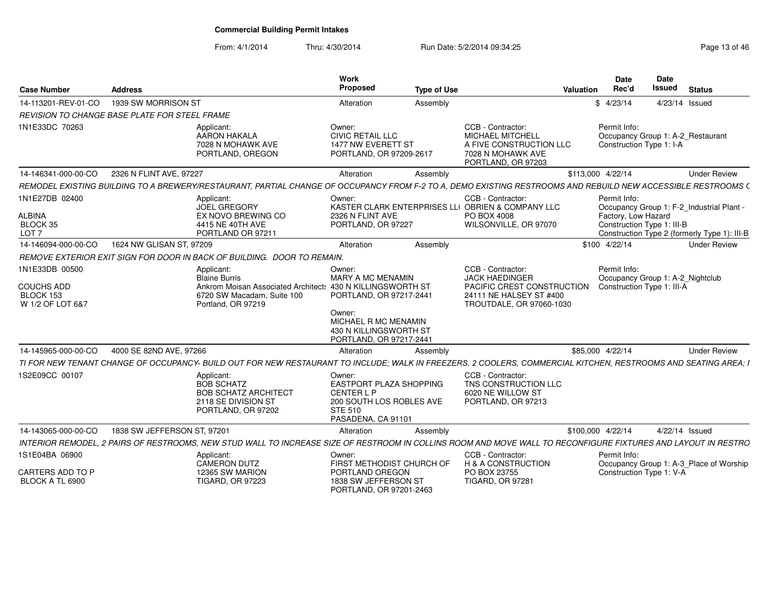**Commercial Building Permit Intakes**

From: 4/1/2014 Thru: 4/30/2014 Run Date: 5/2/2014 09:34:25

| Case Number | Address | Work Proposed | Type of Use | Valuation | Date Rec'd | Date Issued | Status |
|---|---|---|---|---|---|---|---|
| 14-113201-REV-01-CO | 1939 SW MORRISON ST | Alteration | Assembly | $ | 4/23/14 | 4/23/14 | Issued |
| 14-146341-000-00-CO | 2326 N FLINT AVE, 97227 | Alteration | Assembly | $113,000 | 4/22/14 | | Under Review |
| 14-146094-000-00-CO | 1624 NW GLISAN ST, 97209 | Alteration | Assembly | $100 | 4/22/14 | | Under Review |
| 14-145965-000-00-CO | 4000 SE 82ND AVE, 97266 | Alteration | Assembly | $85,000 | 4/22/14 | | Under Review |
| 14-143065-000-00-CO | 1838 SW JEFFERSON ST, 97201 | Alteration | Assembly | $100,000 | 4/22/14 | 4/22/14 | Issued |

**14-113201-REV-01-CO** — 1939 SW MORRISON ST

*REVISION TO CHANGE BASE PLATE FOR STEEL FRAME*

- 1N1E33DC 70263
- Applicant: AARON HAKALA, 7028 N MOHAWK AVE, PORTLAND, OREGON
- Owner: CIVIC RETAIL LLC, 1477 NW EVERETT ST, PORTLAND, OR 97209-2617
- CCB - Contractor: MICHAEL MITCHELL, A FIVE CONSTRUCTION LLC, 7028 N MOHAWK AVE, PORTLAND, OR 97203
- Permit Info: Occupancy Group 1: A-2_Restaurant; Construction Type 1: I-A

**14-146341-000-00-CO** — 2326 N FLINT AVE, 97227

*REMODEL EXISTING BUILDING TO A BREWERY/RESTAURANT, PARTIAL CHANGE OF OCCUPANCY FROM F-2 TO A, DEMO EXISTING RESTROOMS AND REBUILD NEW ACCESSIBLE RESTROOMS (*

- 1N1E27DB 02400, ALBINA, BLOCK 35, LOT 7
- Applicant: JOEL GREGORY, EX NOVO BREWING CO, 4415 NE 40TH AVE, PORTLAND OR 97211
- Owner: KASTER CLARK ENTERPRISES LL( 2326 N FLINT AVE, PORTLAND, OR 97227
- CCB - Contractor: OBRIEN & COMPANY LLC, PO BOX 4008, WILSONVILLE, OR 97070
- Permit Info: Occupancy Group 1: F-2_Industrial Plant - Factory, Low Hazard; Construction Type 1: III-B; Construction Type 2 (formerly Type 1): III-B

**14-146094-000-00-CO** — 1624 NW GLISAN ST, 97209

*REMOVE EXTERIOR EXIT SIGN FOR DOOR IN BACK OF BUILDING. DOOR TO REMAIN.*

- 1N1E33DB 00500, COUCHS ADD, BLOCK 153, W 1/2 OF LOT 6&7
- Applicant: Blaine Burris, Ankrom Moisan Associated Architects, 6720 SW Macadam, Suite 100, Portland, OR 97219
- Owner: MARY A MC MENAMIN, 430 N KILLINGSWORTH ST, PORTLAND, OR 97217-2441
- Owner: MICHAEL R MC MENAMIN, 430 N KILLINGSWORTH ST, PORTLAND, OR 97217-2441
- CCB - Contractor: JACK HAEDINGER, PACIFIC CREST CONSTRUCTION, 24111 NE HALSEY ST #400, TROUTDALE, OR 97060-1030
- Permit Info: Occupancy Group 1: A-2_Nightclub; Construction Type 1: III-A

**14-145965-000-00-CO** — 4000 SE 82ND AVE, 97266

*TI FOR NEW TENANT CHANGE OF OCCUPANCY- BUILD OUT FOR NEW RESTAURANT TO INCLUDE; WALK IN FREEZERS, 2 COOLERS, COMMERCIAL KITCHEN, RESTROOMS AND SEATING AREA; I*

- 1S2E09CC 00107
- Applicant: BOB SCHATZ, BOB SCHATZ ARCHITECT, 2118 SE DIVISION ST, PORTLAND, OR 97202
- Owner: EASTPORT PLAZA SHOPPING CENTER L P, 200 SOUTH LOS ROBLES AVE STE 510, PASADENA, CA 91101
- CCB - Contractor: TNS CONSTRUCTION LLC, 6020 NE WILLOW ST, PORTLAND, OR 97213

**14-143065-000-00-CO** — 1838 SW JEFFERSON ST, 97201

*INTERIOR REMODEL, 2 PAIRS OF RESTROOMS, NEW STUD WALL TO INCREASE SIZE OF RESTROOM IN COLLINS ROOM AND MOVE WALL TO RECONFIGURE FIXTURES AND LAYOUT IN RESTRO*

- 1S1E04BA 06900, CARTERS ADD TO P, BLOCK A TL 6900
- Applicant: CAMERON DUTZ, 12365 SW MARION, TIGARD, OR 97223
- Owner: FIRST METHODIST CHURCH OF PORTLAND OREGON, 1838 SW JEFFERSON ST, PORTLAND, OR 97201-2463
- CCB - Contractor: H & A CONSTRUCTION, PO BOX 23755, TIGARD, OR 97281
- Permit Info: Occupancy Group 1: A-3_Place of Worship; Construction Type 1: V-A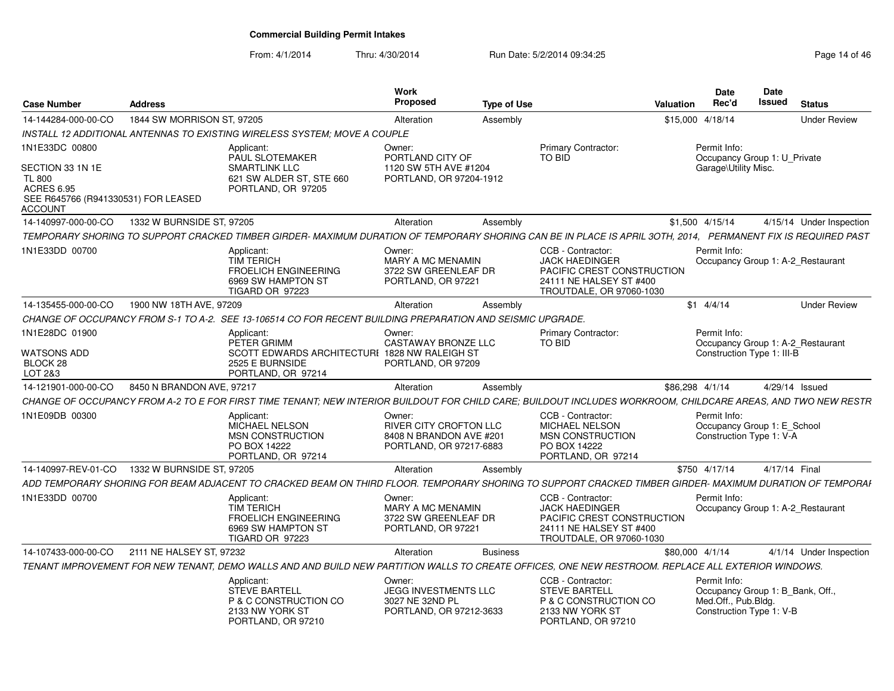# Commercial Building Permit Intakes

From: 4/1/2014 Thru: 4/30/2014 Run Date: 5/2/2014 09:34:25

| Case Number | Address | Work Proposed | Type of Use | Valuation | Date Rec'd | Date Issued | Status |
|---|---|---|---|---|---|---|---|
| 14-144284-000-00-CO | 1844 SW MORRISON ST, 97205 | Alteration | Assembly | $15,000 | 4/18/14 | | Under Review |

INSTALL 12 ADDITIONAL ANTENNAS TO EXISTING WIRELESS SYSTEM; MOVE A COUPLE

1N1E33DC 00800
SECTION 33 1N 1E
TL 800
ACRES 6.95
SEE R645766 (R941330531) FOR LEASED ACCOUNT

Applicant: PAUL SLOTEMAKER, SMARTLINK LLC, 621 SW ALDER ST, STE 660, PORTLAND, OR 97205
Owner: PORTLAND CITY OF, 1120 SW 5TH AVE #1204, PORTLAND, OR 97204-1912
Primary Contractor: TO BID
Permit Info: Occupancy Group 1: U_Private Garage\Utility Misc.

| Case Number | Address | Work Proposed | Type of Use | Valuation | Date Rec'd | Date Issued | Status |
|---|---|---|---|---|---|---|---|
| 14-140997-000-00-CO | 1332 W BURNSIDE ST, 97205 | Alteration | Assembly | $1,500 | 4/15/14 | 4/15/14 | Under Inspection |

TEMPORARY SHORING TO SUPPORT CRACKED TIMBER GIRDER- MAXIMUM DURATION OF TEMPORARY SHORING CAN BE IN PLACE IS APRIL 3OTH, 2014, PERMANENT FIX IS REQUIRED PAST

1N1E33DD 00700

Applicant: TIM TERICH, FROELICH ENGINEERING, 6969 SW HAMPTON ST, TIGARD OR 97223
Owner: MARY A MC MENAMIN, 3722 SW GREENLEAF DR, PORTLAND, OR 97221
CCB - Contractor: JACK HAEDINGER, PACIFIC CREST CONSTRUCTION, 24111 NE HALSEY ST #400, TROUTDALE, OR 97060-1030
Permit Info: Occupancy Group 1: A-2_Restaurant

| Case Number | Address | Work Proposed | Type of Use | Valuation | Date Rec'd | Date Issued | Status |
|---|---|---|---|---|---|---|---|
| 14-135455-000-00-CO | 1900 NW 18TH AVE, 97209 | Alteration | Assembly | $1 | 4/4/14 | | Under Review |

CHANGE OF OCCUPANCY FROM S-1 TO A-2. SEE 13-106514 CO FOR RECENT BUILDING PREPARATION AND SEISMIC UPGRADE.

1N1E28DC 01900
WATSONS ADD
BLOCK 28
LOT 2&3

Applicant: PETER GRIMM, SCOTT EDWARDS ARCHITECTURE, 2525 E BURNSIDE, PORTLAND, OR 97214
Owner: CASTAWAY BRONZE LLC, 1828 NW RALEIGH ST, PORTLAND, OR 97209
Primary Contractor: TO BID
Permit Info: Occupancy Group 1: A-2_Restaurant, Construction Type 1: III-B

| Case Number | Address | Work Proposed | Type of Use | Valuation | Date Rec'd | Date Issued | Status |
|---|---|---|---|---|---|---|---|
| 14-121901-000-00-CO | 8450 N BRANDON AVE, 97217 | Alteration | Assembly | $86,298 | 4/1/14 | 4/29/14 | Issued |

CHANGE OF OCCUPANCY FROM A-2 TO E FOR FIRST TIME TENANT; NEW INTERIOR BUILDOUT FOR CHILD CARE; BUILDOUT INCLUDES WORKROOM, CHILDCARE AREAS, AND TWO NEW RESTR

1N1E09DB 00300

Applicant: MICHAEL NELSON, MSN CONSTRUCTION, PO BOX 14222, PORTLAND, OR 97214
Owner: RIVER CITY CROFTON LLC, 8408 N BRANDON AVE #201, PORTLAND, OR 97217-6883
CCB - Contractor: MICHAEL NELSON, MSN CONSTRUCTION, PO BOX 14222, PORTLAND, OR 97214
Permit Info: Occupancy Group 1: E_School, Construction Type 1: V-A

| Case Number | Address | Work Proposed | Type of Use | Valuation | Date Rec'd | Date Issued | Status |
|---|---|---|---|---|---|---|---|
| 14-140997-REV-01-CO | 1332 W BURNSIDE ST, 97205 | Alteration | Assembly | $750 | 4/17/14 | 4/17/14 | Final |

ADD TEMPORARY SHORING FOR BEAM ADJACENT TO CRACKED BEAM ON THIRD FLOOR. TEMPORARY SHORING TO SUPPORT CRACKED TIMBER GIRDER- MAXIMUM DURATION OF TEMPORAI

1N1E33DD 00700

Applicant: TIM TERICH, FROELICH ENGINEERING, 6969 SW HAMPTON ST, TIGARD OR 97223
Owner: MARY A MC MENAMIN, 3722 SW GREENLEAF DR, PORTLAND, OR 97221
CCB - Contractor: JACK HAEDINGER, PACIFIC CREST CONSTRUCTION, 24111 NE HALSEY ST #400, TROUTDALE, OR 97060-1030
Permit Info: Occupancy Group 1: A-2_Restaurant

| Case Number | Address | Work Proposed | Type of Use | Valuation | Date Rec'd | Date Issued | Status |
|---|---|---|---|---|---|---|---|
| 14-107433-000-00-CO | 2111 NE HALSEY ST, 97232 | Alteration | Business | $80,000 | 4/1/14 | 4/1/14 | Under Inspection |

TENANT IMPROVEMENT FOR NEW TENANT, DEMO WALLS AND AND BUILD NEW PARTITION WALLS TO CREATE OFFICES, ONE NEW RESTROOM. REPLACE ALL EXTERIOR WINDOWS.

Applicant: STEVE BARTELL, P & C CONSTRUCTION CO, 2133 NW YORK ST, PORTLAND, OR 97210
Owner: JEGG INVESTMENTS LLC, 3027 NE 32ND PL, PORTLAND, OR 97212-3633
CCB - Contractor: STEVE BARTELL, P & C CONSTRUCTION CO, 2133 NW YORK ST, PORTLAND, OR 97210
Permit Info: Occupancy Group 1: B_Bank, Off., Med.Off., Pub.Bldg., Construction Type 1: V-B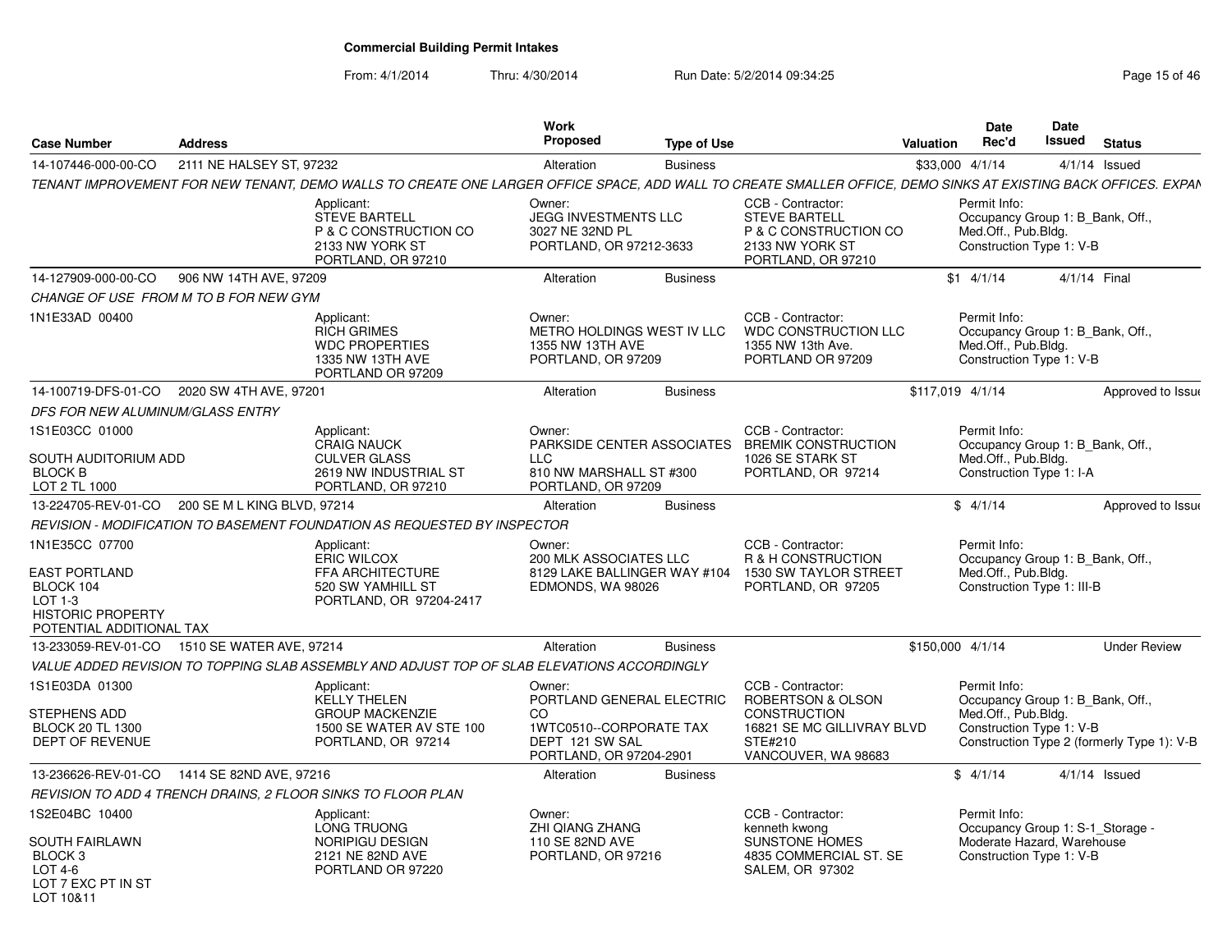# Commercial Building Permit Intakes

From: 4/1/2014 Thru: 4/30/2014 Run Date: 5/2/2014 09:34:25

| Case Number | Address | Work Proposed | Type of Use | Valuation | Date Rec'd | Date Issued | Status |
|---|---|---|---|---|---|---|---|
| 14-107446-000-00-CO | 2111 NE HALSEY ST, 97232 | Alteration | Business | $33,000 | 4/1/14 | 4/1/14 | Issued |

*TENANT IMPROVEMENT FOR NEW TENANT, DEMO WALLS TO CREATE ONE LARGER OFFICE SPACE, ADD WALL TO CREATE SMALLER OFFICE, DEMO SINKS AT EXISTING BACK OFFICES. EXPAN*

- Applicant: STEVE BARTELL, P & C CONSTRUCTION CO, 2133 NW YORK ST, PORTLAND, OR 97210
- Owner: JEGG INVESTMENTS LLC, 3027 NE 32ND PL, PORTLAND, OR 97212-3633
- CCB - Contractor: STEVE BARTELL, P & C CONSTRUCTION CO, 2133 NW YORK ST, PORTLAND, OR 97210
- Permit Info: Occupancy Group 1: B_Bank, Off., Med.Off., Pub.Bldg. Construction Type 1: V-B

| Case Number | Address | Work Proposed | Type of Use | Valuation | Date Rec'd | Date Issued | Status |
|---|---|---|---|---|---|---|---|
| 14-127909-000-00-CO | 906 NW 14TH AVE, 97209 | Alteration | Business | $1 | 4/1/14 | 4/1/14 | Final |

*CHANGE OF USE FROM M TO B FOR NEW GYM*

1N1E33AD 00400

- Applicant: RICH GRIMES, WDC PROPERTIES, 1335 NW 13TH AVE, PORTLAND OR 97209
- Owner: METRO HOLDINGS WEST IV LLC, 1355 NW 13TH AVE, PORTLAND, OR 97209
- CCB - Contractor: WDC CONSTRUCTION LLC, 1355 NW 13th Ave., PORTLAND OR 97209
- Permit Info: Occupancy Group 1: B_Bank, Off., Med.Off., Pub.Bldg. Construction Type 1: V-B

| Case Number | Address | Work Proposed | Type of Use | Valuation | Date Rec'd | Date Issued | Status |
|---|---|---|---|---|---|---|---|
| 14-100719-DFS-01-CO | 2020 SW 4TH AVE, 97201 | Alteration | Business | $117,019 | 4/1/14 | | Approved to Issue |

*DFS FOR NEW ALUMINUM/GLASS ENTRY*

1S1E03CC 01000
SOUTH AUDITORIUM ADD
BLOCK B
LOT 2 TL 1000

- Applicant: CRAIG NAUCK, CULVER GLASS, 2619 NW INDUSTRIAL ST, PORTLAND, OR 97210
- Owner: PARKSIDE CENTER ASSOCIATES LLC, 810 NW MARSHALL ST #300, PORTLAND, OR 97209
- CCB - Contractor: BREMIK CONSTRUCTION, 1026 SE STARK ST, PORTLAND, OR 97214
- Permit Info: Occupancy Group 1: B_Bank, Off., Med.Off., Pub.Bldg. Construction Type 1: I-A

| Case Number | Address | Work Proposed | Type of Use | Valuation | Date Rec'd | Date Issued | Status |
|---|---|---|---|---|---|---|---|
| 13-224705-REV-01-CO | 200 SE M L KING BLVD, 97214 | Alteration | Business | $ | 4/1/14 | | Approved to Issue |

*REVISION - MODIFICATION TO BASEMENT FOUNDATION AS REQUESTED BY INSPECTOR*

1N1E35CC 07700
EAST PORTLAND
BLOCK 104
LOT 1-3
HISTORIC PROPERTY
POTENTIAL ADDITIONAL TAX

- Applicant: ERIC WILCOX, FFA ARCHITECTURE, 520 SW YAMHILL ST, PORTLAND, OR 97204-2417
- Owner: 200 MLK ASSOCIATES LLC, 8129 LAKE BALLINGER WAY #104, EDMONDS, WA 98026
- CCB - Contractor: R & H CONSTRUCTION, 1530 SW TAYLOR STREET, PORTLAND, OR 97205
- Permit Info: Occupancy Group 1: B_Bank, Off., Med.Off., Pub.Bldg. Construction Type 1: III-B

| Case Number | Address | Work Proposed | Type of Use | Valuation | Date Rec'd | Date Issued | Status |
|---|---|---|---|---|---|---|---|
| 13-233059-REV-01-CO | 1510 SE WATER AVE, 97214 | Alteration | Business | $150,000 | 4/1/14 | | Under Review |

*VALUE ADDED REVISION TO TOPPING SLAB ASSEMBLY AND ADJUST TOP OF SLAB ELEVATIONS ACCORDINGLY*

1S1E03DA 01300
STEPHENS ADD
BLOCK 20 TL 1300
DEPT OF REVENUE

- Applicant: KELLY THELEN, GROUP MACKENZIE, 1500 SE WATER AV STE 100, PORTLAND, OR 97214
- Owner: PORTLAND GENERAL ELECTRIC CO, 1WTC0510--CORPORATE TAX DEPT 121 SW SAL, PORTLAND, OR 97204-2901
- CCB - Contractor: ROBERTSON & OLSON CONSTRUCTION, 16821 SE MC GILLIVRAY BLVD STE#210, VANCOUVER, WA 98683
- Permit Info: Occupancy Group 1: B_Bank, Off., Med.Off., Pub.Bldg. Construction Type 1: V-B Construction Type 2 (formerly Type 1): V-B

| Case Number | Address | Work Proposed | Type of Use | Valuation | Date Rec'd | Date Issued | Status |
|---|---|---|---|---|---|---|---|
| 13-236626-REV-01-CO | 1414 SE 82ND AVE, 97216 | Alteration | Business | $ | 4/1/14 | 4/1/14 | Issued |

*REVISION TO ADD 4 TRENCH DRAINS, 2 FLOOR SINKS TO FLOOR PLAN*

1S2E04BC 10400
SOUTH FAIRLAWN
BLOCK 3
LOT 4-6
LOT 7 EXC PT IN ST
LOT 10&11

- Applicant: LONG TRUONG, NORIPIGU DESIGN, 2121 NE 82ND AVE, PORTLAND OR 97220
- Owner: ZHI QIANG ZHANG, 110 SE 82ND AVE, PORTLAND, OR 97216
- CCB - Contractor: kenneth kwong, SUNSTONE HOMES, 4835 COMMERCIAL ST. SE, SALEM, OR 97302
- Permit Info: Occupancy Group 1: S-1_Storage - Moderate Hazard, Warehouse Construction Type 1: V-B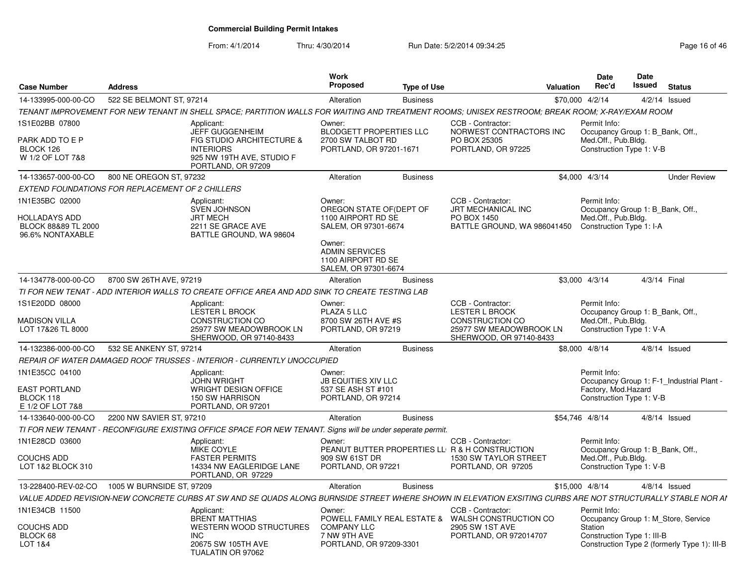# Commercial Building Permit Intakes

From: 4/1/2014 Thru: 4/30/2014 Run Date: 5/2/2014 09:34:25

| Case Number | Address | Work Proposed | Type of Use | Valuation | Date Rec'd | Date Issued | Status |
|---|---|---|---|---|---|---|---|
| 14-133995-000-00-CO | 522 SE BELMONT ST, 97214 | Alteration | Business | $70,000 | 4/2/14 | 4/2/14 | Issued |

TENANT IMPROVEMENT FOR NEW TENANT IN SHELL SPACE; PARTITION WALLS FOR WAITING AND TREATMENT ROOMS; UNISEX RESTROOM; BREAK ROOM; X-RAY/EXAM ROOM

1S1E02BB 07800
PARK ADD TO E P
BLOCK 126
W 1/2 OF LOT 7&8

Applicant: JEFF GUGGENHEIM, FIG STUDIO ARCHITECTURE & INTERIORS, 925 NW 19TH AVE, STUDIO F, PORTLAND, OR 97209

Owner: BLODGETT PROPERTIES LLC, 2700 SW TALBOT RD, PORTLAND, OR 97201-1671

CCB - Contractor: NORWEST CONTRACTORS INC, PO BOX 25305, PORTLAND, OR 97225

Permit Info: Occupancy Group 1: B_Bank, Off., Med.Off., Pub.Bldg. Construction Type 1: V-B

---

| Case Number | Address | Work Proposed | Type of Use | Valuation | Date Rec'd | Date Issued | Status |
|---|---|---|---|---|---|---|---|
| 14-133657-000-00-CO | 800 NE OREGON ST, 97232 | Alteration | Business | $4,000 | 4/3/14 | | Under Review |

EXTEND FOUNDATIONS FOR REPLACEMENT OF 2 CHILLERS

1N1E35BC 02000
HOLLADAYS ADD
BLOCK 88&89 TL 2000
96.6% NONTAXABLE

Applicant: SVEN JOHNSON, JRT MECH, 2211 SE GRACE AVE, BATTLE GROUND, WA 98604

Owner: OREGON STATE OF(DEPT OF, 1100 AIRPORT RD SE, SALEM, OR 97301-6674

Owner: ADMIN SERVICES, 1100 AIRPORT RD SE, SALEM, OR 97301-6674

CCB - Contractor: JRT MECHANICAL INC, PO BOX 1450, BATTLE GROUND, WA 986041450

Permit Info: Occupancy Group 1: B_Bank, Off., Med.Off., Pub.Bldg. Construction Type 1: I-A

---

| Case Number | Address | Work Proposed | Type of Use | Valuation | Date Rec'd | Date Issued | Status |
|---|---|---|---|---|---|---|---|
| 14-134778-000-00-CO | 8700 SW 26TH AVE, 97219 | Alteration | Business | $3,000 | 4/3/14 | 4/3/14 | Final |

TI FOR NEW TENAT - ADD INTERIOR WALLS TO CREATE OFFICE AREA AND ADD SINK TO CREATE TESTING LAB

1S1E20DD 08000
MADISON VILLA
LOT 17&26 TL 8000

Applicant: LESTER L BROCK CONSTRUCTION CO, 25977 SW MEADOWBROOK LN, SHERWOOD, OR 97140-8433

Owner: PLAZA 5 LLC, 8700 SW 26TH AVE #S, PORTLAND, OR 97219

CCB - Contractor: LESTER L BROCK CONSTRUCTION CO, 25977 SW MEADOWBROOK LN, SHERWOOD, OR 97140-8433

Permit Info: Occupancy Group 1: B_Bank, Off., Med.Off., Pub.Bldg. Construction Type 1: V-A

---

| Case Number | Address | Work Proposed | Type of Use | Valuation | Date Rec'd | Date Issued | Status |
|---|---|---|---|---|---|---|---|
| 14-132386-000-00-CO | 532 SE ANKENY ST, 97214 | Alteration | Business | $8,000 | 4/8/14 | 4/8/14 | Issued |

REPAIR OF WATER DAMAGED ROOF TRUSSES - INTERIOR - CURRENTLY UNOCCUPIED

1N1E35CC 04100
EAST PORTLAND
BLOCK 118
E 1/2 OF LOT 7&8

Applicant: JOHN WRIGHT, WRIGHT DESIGN OFFICE, 150 SW HARRISON, PORTLAND, OR 97201

Owner: JB EQUITIES XIV LLC, 537 SE ASH ST #101, PORTLAND, OR 97214

Permit Info: Occupancy Group 1: F-1_Industrial Plant - Factory, Mod.Hazard Construction Type 1: V-B

---

| Case Number | Address | Work Proposed | Type of Use | Valuation | Date Rec'd | Date Issued | Status |
|---|---|---|---|---|---|---|---|
| 14-133640-000-00-CO | 2200 NW SAVIER ST, 97210 | Alteration | Business | $54,746 | 4/8/14 | 4/8/14 | Issued |

TI FOR NEW TENANT - RECONFIGURE EXISTING OFFICE SPACE FOR NEW TENANT. Signs will be under seperate permit.

1N1E28CD 03600
COUCHS ADD
LOT 1&2 BLOCK 310

Applicant: MIKE COYLE, FASTER PERMITS, 14334 NW EAGLERIDGE LANE, PORTLAND, OR 97229

Owner: PEANUT BUTTER PROPERTIES LL, 909 SW 61ST DR, PORTLAND, OR 97221

CCB - Contractor: R & H CONSTRUCTION, 1530 SW TAYLOR STREET, PORTLAND, OR 97205

Permit Info: Occupancy Group 1: B_Bank, Off., Med.Off., Pub.Bldg. Construction Type 1: V-B

---

| Case Number | Address | Work Proposed | Type of Use | Valuation | Date Rec'd | Date Issued | Status |
|---|---|---|---|---|---|---|---|
| 13-228400-REV-02-CO | 1005 W BURNSIDE ST, 97209 | Alteration | Business | $15,000 | 4/8/14 | 4/8/14 | Issued |

VALUE ADDED REVISION-NEW CONCRETE CURBS AT SW AND SE QUADS ALONG BURNSIDE STREET WHERE SHOWN IN ELEVATION EXSITING CURBS ARE NOT STRUCTURALLY STABLE NOR AI

1N1E34CB 11500
COUCHS ADD
BLOCK 68
LOT 1&4

Applicant: BRENT MATTHIAS, WESTERN WOOD STRUCTURES INC, 20675 SW 105TH AVE, TUALATIN OR 97062

Owner: POWELL FAMILY REAL ESTATE & COMPANY LLC, 7 NW 9TH AVE, PORTLAND, OR 97209-3301

CCB - Contractor: WALSH CONSTRUCTION CO, 2905 SW 1ST AVE, PORTLAND, OR 972014707

Permit Info: Occupancy Group 1: M_Store, Service Station Construction Type 1: III-B Construction Type 2 (formerly Type 1): III-B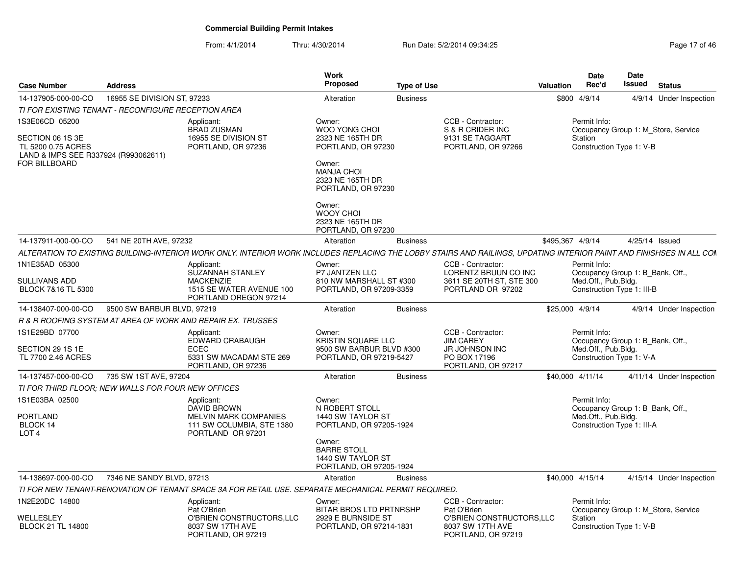# Commercial Building Permit Intakes

From: 4/1/2014 Thru: 4/30/2014 Run Date: 5/2/2014 09:34:25

| Case Number | Address | Work Proposed | Type of Use | Valuation | Date Rec'd | Date Issued | Status |
|---|---|---|---|---|---|---|---|
| 14-137905-000-00-CO | 16955 SE DIVISION ST, 97233 | Alteration | Business | $800 | 4/9/14 | 4/9/14 | Under Inspection |

*TI FOR EXISTING TENANT - RECONFIGURE RECEPTION AREA*

1S3E06CD 05200
SECTION 06 1S 3E
TL 5200 0.75 ACRES
LAND & IMPS SEE R337924 (R993062611)
FOR BILLBOARD

Applicant:
BRAD ZUSMAN
16955 SE DIVISION ST
PORTLAND, OR 97236

Owner:
WOO YONG CHOI
2323 NE 165TH DR
PORTLAND, OR 97230

Owner:
MANJA CHOI
2323 NE 165TH DR
PORTLAND, OR 97230

Owner:
WOOY CHOI
2323 NE 165TH DR
PORTLAND, OR 97230

CCB - Contractor:
S & R CRIDER INC
9131 SE TAGGART
PORTLAND, OR 97266

Permit Info:
Occupancy Group 1: M_Store, Service Station
Construction Type 1: V-B

---

| Case Number | Address | Work Proposed | Type of Use | Valuation | Date Rec'd | Date Issued | Status |
|---|---|---|---|---|---|---|---|
| 14-137911-000-00-CO | 541 NE 20TH AVE, 97232 | Alteration | Business | $495,367 | 4/9/14 | 4/25/14 | Issued |

*ALTERATION TO EXISTING BUILDING-INTERIOR WORK ONLY. INTERIOR WORK INCLUDES REPLACING THE LOBBY STAIRS AND RAILINGS, UPDATING INTERIOR PAINT AND FINISHSES IN ALL COM*

1N1E35AD 05300
SULLIVANS ADD
BLOCK 7&16 TL 5300

Applicant:
SUZANNAH STANLEY
MACKENZIE
1515 SE WATER AVENUE 100
PORTLAND OREGON 97214

Owner:
P7 JANTZEN LLC
810 NW MARSHALL ST #300
PORTLAND, OR 97209-3359

CCB - Contractor:
LORENTZ BRUUN CO INC
3611 SE 20TH ST, STE 300
PORTLAND OR 97202

Permit Info:
Occupancy Group 1: B_Bank, Off., Med.Off., Pub.Bldg.
Construction Type 1: III-B

---

| Case Number | Address | Work Proposed | Type of Use | Valuation | Date Rec'd | Date Issued | Status |
|---|---|---|---|---|---|---|---|
| 14-138407-000-00-CO | 9500 SW BARBUR BLVD, 97219 | Alteration | Business | $25,000 | 4/9/14 | 4/9/14 | Under Inspection |

*R & R ROOFING SYSTEM AT AREA OF WORK AND REPAIR EX. TRUSSES*

1S1E29BD 07700
SECTION 29 1S 1E
TL 7700 2.46 ACRES

Applicant:
EDWARD CRABAUGH
ECEC
5331 SW MACADAM STE 269
PORTLAND, OR 97236

Owner:
KRISTIN SQUARE LLC
9500 SW BARBUR BLVD #300
PORTLAND, OR 97219-5427

CCB - Contractor:
JIM CAREY
JR JOHNSON INC
PO BOX 17196
PORTLAND, OR 97217

Permit Info:
Occupancy Group 1: B_Bank, Off., Med.Off., Pub.Bldg.
Construction Type 1: V-A

---

| Case Number | Address | Work Proposed | Type of Use | Valuation | Date Rec'd | Date Issued | Status |
|---|---|---|---|---|---|---|---|
| 14-137457-000-00-CO | 735 SW 1ST AVE, 97204 | Alteration | Business | $40,000 | 4/11/14 | 4/11/14 | Under Inspection |

*TI FOR THIRD FLOOR; NEW WALLS FOR FOUR NEW OFFICES*

1S1E03BA 02500
PORTLAND
BLOCK 14
LOT 4

Applicant:
DAVID BROWN
MELVIN MARK COMPANIES
111 SW COLUMBIA, STE 1380
PORTLAND OR 97201

Owner:
N ROBERT STOLL
1440 SW TAYLOR ST
PORTLAND, OR 97205-1924

Owner:
BARRE STOLL
1440 SW TAYLOR ST
PORTLAND, OR 97205-1924

Permit Info:
Occupancy Group 1: B_Bank, Off., Med.Off., Pub.Bldg.
Construction Type 1: III-A

---

| Case Number | Address | Work Proposed | Type of Use | Valuation | Date Rec'd | Date Issued | Status |
|---|---|---|---|---|---|---|---|
| 14-138697-000-00-CO | 7346 NE SANDY BLVD, 97213 | Alteration | Business | $40,000 | 4/15/14 | 4/15/14 | Under Inspection |

*TI FOR NEW TENANT-RENOVATION OF TENANT SPACE 3A FOR RETAIL USE. SEPARATE MECHANICAL PERMIT REQUIRED.*

1N2E20DC 14800
WELLESLEY
BLOCK 21 TL 14800

Applicant:
Pat O'Brien
O'BRIEN CONSTRUCTORS,LLC
8037 SW 17TH AVE
PORTLAND, OR 97219

Owner:
BITAR BROS LTD PRTNRSHP
2929 E BURNSIDE ST
PORTLAND, OR 97214-1831

CCB - Contractor:
Pat O'Brien
O'BRIEN CONSTRUCTORS,LLC
8037 SW 17TH AVE
PORTLAND, OR 97219

Permit Info:
Occupancy Group 1: M_Store, Service Station
Construction Type 1: V-B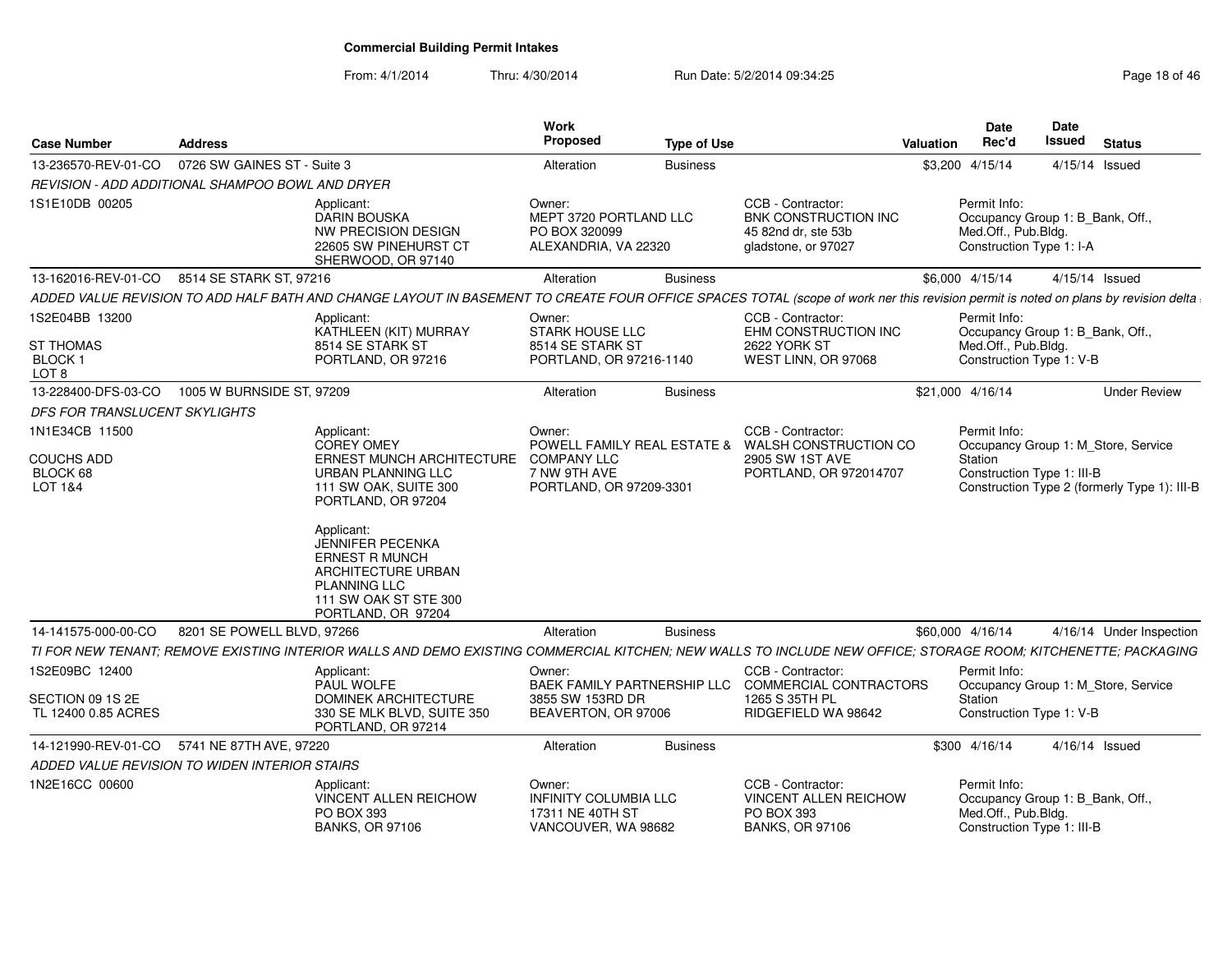# Commercial Building Permit Intakes

From: 4/1/2014 Thru: 4/30/2014 Run Date: 5/2/2014 09:34:25

| Case Number | Address | | Work Proposed | Type of Use | | Valuation | Date Rec'd | Date Issued | Status |
|---|---|---|---|---|---|---|---|---|---|
| 13-236570-REV-01-CO | 0726 SW GAINES ST - Suite 3 | | Alteration | Business | | $3,200 | 4/15/14 | 4/15/14 | Issued |
| *REVISION - ADD ADDITIONAL SHAMPOO BOWL AND DRYER* | | | | | | | | | |
| 1S1E10DB 00205 | | Applicant: DARIN BOUSKA NW PRECISION DESIGN 22605 SW PINEHURST CT SHERWOOD, OR 97140 | Owner: MEPT 3720 PORTLAND LLC PO BOX 320099 ALEXANDRIA, VA 22320 | | CCB - Contractor: BNK CONSTRUCTION INC 45 82nd dr, ste 53b gladstone, or 97027 | | Permit Info: Occupancy Group 1: B_Bank, Off., Med.Off., Pub.Bldg. Construction Type 1: I-A | | |
| 13-162016-REV-01-CO | 8514 SE STARK ST, 97216 | | Alteration | Business | | $6,000 | 4/15/14 | 4/15/14 | Issued |
| *ADDED VALUE REVISION TO ADD HALF BATH AND CHANGE LAYOUT IN BASEMENT TO CREATE FOUR OFFICE SPACES TOTAL (scope of work ner this revision permit is noted on plans by revision delta* | | | | | | | | | |
| 1S2E04BB 13200 ST THOMAS BLOCK 1 LOT 8 | | Applicant: KATHLEEN (KIT) MURRAY 8514 SE STARK ST PORTLAND, OR 97216 | Owner: STARK HOUSE LLC 8514 SE STARK ST PORTLAND, OR 97216-1140 | | CCB - Contractor: EHM CONSTRUCTION INC 2622 YORK ST WEST LINN, OR 97068 | | Permit Info: Occupancy Group 1: B_Bank, Off., Med.Off., Pub.Bldg. Construction Type 1: V-B | | |
| 13-228400-DFS-03-CO | 1005 W BURNSIDE ST, 97209 | | Alteration | Business | | $21,000 | 4/16/14 | | Under Review |
| *DFS FOR TRANSLUCENT SKYLIGHTS* | | | | | | | | | |
| 1N1E34CB 11500 COUCHS ADD BLOCK 68 LOT 1&4 | | Applicant: COREY OMEY ERNEST MUNCH ARCHITECTURE URBAN PLANNING LLC 111 SW OAK, SUITE 300 PORTLAND, OR 97204<br><br>Applicant: JENNIFER PECENKA ERNEST R MUNCH ARCHITECTURE URBAN PLANNING LLC 111 SW OAK ST STE 300 PORTLAND, OR 97204 | Owner: POWELL FAMILY REAL ESTATE & COMPANY LLC 7 NW 9TH AVE PORTLAND, OR 97209-3301 | | CCB - Contractor: WALSH CONSTRUCTION CO 2905 SW 1ST AVE PORTLAND, OR 972014707 | | Permit Info: Occupancy Group 1: M_Store, Service Station Construction Type 1: III-B Construction Type 2 (formerly Type 1): III-B | | |
| 14-141575-000-00-CO | 8201 SE POWELL BLVD, 97266 | | Alteration | Business | | $60,000 | 4/16/14 | 4/16/14 | Under Inspection |
| *TI FOR NEW TENANT; REMOVE EXISTING INTERIOR WALLS AND DEMO EXISTING COMMERCIAL KITCHEN; NEW WALLS TO INCLUDE NEW OFFICE; STORAGE ROOM; KITCHENETTE; PACKAGING* | | | | | | | | | |
| 1S2E09BC 12400 SECTION 09 1S 2E TL 12400 0.85 ACRES | | Applicant: PAUL WOLFE DOMINEK ARCHITECTURE 330 SE MLK BLVD, SUITE 350 PORTLAND, OR 97214 | Owner: BAEK FAMILY PARTNERSHIP LLC 3855 SW 153RD DR BEAVERTON, OR 97006 | | CCB - Contractor: COMMERCIAL CONTRACTORS 1265 S 35TH PL RIDGEFIELD WA 98642 | | Permit Info: Occupancy Group 1: M_Store, Service Station Construction Type 1: V-B | | |
| 14-121990-REV-01-CO | 5741 NE 87TH AVE, 97220 | | Alteration | Business | | $300 | 4/16/14 | 4/16/14 | Issued |
| *ADDED VALUE REVISION TO WIDEN INTERIOR STAIRS* | | | | | | | | | |
| 1N2E16CC 00600 | | Applicant: VINCENT ALLEN REICHOW PO BOX 393 BANKS, OR 97106 | Owner: INFINITY COLUMBIA LLC 17311 NE 40TH ST VANCOUVER, WA 98682 | | CCB - Contractor: VINCENT ALLEN REICHOW PO BOX 393 BANKS, OR 97106 | | Permit Info: Occupancy Group 1: B_Bank, Off., Med.Off., Pub.Bldg. Construction Type 1: III-B | | |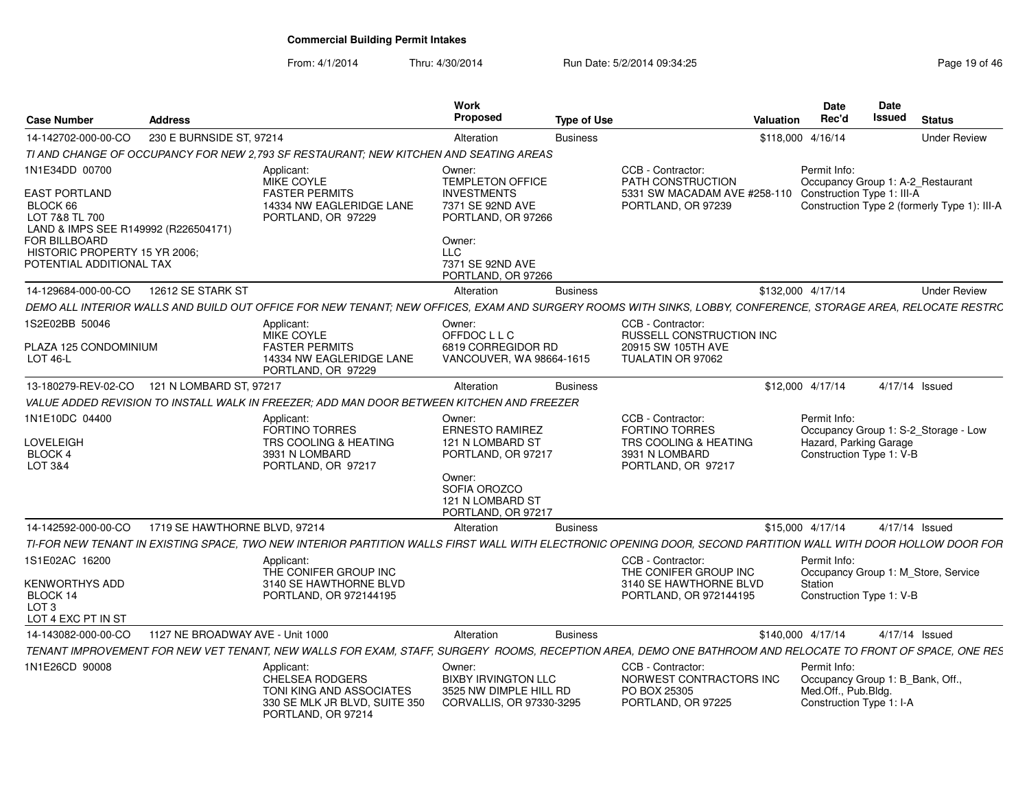# Commercial Building Permit Intakes

From: 4/1/2014 Thru: 4/30/2014 Run Date: 5/2/2014 09:34:25

| Case Number | Address | Work Proposed | Type of Use | Valuation | Date Rec'd | Date Issued | Status |
|---|---|---|---|---|---|---|---|
| 14-142702-000-00-CO | 230 E BURNSIDE ST, 97214 | Alteration | Business | $118,000 | 4/16/14 | | Under Review |

*TI AND CHANGE OF OCCUPANCY FOR NEW 2,793 SF RESTAURANT; NEW KITCHEN AND SEATING AREAS*

1N1E34DD 00700

EAST PORTLAND
BLOCK 66
LOT 7&8 TL 700
LAND & IMPS SEE R149992 (R226504171)
FOR BILLBOARD
HISTORIC PROPERTY 15 YR 2006;
POTENTIAL ADDITIONAL TAX

Applicant:
MIKE COYLE
FASTER PERMITS
14334 NW EAGLERIDGE LANE
PORTLAND, OR 97229

Owner:
TEMPLETON OFFICE INVESTMENTS
7371 SE 92ND AVE
PORTLAND, OR 97266

Owner:
LLC
7371 SE 92ND AVE
PORTLAND, OR 97266

CCB - Contractor:
PATH CONSTRUCTION
5331 SW MACADAM AVE #258-110
PORTLAND, OR 97239

Permit Info:
Occupancy Group 1: A-2_Restaurant
Construction Type 1: III-A
Construction Type 2 (formerly Type 1): III-A

| Case Number | Address | Work Proposed | Type of Use | Valuation | Date Rec'd | Date Issued | Status |
|---|---|---|---|---|---|---|---|
| 14-129684-000-00-CO | 12612 SE STARK ST | Alteration | Business | $132,000 | 4/17/14 | | Under Review |

*DEMO ALL INTERIOR WALLS AND BUILD OUT OFFICE FOR NEW TENANT; NEW OFFICES, EXAM AND SURGERY ROOMS WITH SINKS, LOBBY, CONFERENCE, STORAGE AREA, RELOCATE RESTRC*

1S2E02BB 50046

PLAZA 125 CONDOMINIUM
LOT 46-L

Applicant:
MIKE COYLE
FASTER PERMITS
14334 NW EAGLERIDGE LANE
PORTLAND, OR 97229

Owner:
OFFDOC L L C
6819 CORREGIDOR RD
VANCOUVER, WA 98664-1615

CCB - Contractor:
RUSSELL CONSTRUCTION INC
20915 SW 105TH AVE
TUALATIN OR 97062

| Case Number | Address | Work Proposed | Type of Use | Valuation | Date Rec'd | Date Issued | Status |
|---|---|---|---|---|---|---|---|
| 13-180279-REV-02-CO | 121 N LOMBARD ST, 97217 | Alteration | Business | $12,000 | 4/17/14 | 4/17/14 | Issued |

*VALUE ADDED REVISION TO INSTALL WALK IN FREEZER; ADD MAN DOOR BETWEEN KITCHEN AND FREEZER*

1N1E10DC 04400

LOVELEIGH
BLOCK 4
LOT 3&4

Applicant:
FORTINO TORRES
TRS COOLING & HEATING
3931 N LOMBARD
PORTLAND, OR 97217

Owner:
ERNESTO RAMIREZ
121 N LOMBARD ST
PORTLAND, OR 97217

Owner:
SOFIA OROZCO
121 N LOMBARD ST
PORTLAND, OR 97217

CCB - Contractor:
FORTINO TORRES
TRS COOLING & HEATING
3931 N LOMBARD
PORTLAND, OR 97217

Permit Info:
Occupancy Group 1: S-2_Storage - Low Hazard, Parking Garage
Construction Type 1: V-B

| Case Number | Address | Work Proposed | Type of Use | Valuation | Date Rec'd | Date Issued | Status |
|---|---|---|---|---|---|---|---|
| 14-142592-000-00-CO | 1719 SE HAWTHORNE BLVD, 97214 | Alteration | Business | $15,000 | 4/17/14 | 4/17/14 | Issued |

*TI-FOR NEW TENANT IN EXISTING SPACE, TWO NEW INTERIOR PARTITION WALLS FIRST WALL WITH ELECTRONIC OPENING DOOR, SECOND PARTITION WALL WITH DOOR HOLLOW DOOR FOR*

1S1E02AC 16200

KENWORTHYS ADD
BLOCK 14
LOT 3
LOT 4 EXC PT IN ST

Applicant:
THE CONIFER GROUP INC
3140 SE HAWTHORNE BLVD
PORTLAND, OR 972144195

CCB - Contractor:
THE CONIFER GROUP INC
3140 SE HAWTHORNE BLVD
PORTLAND, OR 972144195

Permit Info:
Occupancy Group 1: M_Store, Service Station
Construction Type 1: V-B

| Case Number | Address | Work Proposed | Type of Use | Valuation | Date Rec'd | Date Issued | Status |
|---|---|---|---|---|---|---|---|
| 14-143082-000-00-CO | 1127 NE BROADWAY AVE - Unit 1000 | Alteration | Business | $140,000 | 4/17/14 | 4/17/14 | Issued |

*TENANT IMPROVEMENT FOR NEW VET TENANT, NEW WALLS FOR EXAM, STAFF, SURGERY ROOMS, RECEPTION AREA, DEMO ONE BATHROOM AND RELOCATE TO FRONT OF SPACE, ONE RES*

1N1E26CD 90008

Applicant:
CHELSEA RODGERS
TONI KING AND ASSOCIATES
330 SE MLK JR BLVD, SUITE 350
PORTLAND, OR 97214

Owner:
BIXBY IRVINGTON LLC
3525 NW DIMPLE HILL RD
CORVALLIS, OR 97330-3295

CCB - Contractor:
NORWEST CONTRACTORS INC
PO BOX 25305
PORTLAND, OR 97225

Permit Info:
Occupancy Group 1: B_Bank, Off., Med.Off., Pub.Bldg.
Construction Type 1: I-A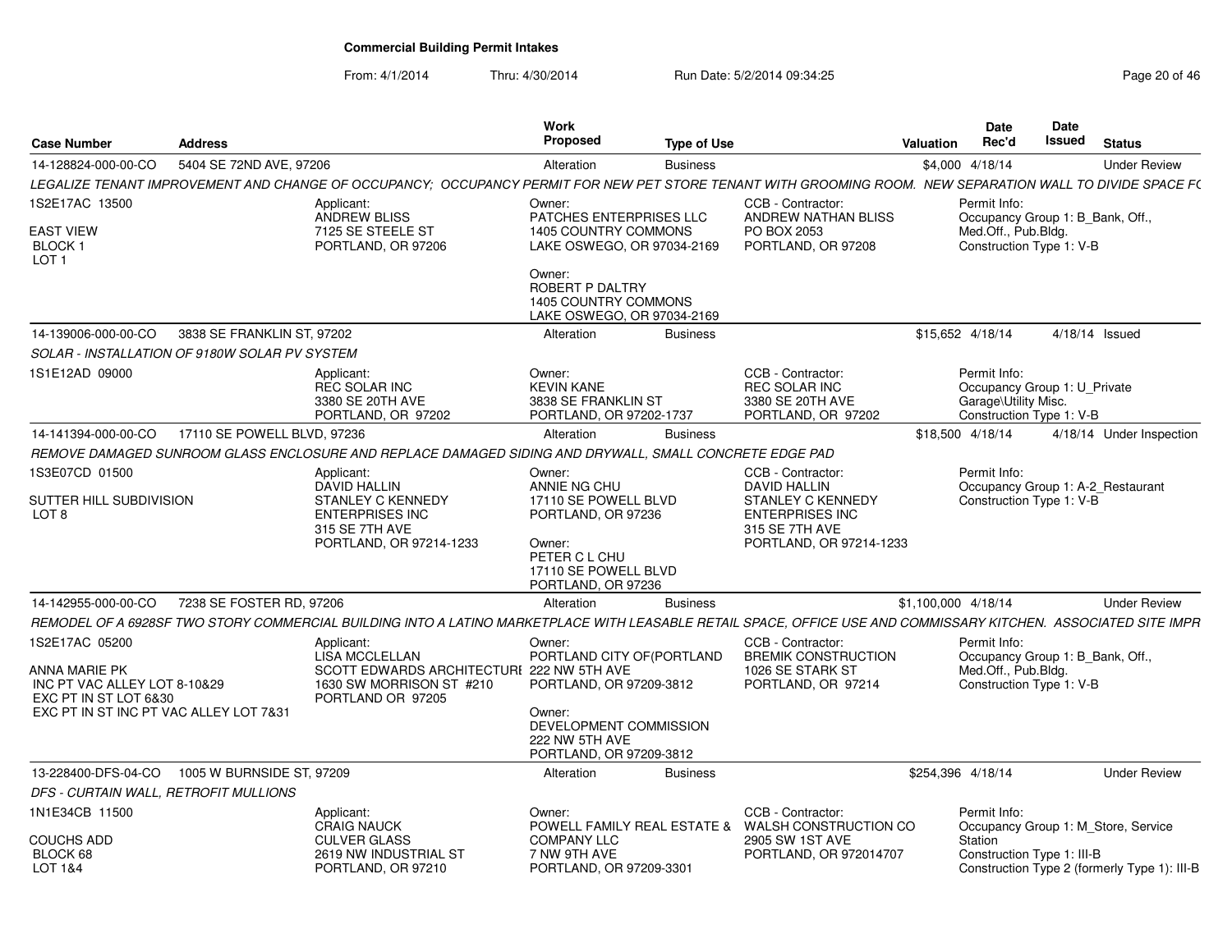# Commercial Building Permit Intakes

From: 4/1/2014 Thru: 4/30/2014 Run Date: 5/2/2014 09:34:25

| Case Number | Address | Work Proposed | Type of Use | Valuation | Date Rec'd | Date Issued | Status |
|---|---|---|---|---|---|---|---|
| 14-128824-000-00-CO | 5404 SE 72ND AVE, 97206 | Alteration | Business | $4,000 | 4/18/14 | | Under Review |

LEGALIZE TENANT IMPROVEMENT AND CHANGE OF OCCUPANCY; OCCUPANCY PERMIT FOR NEW PET STORE TENANT WITH GROOMING ROOM. NEW SEPARATION WALL TO DIVIDE SPACE FC

1S2E17AC 13500
EAST VIEW
BLOCK 1
LOT 1

Applicant: ANDREW BLISS, 7125 SE STEELE ST, PORTLAND, OR 97206

Owner: PATCHES ENTERPRISES LLC, 1405 COUNTRY COMMONS, LAKE OSWEGO, OR 97034-2169

Owner: ROBERT P DALTRY, 1405 COUNTRY COMMONS, LAKE OSWEGO, OR 97034-2169

CCB - Contractor: ANDREW NATHAN BLISS, PO BOX 2053, PORTLAND, OR 97208

Permit Info: Occupancy Group 1: B_Bank, Off., Med.Off., Pub.Bldg. Construction Type 1: V-B

| Case Number | Address | Work Proposed | Type of Use | Valuation | Date Rec'd | Date Issued | Status |
|---|---|---|---|---|---|---|---|
| 14-139006-000-00-CO | 3838 SE FRANKLIN ST, 97202 | Alteration | Business | $15,652 | 4/18/14 | 4/18/14 | Issued |

SOLAR - INSTALLATION OF 9180W SOLAR PV SYSTEM

1S1E12AD 09000

Applicant: REC SOLAR INC, 3380 SE 20TH AVE, PORTLAND, OR 97202

Owner: KEVIN KANE, 3838 SE FRANKLIN ST, PORTLAND, OR 97202-1737

CCB - Contractor: REC SOLAR INC, 3380 SE 20TH AVE, PORTLAND, OR 97202

Permit Info: Occupancy Group 1: U_Private Garage\Utility Misc. Construction Type 1: V-B

| Case Number | Address | Work Proposed | Type of Use | Valuation | Date Rec'd | Date Issued | Status |
|---|---|---|---|---|---|---|---|
| 14-141394-000-00-CO | 17110 SE POWELL BLVD, 97236 | Alteration | Business | $18,500 | 4/18/14 | 4/18/14 | Under Inspection |

REMOVE DAMAGED SUNROOM GLASS ENCLOSURE AND REPLACE DAMAGED SIDING AND DRYWALL, SMALL CONCRETE EDGE PAD

1S3E07CD 01500
SUTTER HILL SUBDIVISION
LOT 8

Applicant: DAVID HALLIN, STANLEY C KENNEDY ENTERPRISES INC, 315 SE 7TH AVE, PORTLAND, OR 97214-1233

Owner: ANNIE NG CHU, 17110 SE POWELL BLVD, PORTLAND, OR 97236

Owner: PETER C L CHU, 17110 SE POWELL BLVD, PORTLAND, OR 97236

CCB - Contractor: DAVID HALLIN, STANLEY C KENNEDY ENTERPRISES INC, 315 SE 7TH AVE, PORTLAND, OR 97214-1233

Permit Info: Occupancy Group 1: A-2_Restaurant Construction Type 1: V-B

| Case Number | Address | Work Proposed | Type of Use | Valuation | Date Rec'd | Date Issued | Status |
|---|---|---|---|---|---|---|---|
| 14-142955-000-00-CO | 7238 SE FOSTER RD, 97206 | Alteration | Business | $1,100,000 | 4/18/14 | | Under Review |

REMODEL OF A 6928SF TWO STORY COMMERCIAL BUILDING INTO A LATINO MARKETPLACE WITH LEASABLE RETAIL SPACE, OFFICE USE AND COMMISSARY KITCHEN. ASSOCIATED SITE IMPR

1S2E17AC 05200
ANNA MARIE PK
INC PT VAC ALLEY LOT 8-10&29
EXC PT IN ST LOT 6&30
EXC PT IN ST INC PT VAC ALLEY LOT 7&31

Applicant: LISA MCCLELLAN, SCOTT EDWARDS ARCHITECTURE, 1630 SW MORRISON ST #210, PORTLAND OR 97205

Owner: PORTLAND CITY OF(PORTLAND, 222 NW 5TH AVE, PORTLAND, OR 97209-3812

Owner: DEVELOPMENT COMMISSION, 222 NW 5TH AVE, PORTLAND, OR 97209-3812

CCB - Contractor: BREMIK CONSTRUCTION, 1026 SE STARK ST, PORTLAND, OR 97214

Permit Info: Occupancy Group 1: B_Bank, Off., Med.Off., Pub.Bldg. Construction Type 1: V-B

| Case Number | Address | Work Proposed | Type of Use | Valuation | Date Rec'd | Date Issued | Status |
|---|---|---|---|---|---|---|---|
| 13-228400-DFS-04-CO | 1005 W BURNSIDE ST, 97209 | Alteration | Business | $254,396 | 4/18/14 | | Under Review |

DFS - CURTAIN WALL, RETROFIT MULLIONS

1N1E34CB 11500
COUCHS ADD
BLOCK 68
LOT 1&4

Applicant: CRAIG NAUCK, CULVER GLASS, 2619 NW INDUSTRIAL ST, PORTLAND, OR 97210

Owner: POWELL FAMILY REAL ESTATE & COMPANY LLC, 7 NW 9TH AVE, PORTLAND, OR 97209-3301

CCB - Contractor: WALSH CONSTRUCTION CO, 2905 SW 1ST AVE, PORTLAND, OR 972014707

Permit Info: Occupancy Group 1: M_Store, Service Station Construction Type 1: III-B Construction Type 2 (formerly Type 1): III-B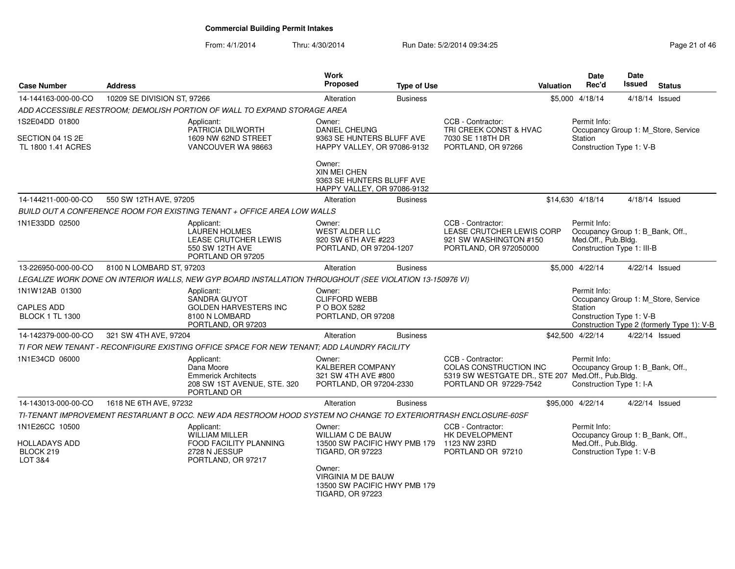# Commercial Building Permit Intakes

From: 4/1/2014 Thru: 4/30/2014 Run Date: 5/2/2014 09:34:25

| Case Number | Address | Work Proposed | Type of Use | Valuation | Date Rec'd | Date Issued | Status |
|---|---|---|---|---|---|---|---|
| 14-144163-000-00-CO | 10209 SE DIVISION ST, 97266 | Alteration | Business | $5,000 | 4/18/14 | 4/18/14 | Issued |

*ADD ACCESSIBLE RESTROOM; DEMOLISH PORTION OF WALL TO EXPAND STORAGE AREA*

1S2E04DD 01800
SECTION 04 1S 2E
TL 1800 1.41 ACRES

Applicant: PATRICIA DILWORTH, 1609 NW 62ND STREET, VANCOUVER WA 98663

Owner: DANIEL CHEUNG, 9363 SE HUNTERS BLUFF AVE, HAPPY VALLEY, OR 97086-9132

Owner: XIN MEI CHEN, 9363 SE HUNTERS BLUFF AVE, HAPPY VALLEY, OR 97086-9132

CCB - Contractor: TRI CREEK CONST & HVAC, 7030 SE 118TH DR, PORTLAND, OR 97266

Permit Info: Occupancy Group 1: M_Store, Service Station; Construction Type 1: V-B

| Case Number | Address | Work Proposed | Type of Use | Valuation | Date Rec'd | Date Issued | Status |
|---|---|---|---|---|---|---|---|
| 14-144211-000-00-CO | 550 SW 12TH AVE, 97205 | Alteration | Business | $14,630 | 4/18/14 | 4/18/14 | Issued |

*BUILD OUT A CONFERENCE ROOM FOR EXISTING TENANT + OFFICE AREA LOW WALLS*

1N1E33DD 02500

Applicant: LAUREN HOLMES, LEASE CRUTCHER LEWIS, 550 SW 12TH AVE, PORTLAND OR 97205

Owner: WEST ALDER LLC, 920 SW 6TH AVE #223, PORTLAND, OR 97204-1207

CCB - Contractor: LEASE CRUTCHER LEWIS CORP, 921 SW WASHINGTON #150, PORTLAND, OR 972050000

Permit Info: Occupancy Group 1: B_Bank, Off., Med.Off., Pub.Bldg.; Construction Type 1: III-B

| Case Number | Address | Work Proposed | Type of Use | Valuation | Date Rec'd | Date Issued | Status |
|---|---|---|---|---|---|---|---|
| 13-226950-000-00-CO | 8100 N LOMBARD ST, 97203 | Alteration | Business | $5,000 | 4/22/14 | 4/22/14 | Issued |

*LEGALIZE WORK DONE ON INTERIOR WALLS, NEW GYP BOARD INSTALLATION THROUGHOUT (SEE VIOLATION 13-150976 VI)*

1N1W12AB 01300
CAPLES ADD
BLOCK 1 TL 1300

Applicant: SANDRA GUYOT, GOLDEN HARVESTERS INC, 8100 N LOMBARD, PORTLAND, OR 97203

Owner: CLIFFORD WEBB, P O BOX 5282, PORTLAND, OR 97208

Permit Info: Occupancy Group 1: M_Store, Service Station; Construction Type 1: V-B; Construction Type 2 (formerly Type 1): V-B

| Case Number | Address | Work Proposed | Type of Use | Valuation | Date Rec'd | Date Issued | Status |
|---|---|---|---|---|---|---|---|
| 14-142379-000-00-CO | 321 SW 4TH AVE, 97204 | Alteration | Business | $42,500 | 4/22/14 | 4/22/14 | Issued |

*TI FOR NEW TENANT - RECONFIGURE EXISTING OFFICE SPACE FOR NEW TENANT; ADD LAUNDRY FACILITY*

1N1E34CD 06000

Applicant: Dana Moore, Emmerick Architects, 208 SW 1ST AVENUE, STE. 320, PORTLAND OR

Owner: KALBERER COMPANY, 321 SW 4TH AVE #800, PORTLAND, OR 97204-2330

CCB - Contractor: COLAS CONSTRUCTION INC, 5319 SW WESTGATE DR., STE 207, PORTLAND OR 97229-7542

Permit Info: Occupancy Group 1: B_Bank, Off., Med.Off., Pub.Bldg.; Construction Type 1: I-A

| Case Number | Address | Work Proposed | Type of Use | Valuation | Date Rec'd | Date Issued | Status |
|---|---|---|---|---|---|---|---|
| 14-143013-000-00-CO | 1618 NE 6TH AVE, 97232 | Alteration | Business | $95,000 | 4/22/14 | 4/22/14 | Issued |

*TI-TENANT IMPROVEMENT RESTAURANT B OCC. NEW ADA RESTROOM HOOD SYSTEM NO CHANGE TO EXTERIORTRASH ENCLOSURE-60SF*

1N1E26CC 10500
HOLLADAYS ADD
BLOCK 219
LOT 3&4

Applicant: WILLIAM MILLER, FOOD FACILITY PLANNING, 2728 N JESSUP, PORTLAND, OR 97217

Owner: WILLIAM C DE BAUW, 13500 SW PACIFIC HWY PMB 179, TIGARD, OR 97223

Owner: VIRGINIA M DE BAUW, 13500 SW PACIFIC HWY PMB 179, TIGARD, OR 97223

CCB - Contractor: HK DEVELOPMENT, 1123 NW 23RD, PORTLAND OR 97210

Permit Info: Occupancy Group 1: B_Bank, Off., Med.Off., Pub.Bldg.; Construction Type 1: V-B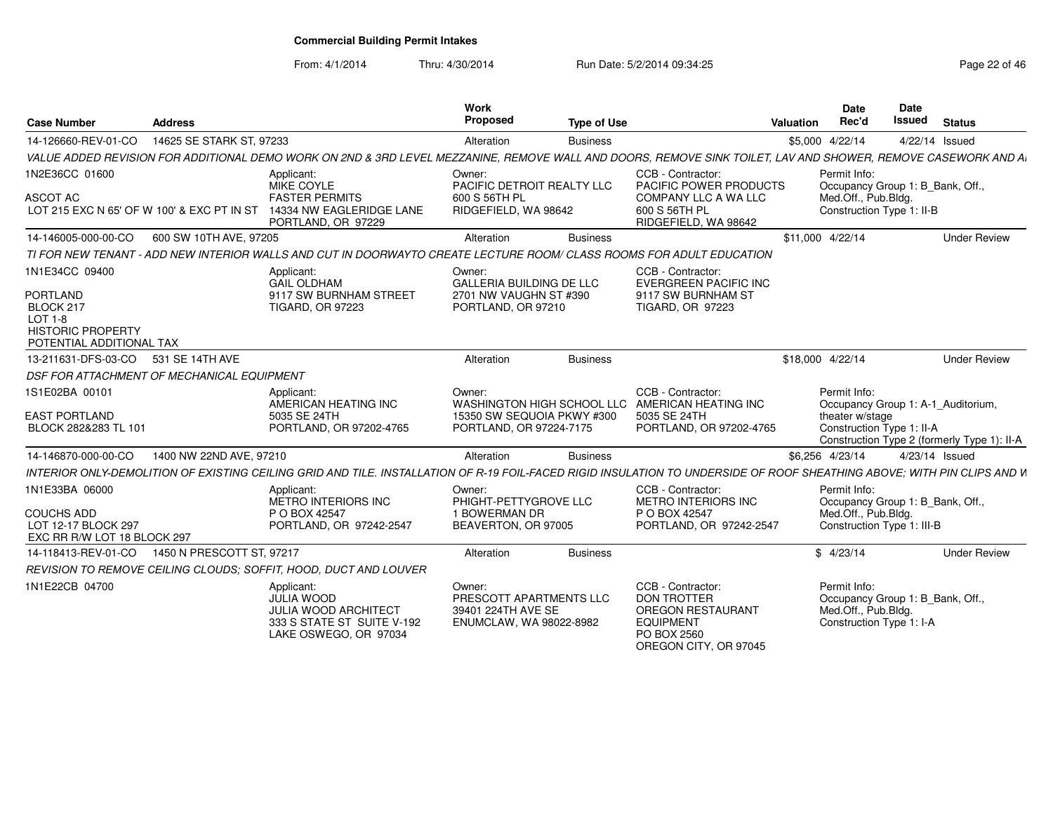## Commercial Building Permit Intakes

From: 4/1/2014 Thru: 4/30/2014 Run Date: 5/2/2014 09:34:25

| Case Number | Address | Work Proposed | Type of Use | Valuation | Date Rec'd | Date Issued | Status |
|---|---|---|---|---|---|---|---|
| 14-126660-REV-01-CO | 14625 SE STARK ST, 97233 | Alteration | Business | $5,000 | 4/22/14 | 4/22/14 | Issued |

VALUE ADDED REVISION FOR ADDITIONAL DEMO WORK ON 2ND & 3RD LEVEL MEZZANINE, REMOVE WALL AND DOORS, REMOVE SINK TOILET, LAV AND SHOWER, REMOVE CASEWORK AND A

1N2E36CC 01600

ASCOT AC
LOT 215 EXC N 65' OF W 100' & EXC PT IN ST

Applicant:
MIKE COYLE
FASTER PERMITS
14334 NW EAGLERIDGE LANE
PORTLAND, OR 97229

Owner:
PACIFIC DETROIT REALTY LLC
600 S 56TH PL
RIDGEFIELD, WA 98642

CCB - Contractor:
PACIFIC POWER PRODUCTS COMPANY LLC A WA LLC
600 S 56TH PL
RIDGEFIELD, WA 98642

Permit Info:
Occupancy Group 1: B_Bank, Off., Med.Off., Pub.Bldg.
Construction Type 1: II-B

| Case Number | Address | Work Proposed | Type of Use | Valuation | Date Rec'd | Date Issued | Status |
|---|---|---|---|---|---|---|---|
| 14-146005-000-00-CO | 600 SW 10TH AVE, 97205 | Alteration | Business | $11,000 | 4/22/14 | | Under Review |

TI FOR NEW TENANT - ADD NEW INTERIOR WALLS AND CUT IN DOORWAYTO CREATE LECTURE ROOM/ CLASS ROOMS FOR ADULT EDUCATION

1N1E34CC 09400

PORTLAND
BLOCK 217
LOT 1-8
HISTORIC PROPERTY
POTENTIAL ADDITIONAL TAX

Applicant:
GAIL OLDHAM
9117 SW BURNHAM STREET
TIGARD, OR 97223

Owner:
GALLERIA BUILDING DE LLC
2701 NW VAUGHN ST #390
PORTLAND, OR 97210

CCB - Contractor:
EVERGREEN PACIFIC INC
9117 SW BURNHAM ST
TIGARD, OR 97223

| Case Number | Address | Work Proposed | Type of Use | Valuation | Date Rec'd | Date Issued | Status |
|---|---|---|---|---|---|---|---|
| 13-211631-DFS-03-CO | 531 SE 14TH AVE | Alteration | Business | $18,000 | 4/22/14 | | Under Review |

DSF FOR ATTACHMENT OF MECHANICAL EQUIPMENT

1S1E02BA 00101

EAST PORTLAND
BLOCK 282&283 TL 101

Applicant:
AMERICAN HEATING INC
5035 SE 24TH
PORTLAND, OR 97202-4765

Owner:
WASHINGTON HIGH SCHOOL LLC
15350 SW SEQUOIA PKWY #300
PORTLAND, OR 97224-7175

CCB - Contractor:
AMERICAN HEATING INC
5035 SE 24TH
PORTLAND, OR 97202-4765

Permit Info:
Occupancy Group 1: A-1_Auditorium, theater w/stage
Construction Type 1: II-A
Construction Type 2 (formerly Type 1): II-A

| Case Number | Address | Work Proposed | Type of Use | Valuation | Date Rec'd | Date Issued | Status |
|---|---|---|---|---|---|---|---|
| 14-146870-000-00-CO | 1400 NW 22ND AVE, 97210 | Alteration | Business | $6,256 | 4/23/14 | 4/23/14 | Issued |

INTERIOR ONLY-DEMOLITION OF EXISTING CEILING GRID AND TILE. INSTALLATION OF R-19 FOIL-FACED RIGID INSULATION TO UNDERSIDE OF ROOF SHEATHING ABOVE; WITH PIN CLIPS AND W

1N1E33BA 06000

COUCHS ADD
LOT 12-17 BLOCK 297
EXC RR R/W LOT 18 BLOCK 297

Applicant:
METRO INTERIORS INC
P O BOX 42547
PORTLAND, OR 97242-2547

Owner:
PHIGHT-PETTYGROVE LLC
1 BOWERMAN DR
BEAVERTON, OR 97005

CCB - Contractor:
METRO INTERIORS INC
P O BOX 42547
PORTLAND, OR 97242-2547

Permit Info:
Occupancy Group 1: B_Bank, Off., Med.Off., Pub.Bldg.
Construction Type 1: III-B

| Case Number | Address | Work Proposed | Type of Use | Valuation | Date Rec'd | Date Issued | Status |
|---|---|---|---|---|---|---|---|
| 14-118413-REV-01-CO | 1450 N PRESCOTT ST, 97217 | Alteration | Business | $ | 4/23/14 | | Under Review |

REVISION TO REMOVE CEILING CLOUDS; SOFFIT, HOOD, DUCT AND LOUVER

1N1E22CB 04700

Applicant:
JULIA WOOD
JULIA WOOD ARCHITECT
333 S STATE ST SUITE V-192
LAKE OSWEGO, OR 97034

Owner:
PRESCOTT APARTMENTS LLC
39401 224TH AVE SE
ENUMCLAW, WA 98022-8982

CCB - Contractor:
DON TROTTER
OREGON RESTAURANT EQUIPMENT
PO BOX 2560
OREGON CITY, OR 97045

Permit Info:
Occupancy Group 1: B_Bank, Off., Med.Off., Pub.Bldg.
Construction Type 1: I-A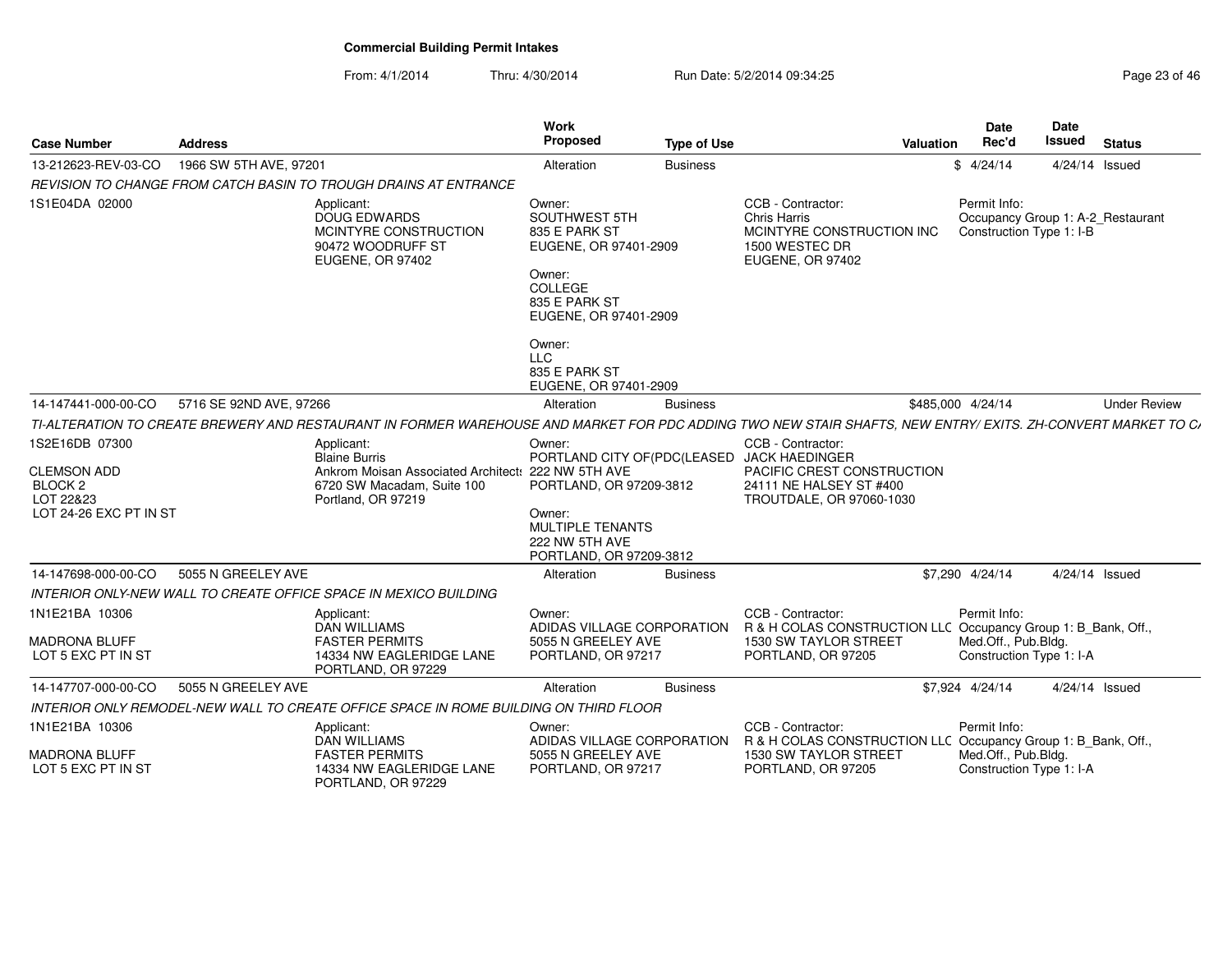# Commercial Building Permit Intakes

From: 4/1/2014 Thru: 4/30/2014 Run Date: 5/2/2014 09:34:25

| Case Number | Address | Work Proposed | Type of Use | Valuation | Date Rec'd | Date Issued | Status |
|---|---|---|---|---|---|---|---|
| 13-212623-REV-03-CO | 1966 SW 5TH AVE, 97201 | Alteration | Business | $ | 4/24/14 | 4/24/14 | Issued |

*REVISION TO CHANGE FROM CATCH BASIN TO TROUGH DRAINS AT ENTRANCE*

1S1E04DA 02000

Applicant: DOUG EDWARDS, MCINTYRE CONSTRUCTION, 90472 WOODRUFF ST, EUGENE, OR 97402

Owner: SOUTHWEST 5TH, 835 E PARK ST, EUGENE, OR 97401-2909

Owner: COLLEGE, 835 E PARK ST, EUGENE, OR 97401-2909

Owner: LLC, 835 E PARK ST, EUGENE, OR 97401-2909

CCB - Contractor: Chris Harris, MCINTYRE CONSTRUCTION INC, 1500 WESTEC DR, EUGENE, OR 97402

Permit Info: Occupancy Group 1: A-2_Restaurant, Construction Type 1: I-B

---

| Case Number | Address | Work Proposed | Type of Use | Valuation | Date Rec'd | Date Issued | Status |
|---|---|---|---|---|---|---|---|
| 14-147441-000-00-CO | 5716 SE 92ND AVE, 97266 | Alteration | Business | $485,000 | 4/24/14 | | Under Review |

*TI-ALTERATION TO CREATE BREWERY AND RESTAURANT IN FORMER WAREHOUSE AND MARKET FOR PDC ADDING TWO NEW STAIR SHAFTS, NEW ENTRY/ EXITS. ZH-CONVERT MARKET TO C/*

1S2E16DB 07300

CLEMSON ADD
BLOCK 2
LOT 22&23
LOT 24-26 EXC PT IN ST

Applicant: Blaine Burris, Ankrom Moisan Associated Architects, 6720 SW Macadam, Suite 100, Portland, OR 97219

Owner: PORTLAND CITY OF(PDC(LEASED, 222 NW 5TH AVE, PORTLAND, OR 97209-3812

Owner: MULTIPLE TENANTS, 222 NW 5TH AVE, PORTLAND, OR 97209-3812

CCB - Contractor: JACK HAEDINGER, PACIFIC CREST CONSTRUCTION, 24111 NE HALSEY ST #400, TROUTDALE, OR 97060-1030

---

| Case Number | Address | Work Proposed | Type of Use | Valuation | Date Rec'd | Date Issued | Status |
|---|---|---|---|---|---|---|---|
| 14-147698-000-00-CO | 5055 N GREELEY AVE | Alteration | Business | $7,290 | 4/24/14 | 4/24/14 | Issued |

*INTERIOR ONLY-NEW WALL TO CREATE OFFICE SPACE IN MEXICO BUILDING*

1N1E21BA 10306

MADRONA BLUFF
LOT 5 EXC PT IN ST

Applicant: DAN WILLIAMS, FASTER PERMITS, 14334 NW EAGLERIDGE LANE, PORTLAND, OR 97229

Owner: ADIDAS VILLAGE CORPORATION, 5055 N GREELEY AVE, PORTLAND, OR 97217

CCB - Contractor: R & H COLAS CONSTRUCTION LLC, 1530 SW TAYLOR STREET, PORTLAND, OR 97205

Permit Info: Occupancy Group 1: B_Bank, Off., Med.Off., Pub.Bldg., Construction Type 1: I-A

---

| Case Number | Address | Work Proposed | Type of Use | Valuation | Date Rec'd | Date Issued | Status |
|---|---|---|---|---|---|---|---|
| 14-147707-000-00-CO | 5055 N GREELEY AVE | Alteration | Business | $7,924 | 4/24/14 | 4/24/14 | Issued |

*INTERIOR ONLY REMODEL-NEW WALL TO CREATE OFFICE SPACE IN ROME BUILDING ON THIRD FLOOR*

1N1E21BA 10306

MADRONA BLUFF
LOT 5 EXC PT IN ST

Applicant: DAN WILLIAMS, FASTER PERMITS, 14334 NW EAGLERIDGE LANE, PORTLAND, OR 97229

Owner: ADIDAS VILLAGE CORPORATION, 5055 N GREELEY AVE, PORTLAND, OR 97217

CCB - Contractor: R & H COLAS CONSTRUCTION LLC, 1530 SW TAYLOR STREET, PORTLAND, OR 97205

Permit Info: Occupancy Group 1: B_Bank, Off., Med.Off., Pub.Bldg., Construction Type 1: I-A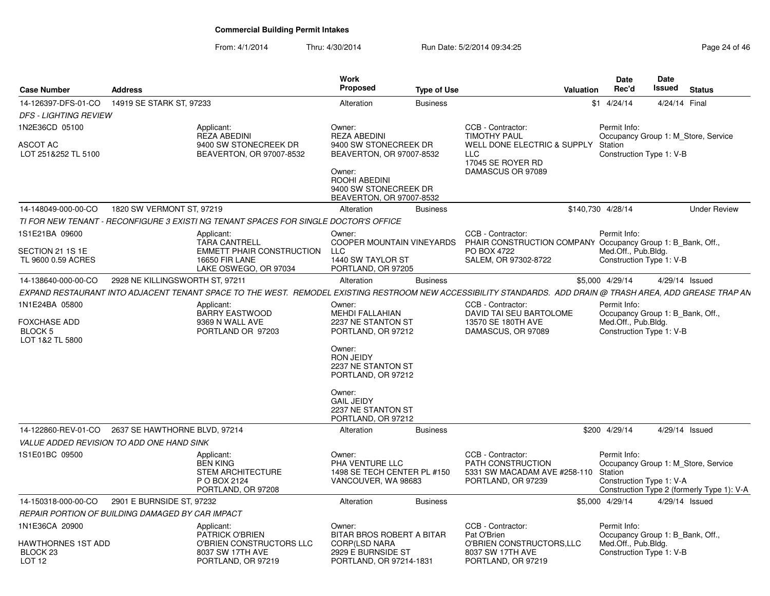# Commercial Building Permit Intakes

From: 4/1/2014 Thru: 4/30/2014 Run Date: 5/2/2014 09:34:25

| Case Number | Address | Work Proposed | Type of Use | Valuation | Date Rec'd | Date Issued | Status |
|---|---|---|---|---|---|---|---|
| 14-126397-DFS-01-CO | 14919 SE STARK ST, 97233 | Alteration | Business | $1 | 4/24/14 | 4/24/14 | Final |

*DFS - LIGHTING REVIEW*

- 1N2E36CD 05100
- ASCOT AC
- LOT 251&252 TL 5100

Applicant: REZA ABEDINI, 9400 SW STONECREEK DR, BEAVERTON, OR 97007-8532

Owner: REZA ABEDINI, 9400 SW STONECREEK DR, BEAVERTON, OR 97007-8532

Owner: ROOHI ABEDINI, 9400 SW STONECREEK DR, BEAVERTON, OR 97007-8532

CCB - Contractor: TIMOTHY PAUL, WELL DONE ELECTRIC & SUPPLY LLC, 17045 SE ROYER RD, DAMASCUS OR 97089

Permit Info: Occupancy Group 1: M_Store, Service Station; Construction Type 1: V-B

---

| Case Number | Address | Work Proposed | Type of Use | Valuation | Date Rec'd | Date Issued | Status |
|---|---|---|---|---|---|---|---|
| 14-148049-000-00-CO | 1820 SW VERMONT ST, 97219 | Alteration | Business | $140,730 | 4/28/14 | | Under Review |

*TI FOR NEW TENANT - RECONFIGURE 3 EXISTI NG TENANT SPACES FOR SINGLE DOCTOR'S OFFICE*

- 1S1E21BA 09600
- SECTION 21 1S 1E
- TL 9600 0.59 ACRES

Applicant: TARA CANTRELL, EMMETT PHAIR CONSTRUCTION, 16650 FIR LANE, LAKE OSWEGO, OR 97034

Owner: COOPER MOUNTAIN VINEYARDS LLC, 1440 SW TAYLOR ST, PORTLAND, OR 97205

CCB - Contractor: PHAIR CONSTRUCTION COMPANY, PO BOX 4722, SALEM, OR 97302-8722

Permit Info: Occupancy Group 1: B_Bank, Off., Med.Off., Pub.Bldg.; Construction Type 1: V-B

---

| Case Number | Address | Work Proposed | Type of Use | Valuation | Date Rec'd | Date Issued | Status |
|---|---|---|---|---|---|---|---|
| 14-138640-000-00-CO | 2928 NE KILLINGSWORTH ST, 97211 | Alteration | Business | $5,000 | 4/29/14 | 4/29/14 | Issued |

*EXPAND RESTAURANT INTO ADJACENT TENANT SPACE TO THE WEST. REMODEL EXISTING RESTROOM NEW ACCESSIBILITY STANDARDS. ADD DRAIN @ TRASH AREA, ADD GREASE TRAP AN*

- 1N1E24BA 05800
- FOXCHASE ADD
- BLOCK 5
- LOT 1&2 TL 5800

Applicant: BARRY EASTWOOD, 9369 N WALL AVE, PORTLAND OR 97203

Owner: MEHDI FALLAHIAN, 2237 NE STANTON ST, PORTLAND, OR 97212

Owner: RON JEIDY, 2237 NE STANTON ST, PORTLAND, OR 97212

Owner: GAIL JEIDY, 2237 NE STANTON ST, PORTLAND, OR 97212

CCB - Contractor: DAVID TAI SEU BARTOLOME, 13570 SE 180TH AVE, DAMASCUS, OR 97089

Permit Info: Occupancy Group 1: B_Bank, Off., Med.Off., Pub.Bldg.; Construction Type 1: V-B

---

| Case Number | Address | Work Proposed | Type of Use | Valuation | Date Rec'd | Date Issued | Status |
|---|---|---|---|---|---|---|---|
| 14-122860-REV-01-CO | 2637 SE HAWTHORNE BLVD, 97214 | Alteration | Business | $200 | 4/29/14 | 4/29/14 | Issued |

*VALUE ADDED REVISION TO ADD ONE HAND SINK*

- 1S1E01BC 09500

Applicant: BEN KING, STEM ARCHITECTURE, P O BOX 2124, PORTLAND, OR 97208

Owner: PHA VENTURE LLC, 1498 SE TECH CENTER PL #150, VANCOUVER, WA 98683

CCB - Contractor: PATH CONSTRUCTION, 5331 SW MACADAM AVE #258-110, PORTLAND, OR 97239

Permit Info: Occupancy Group 1: M_Store, Service Station; Construction Type 1: V-A; Construction Type 2 (formerly Type 1): V-A

---

| Case Number | Address | Work Proposed | Type of Use | Valuation | Date Rec'd | Date Issued | Status |
|---|---|---|---|---|---|---|---|
| 14-150318-000-00-CO | 2901 E BURNSIDE ST, 97232 | Alteration | Business | $5,000 | 4/29/14 | 4/29/14 | Issued |

*REPAIR PORTION OF BUILDING DAMAGED BY CAR IMPACT*

- 1N1E36CA 20900
- HAWTHORNES 1ST ADD
- BLOCK 23
- LOT 12

Applicant: PATRICK O'BRIEN, O'BRIEN CONSTRUCTORS LLC, 8037 SW 17TH AVE, PORTLAND, OR 97219

Owner: BITAR BROS ROBERT A BITAR CORP(LSD NARA, 2929 E BURNSIDE ST, PORTLAND, OR 97214-1831

CCB - Contractor: Pat O'Brien, O'BRIEN CONSTRUCTORS,LLC, 8037 SW 17TH AVE, PORTLAND, OR 97219

Permit Info: Occupancy Group 1: B_Bank, Off., Med.Off., Pub.Bldg.; Construction Type 1: V-B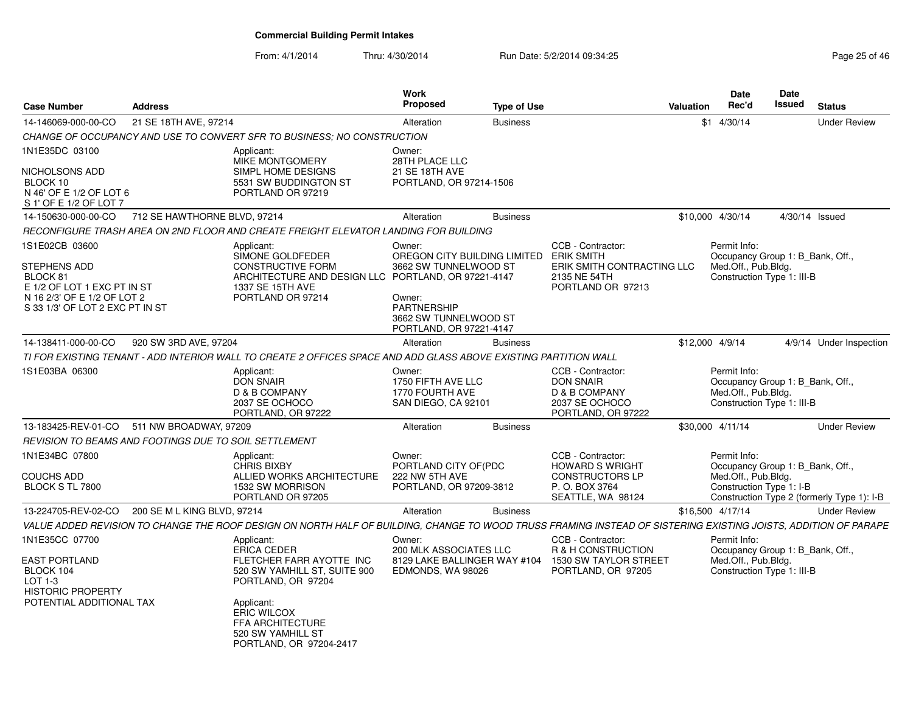# Commercial Building Permit Intakes

From: 4/1/2014 Thru: 4/30/2014 Run Date: 5/2/2014 09:34:25

| Case Number | Address | Work Proposed | Type of Use | Valuation | Date Rec'd | Date Issued | Status |
|---|---|---|---|---|---|---|---|
| 14-146069-000-00-CO | 21 SE 18TH AVE, 97214 | Alteration | Business | $1 | 4/30/14 | | Under Review |

CHANGE OF OCCUPANCY AND USE TO CONVERT SFR TO BUSINESS; NO CONSTRUCTION

1N1E35DC 03100
NICHOLSONS ADD
BLOCK 10
N 46' OF E 1/2 OF LOT 6
S 1' OF E 1/2 OF LOT 7

Applicant:
MIKE MONTGOMERY
SIMPL HOME DESIGNS
5531 SW BUDDINGTON ST
PORTLAND OR 97219

Owner:
28TH PLACE LLC
21 SE 18TH AVE
PORTLAND, OR 97214-1506

| Case Number | Address | Work Proposed | Type of Use | Valuation | Date Rec'd | Date Issued | Status |
|---|---|---|---|---|---|---|---|
| 14-150630-000-00-CO | 712 SE HAWTHORNE BLVD, 97214 | Alteration | Business | $10,000 | 4/30/14 | 4/30/14 | Issued |

RECONFIGURE TRASH AREA ON 2ND FLOOR AND CREATE FREIGHT ELEVATOR LANDING FOR BUILDING

1S1E02CB 03600
STEPHENS ADD
BLOCK 81
E 1/2 OF LOT 1 EXC PT IN ST
N 16 2/3' OF E 1/2 OF LOT 2
S 33 1/3' OF LOT 2 EXC PT IN ST

Applicant:
SIMONE GOLDFEDER
CONSTRUCTIVE FORM
ARCHITECTURE AND DESIGN LLC
1337 SE 15TH AVE
PORTLAND OR 97214

Owner:
OREGON CITY BUILDING LIMITED
3662 SW TUNNELWOOD ST
PORTLAND, OR 97221-4147

Owner:
PARTNERSHIP
3662 SW TUNNELWOOD ST
PORTLAND, OR 97221-4147

CCB - Contractor:
ERIK SMITH
ERIK SMITH CONTRACTING LLC
2135 NE 54TH
PORTLAND OR 97213

Permit Info:
Occupancy Group 1: B_Bank, Off., Med.Off., Pub.Bldg.
Construction Type 1: III-B

| Case Number | Address | Work Proposed | Type of Use | Valuation | Date Rec'd | Date Issued | Status |
|---|---|---|---|---|---|---|---|
| 14-138411-000-00-CO | 920 SW 3RD AVE, 97204 | Alteration | Business | $12,000 | 4/9/14 | 4/9/14 | Under Inspection |

TI FOR EXISTING TENANT - ADD INTERIOR WALL TO CREATE 2 OFFICES SPACE AND ADD GLASS ABOVE EXISTING PARTITION WALL

1S1E03BA 06300

Applicant:
DON SNAIR
D & B COMPANY
2037 SE OCHOCO
PORTLAND, OR 97222

Owner:
1750 FIFTH AVE LLC
1770 FOURTH AVE
SAN DIEGO, CA 92101

CCB - Contractor:
DON SNAIR
D & B COMPANY
2037 SE OCHOCO
PORTLAND, OR 97222

Permit Info:
Occupancy Group 1: B_Bank, Off., Med.Off., Pub.Bldg.
Construction Type 1: III-B

| Case Number | Address | Work Proposed | Type of Use | Valuation | Date Rec'd | Date Issued | Status |
|---|---|---|---|---|---|---|---|
| 13-183425-REV-01-CO | 511 NW BROADWAY, 97209 | Alteration | Business | $30,000 | 4/11/14 | | Under Review |

REVISION TO BEAMS AND FOOTINGS DUE TO SOIL SETTLEMENT

1N1E34BC 07800
COUCHS ADD
BLOCK S TL 7800

Applicant:
CHRIS BIXBY
ALLIED WORKS ARCHITECTURE
1532 SW MORRISON
PORTLAND OR 97205

Owner:
PORTLAND CITY OF(PDC
222 NW 5TH AVE
PORTLAND, OR 97209-3812

CCB - Contractor:
HOWARD S WRIGHT
CONSTRUCTORS LP
P. O. BOX 3764
SEATTLE, WA 98124

Permit Info:
Occupancy Group 1: B_Bank, Off., Med.Off., Pub.Bldg.
Construction Type 1: I-B
Construction Type 2 (formerly Type 1): I-B

| Case Number | Address | Work Proposed | Type of Use | Valuation | Date Rec'd | Date Issued | Status |
|---|---|---|---|---|---|---|---|
| 13-224705-REV-02-CO | 200 SE M L KING BLVD, 97214 | Alteration | Business | $16,500 | 4/17/14 | | Under Review |

VALUE ADDED REVISION TO CHANGE THE ROOF DESIGN ON NORTH HALF OF BUILDING, CHANGE TO WOOD TRUSS FRAMING INSTEAD OF SISTERING EXISTING JOISTS, ADDITION OF PARAPE

1N1E35CC 07700
EAST PORTLAND
BLOCK 104
LOT 1-3
HISTORIC PROPERTY
POTENTIAL ADDITIONAL TAX

Applicant:
ERICA CEDER
FLETCHER FARR AYOTTE INC
520 SW YAMHILL ST, SUITE 900
PORTLAND, OR 97204

Applicant:
ERIC WILCOX
FFA ARCHITECTURE
520 SW YAMHILL ST
PORTLAND, OR 97204-2417

Owner:
200 MLK ASSOCIATES LLC
8129 LAKE BALLINGER WAY #104
EDMONDS, WA 98026

CCB - Contractor:
R & H CONSTRUCTION
1530 SW TAYLOR STREET
PORTLAND, OR 97205

Permit Info:
Occupancy Group 1: B_Bank, Off., Med.Off., Pub.Bldg.
Construction Type 1: III-B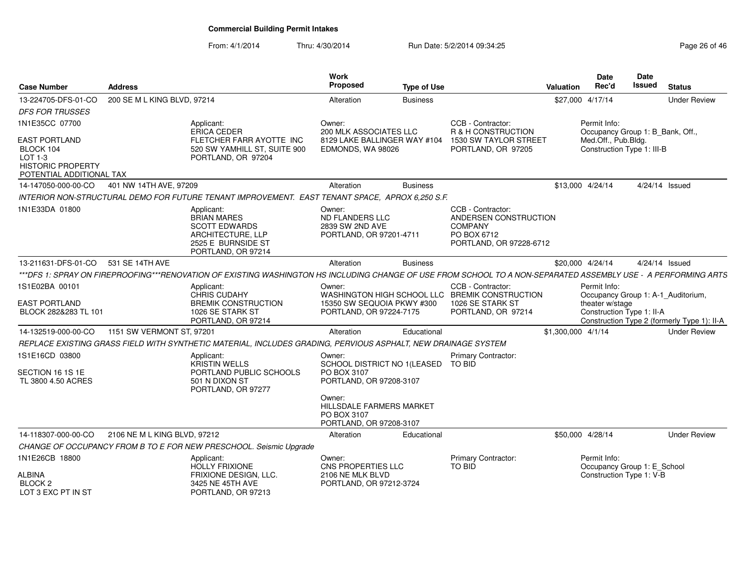# Commercial Building Permit Intakes

From: 4/1/2014 Thru: 4/30/2014 Run Date: 5/2/2014 09:34:25

| Case Number | Address | | Work Proposed | Type of Use | | Valuation | Date Rec'd | Date Issued | Status |
|---|---|---|---|---|---|---|---|---|---|
| 13-224705-DFS-01-CO | 200 SE M L KING BLVD, 97214 | | Alteration | Business | | $27,000 | 4/17/14 | | Under Review |
| *DFS FOR TRUSSES* | | | | | | | | | |
| 1N1E35CC 07700<br><br>EAST PORTLAND<br>BLOCK 104<br>LOT 1-3<br>HISTORIC PROPERTY<br>POTENTIAL ADDITIONAL TAX | | Applicant:<br>ERICA CEDER<br>FLETCHER FARR AYOTTE INC<br>520 SW YAMHILL ST, SUITE 900<br>PORTLAND, OR 97204 | Owner:<br>200 MLK ASSOCIATES LLC<br>8129 LAKE BALLINGER WAY #104<br>EDMONDS, WA 98026 | | CCB - Contractor:<br>R & H CONSTRUCTION<br>1530 SW TAYLOR STREET<br>PORTLAND, OR 97205 | | Permit Info:<br>Occupancy Group 1: B_Bank, Off., Med.Off., Pub.Bldg.<br>Construction Type 1: III-B | | |
| 14-147050-000-00-CO | 401 NW 14TH AVE, 97209 | | Alteration | Business | | $13,000 | 4/24/14 | 4/24/14 | Issued |
| *INTERIOR NON-STRUCTURAL DEMO FOR FUTURE TENANT IMPROVEMENT. EAST TENANT SPACE, APROX 6,250 S.F.* | | | | | | | | | |
| 1N1E33DA 01800 | | Applicant:<br>BRIAN MARES<br>SCOTT EDWARDS ARCHITECTURE, LLP<br>2525 E BURNSIDE ST<br>PORTLAND, OR 97214 | Owner:<br>ND FLANDERS LLC<br>2839 SW 2ND AVE<br>PORTLAND, OR 97201-4711 | | CCB - Contractor:<br>ANDERSEN CONSTRUCTION COMPANY<br>PO BOX 6712<br>PORTLAND, OR 97228-6712 | | | | |
| 13-211631-DFS-01-CO | 531 SE 14TH AVE | | Alteration | Business | | $20,000 | 4/24/14 | 4/24/14 | Issued |
| *\*\*\*DFS 1: SPRAY ON FIREPROOFING\*\*\*RENOVATION OF EXISTING WASHINGTON HS INCLUDING CHANGE OF USE FROM SCHOOL TO A NON-SEPARATED ASSEMBLY USE - A PERFORMING ARTS* | | | | | | | | | |
| 1S1E02BA 00101<br><br>EAST PORTLAND<br>BLOCK 282&283 TL 101 | | Applicant:<br>CHRIS CUDAHY<br>BREMIK CONSTRUCTION<br>1026 SE STARK ST<br>PORTLAND, OR 97214 | Owner:<br>WASHINGTON HIGH SCHOOL LLC<br>15350 SW SEQUOIA PKWY #300<br>PORTLAND, OR 97224-7175 | | CCB - Contractor:<br>BREMIK CONSTRUCTION<br>1026 SE STARK ST<br>PORTLAND, OR 97214 | | Permit Info:<br>Occupancy Group 1: A-1_Auditorium, theater w/stage<br>Construction Type 1: II-A<br>Construction Type 2 (formerly Type 1): II-A | | |
| 14-132519-000-00-CO | 1151 SW VERMONT ST, 97201 | | Alteration | Educational | | $1,300,000 | 4/1/14 | | Under Review |
| *REPLACE EXISTING GRASS FIELD WITH SYNTHETIC MATERIAL, INCLUDES GRADING, PERVIOUS ASPHALT, NEW DRAINAGE SYSTEM* | | | | | | | | | |
| 1S1E16CD 03800<br><br>SECTION 16 1S 1E<br>TL 3800 4.50 ACRES | | Applicant:<br>KRISTIN WELLS<br>PORTLAND PUBLIC SCHOOLS<br>501 N DIXON ST<br>PORTLAND, OR 97277 | Owner:<br>SCHOOL DISTRICT NO 1(LEASED<br>PO BOX 3107<br>PORTLAND, OR 97208-3107<br><br>Owner:<br>HILLSDALE FARMERS MARKET<br>PO BOX 3107<br>PORTLAND, OR 97208-3107 | | Primary Contractor:<br>TO BID | | | | |
| 14-118307-000-00-CO | 2106 NE M L KING BLVD, 97212 | | Alteration | Educational | | $50,000 | 4/28/14 | | Under Review |
| *CHANGE OF OCCUPANCY FROM B TO E FOR NEW PRESCHOOL. Seismic Upgrade* | | | | | | | | | |
| 1N1E26CB 18800<br><br>ALBINA<br>BLOCK 2<br>LOT 3 EXC PT IN ST | | Applicant:<br>HOLLY FRIXIONE<br>FRIXIONE DESIGN, LLC.<br>3425 NE 45TH AVE<br>PORTLAND, OR 97213 | Owner:<br>CNS PROPERTIES LLC<br>2106 NE MLK BLVD<br>PORTLAND, OR 97212-3724 | | Primary Contractor:<br>TO BID | | Permit Info:<br>Occupancy Group 1: E_School<br>Construction Type 1: V-B | | |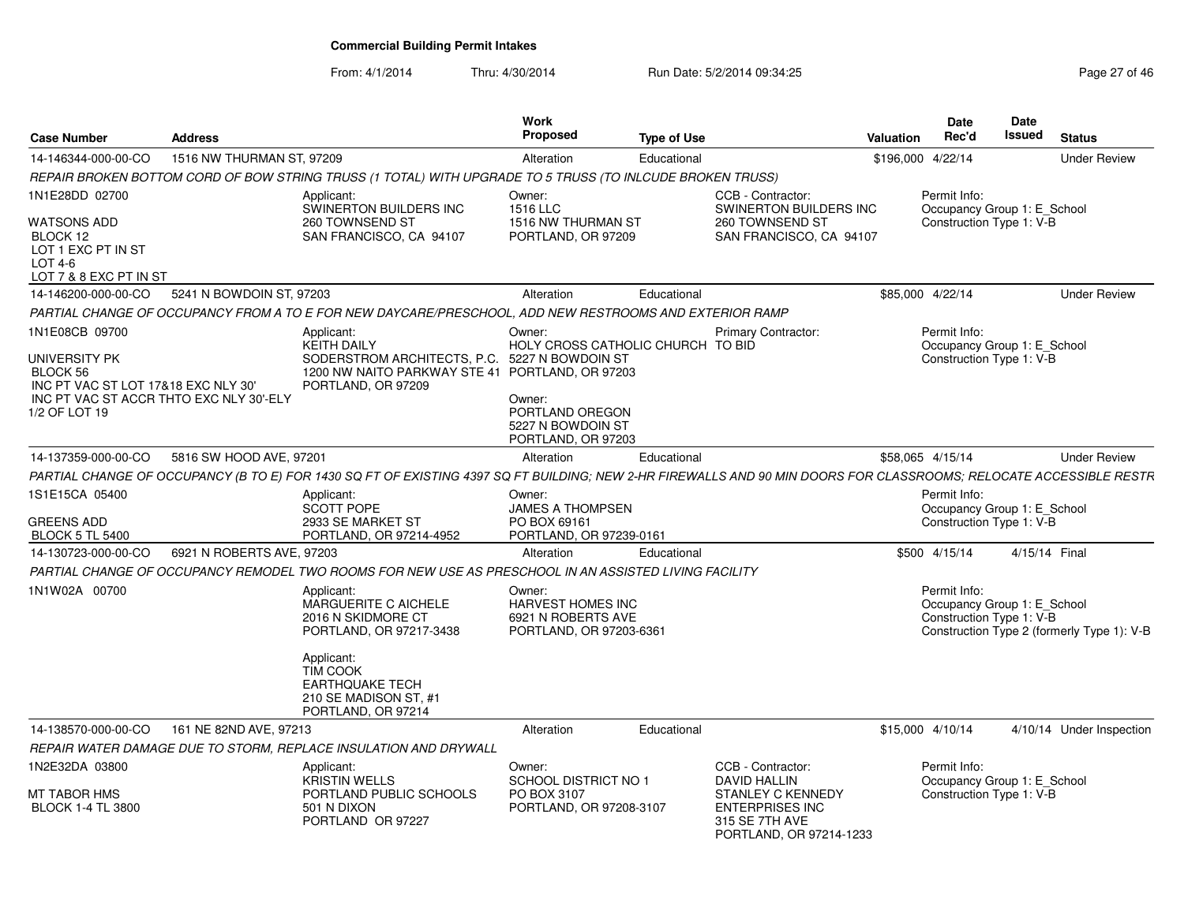# Commercial Building Permit Intakes

From: 4/1/2014 Thru: 4/30/2014 Run Date: 5/2/2014 09:34:25

| Case Number | Address | Work Proposed | Type of Use | Valuation | Date Rec'd | Date Issued | Status |
|---|---|---|---|---|---|---|---|
| 14-146344-000-00-CO | 1516 NW THURMAN ST, 97209 | Alteration | Educational | $196,000 | 4/22/14 | | Under Review |

REPAIR BROKEN BOTTOM CORD OF BOW STRING TRUSS (1 TOTAL) WITH UPGRADE TO 5 TRUSS (TO INLCUDE BROKEN TRUSS)

1N1E28DD 02700
WATSONS ADD
BLOCK 12
LOT 1 EXC PT IN ST
LOT 4-6
LOT 7 & 8 EXC PT IN ST

Applicant: SWINERTON BUILDERS INC, 260 TOWNSEND ST, SAN FRANCISCO, CA 94107

Owner: 1516 LLC, 1516 NW THURMAN ST, PORTLAND, OR 97209

CCB - Contractor: SWINERTON BUILDERS INC, 260 TOWNSEND ST, SAN FRANCISCO, CA 94107

Permit Info: Occupancy Group 1: E_School; Construction Type 1: V-B

| Case Number | Address | Work Proposed | Type of Use | Valuation | Date Rec'd | Date Issued | Status |
|---|---|---|---|---|---|---|---|
| 14-146200-000-00-CO | 5241 N BOWDOIN ST, 97203 | Alteration | Educational | $85,000 | 4/22/14 | | Under Review |

PARTIAL CHANGE OF OCCUPANCY FROM A TO E FOR NEW DAYCARE/PRESCHOOL, ADD NEW RESTROOMS AND EXTERIOR RAMP

1N1E08CB 09700
UNIVERSITY PK
BLOCK 56
INC PT VAC ST LOT 17&18 EXC NLY 30'
INC PT VAC ST ACCR THTO EXC NLY 30'-ELY
1/2 OF LOT 19

Applicant: KEITH DAILY, SODERSTROM ARCHITECTS, P.C., 1200 NW NAITO PARKWAY STE 41, PORTLAND, OR 97209

Owner: HOLY CROSS CATHOLIC CHURCH, 5227 N BOWDOIN ST, PORTLAND, OR 97203

Owner: PORTLAND OREGON, 5227 N BOWDOIN ST, PORTLAND, OR 97203

Primary Contractor: TO BID

Permit Info: Occupancy Group 1: E_School; Construction Type 1: V-B

| Case Number | Address | Work Proposed | Type of Use | Valuation | Date Rec'd | Date Issued | Status |
|---|---|---|---|---|---|---|---|
| 14-137359-000-00-CO | 5816 SW HOOD AVE, 97201 | Alteration | Educational | $58,065 | 4/15/14 | | Under Review |

PARTIAL CHANGE OF OCCUPANCY (B TO E) FOR 1430 SQ FT OF EXISTING 4397 SQ FT BUILDING; NEW 2-HR FIREWALLS AND 90 MIN DOORS FOR CLASSROOMS; RELOCATE ACCESSIBLE RESTR

1S1E15CA 05400
GREENS ADD
BLOCK 5 TL 5400

Applicant: SCOTT POPE, 2933 SE MARKET ST, PORTLAND, OR 97214-4952

Owner: JAMES A THOMPSEN, PO BOX 69161, PORTLAND, OR 97239-0161

Permit Info: Occupancy Group 1: E_School; Construction Type 1: V-B

| Case Number | Address | Work Proposed | Type of Use | Valuation | Date Rec'd | Date Issued | Status |
|---|---|---|---|---|---|---|---|
| 14-130723-000-00-CO | 6921 N ROBERTS AVE, 97203 | Alteration | Educational | $500 | 4/15/14 | 4/15/14 | Final |

PARTIAL CHANGE OF OCCUPANCY REMODEL TWO ROOMS FOR NEW USE AS PRESCHOOL IN AN ASSISTED LIVING FACILITY

1N1W02A 00700

Applicant: MARGUERITE C AICHELE, 2016 N SKIDMORE CT, PORTLAND, OR 97217-3438

Applicant: TIM COOK, EARTHQUAKE TECH, 210 SE MADISON ST, #1, PORTLAND, OR 97214

Owner: HARVEST HOMES INC, 6921 N ROBERTS AVE, PORTLAND, OR 97203-6361

Permit Info: Occupancy Group 1: E_School; Construction Type 1: V-B; Construction Type 2 (formerly Type 1): V-B

| Case Number | Address | Work Proposed | Type of Use | Valuation | Date Rec'd | Date Issued | Status |
|---|---|---|---|---|---|---|---|
| 14-138570-000-00-CO | 161 NE 82ND AVE, 97213 | Alteration | Educational | $15,000 | 4/10/14 | 4/10/14 | Under Inspection |

REPAIR WATER DAMAGE DUE TO STORM, REPLACE INSULATION AND DRYWALL

1N2E32DA 03800
MT TABOR HMS
BLOCK 1-4 TL 3800

Applicant: KRISTIN WELLS, PORTLAND PUBLIC SCHOOLS, 501 N DIXON, PORTLAND OR 97227

Owner: SCHOOL DISTRICT NO 1, PO BOX 3107, PORTLAND, OR 97208-3107

CCB - Contractor: DAVID HALLIN, STANLEY C KENNEDY ENTERPRISES INC, 315 SE 7TH AVE, PORTLAND, OR 97214-1233

Permit Info: Occupancy Group 1: E_School; Construction Type 1: V-B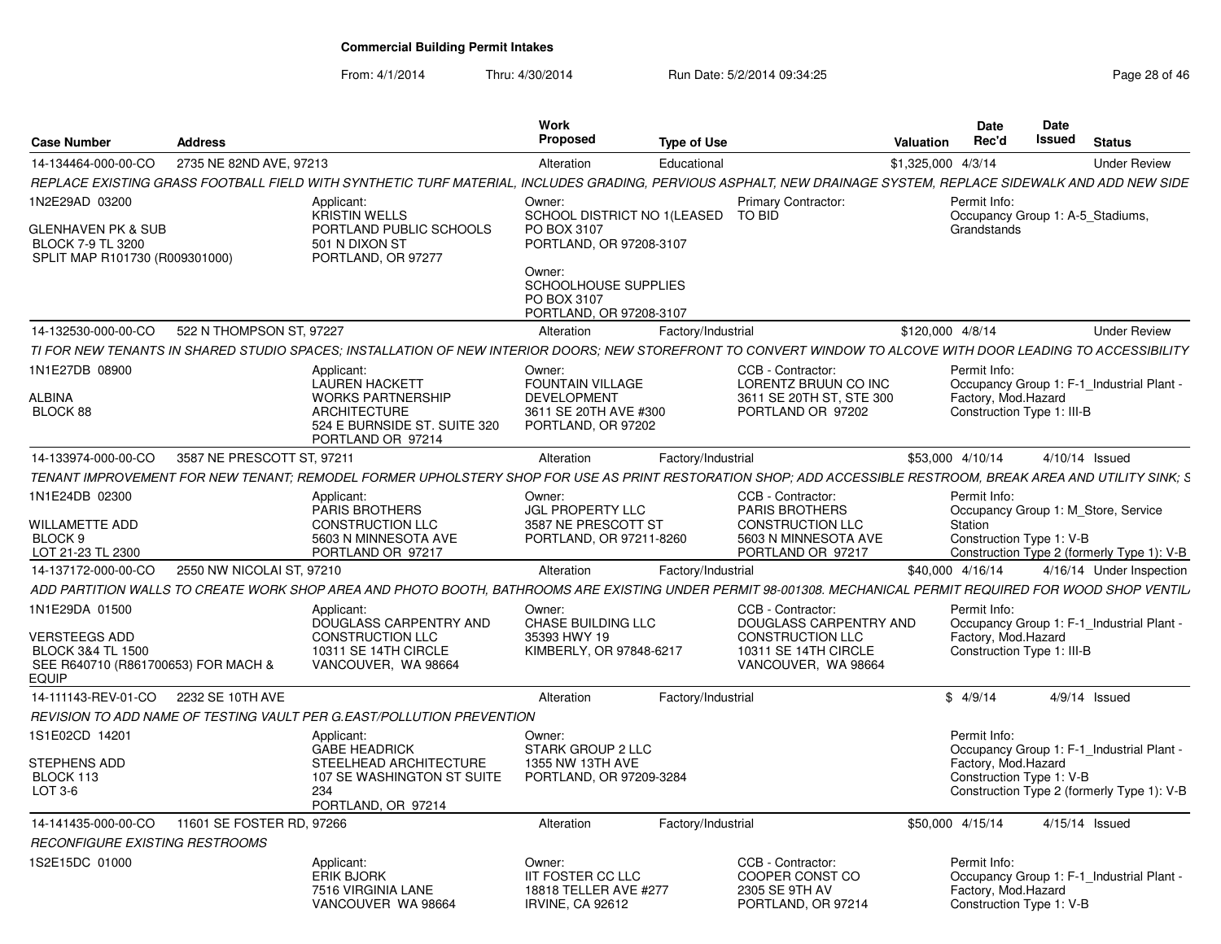**Commercial Building Permit Intakes**

From: 4/1/2014 Thru: 4/30/2014 Run Date: 5/2/2014 09:34:25

| Case Number | Address | Work Proposed | Type of Use | Valuation | Date Rec'd | Date Issued | Status |
|---|---|---|---|---|---|---|---|
| 14-134464-000-00-CO | 2735 NE 82ND AVE, 97213 | Alteration | Educational | $1,325,000 | 4/3/14 | | Under Review |

*REPLACE EXISTING GRASS FOOTBALL FIELD WITH SYNTHETIC TURF MATERIAL, INCLUDES GRADING, PERVIOUS ASPHALT, NEW DRAINAGE SYSTEM, REPLACE SIDEWALK AND ADD NEW SIDE*

1N2E29AD 03200

GLENHAVEN PK & SUB
BLOCK 7-9 TL 3200
SPLIT MAP R101730 (R009301000)

Applicant:
KRISTIN WELLS
PORTLAND PUBLIC SCHOOLS
501 N DIXON ST
PORTLAND, OR 97277

Owner:
SCHOOL DISTRICT NO 1(LEASED
PO BOX 3107
PORTLAND, OR 97208-3107

Owner:
SCHOOLHOUSE SUPPLIES
PO BOX 3107
PORTLAND, OR 97208-3107

Primary Contractor:
TO BID

Permit Info:
Occupancy Group 1: A-5_Stadiums, Grandstands

---

| Case Number | Address | Work Proposed | Type of Use | Valuation | Date Rec'd | Date Issued | Status |
|---|---|---|---|---|---|---|---|
| 14-132530-000-00-CO | 522 N THOMPSON ST, 97227 | Alteration | Factory/Industrial | $120,000 | 4/8/14 | | Under Review |

*TI FOR NEW TENANTS IN SHARED STUDIO SPACES; INSTALLATION OF NEW INTERIOR DOORS; NEW STOREFRONT TO CONVERT WINDOW TO ALCOVE WITH DOOR LEADING TO ACCESSIBILITY*

1N1E27DB 08900

ALBINA
BLOCK 88

Applicant:
LAUREN HACKETT
WORKS PARTNERSHIP ARCHITECTURE
524 E BURNSIDE ST. SUITE 320
PORTLAND OR 97214

Owner:
FOUNTAIN VILLAGE DEVELOPMENT
3611 SE 20TH AVE #300
PORTLAND, OR 97202

CCB - Contractor:
LORENTZ BRUUN CO INC
3611 SE 20TH ST, STE 300
PORTLAND OR 97202

Permit Info:
Occupancy Group 1: F-1_Industrial Plant - Factory, Mod.Hazard
Construction Type 1: III-B

---

| Case Number | Address | Work Proposed | Type of Use | Valuation | Date Rec'd | Date Issued | Status |
|---|---|---|---|---|---|---|---|
| 14-133974-000-00-CO | 3587 NE PRESCOTT ST, 97211 | Alteration | Factory/Industrial | $53,000 | 4/10/14 | 4/10/14 | Issued |

*TENANT IMPROVEMENT FOR NEW TENANT; REMODEL FORMER UPHOLSTERY SHOP FOR USE AS PRINT RESTORATION SHOP; ADD ACCESSIBLE RESTROOM, BREAK AREA AND UTILITY SINK; S*

1N1E24DB 02300

WILLAMETTE ADD
BLOCK 9
LOT 21-23 TL 2300

Applicant:
PARIS BROTHERS CONSTRUCTION LLC
5603 N MINNESOTA AVE
PORTLAND OR 97217

Owner:
JGL PROPERTY LLC
3587 NE PRESCOTT ST
PORTLAND, OR 97211-8260

CCB - Contractor:
PARIS BROTHERS CONSTRUCTION LLC
5603 N MINNESOTA AVE
PORTLAND OR 97217

Permit Info:
Occupancy Group 1: M_Store, Service Station
Construction Type 1: V-B
Construction Type 2 (formerly Type 1): V-B

---

| Case Number | Address | Work Proposed | Type of Use | Valuation | Date Rec'd | Date Issued | Status |
|---|---|---|---|---|---|---|---|
| 14-137172-000-00-CO | 2550 NW NICOLAI ST, 97210 | Alteration | Factory/Industrial | $40,000 | 4/16/14 | 4/16/14 | Under Inspection |

*ADD PARTITION WALLS TO CREATE WORK SHOP AREA AND PHOTO BOOTH, BATHROOMS ARE EXISTING UNDER PERMIT 98-001308. MECHANICAL PERMIT REQUIRED FOR WOOD SHOP VENTIL*

1N1E29DA 01500

VERSTEEGS ADD
BLOCK 3&4 TL 1500
SEE R640710 (R861700653) FOR MACH & EQUIP

Applicant:
DOUGLASS CARPENTRY AND CONSTRUCTION LLC
10311 SE 14TH CIRCLE
VANCOUVER, WA 98664

Owner:
CHASE BUILDING LLC
35393 HWY 19
KIMBERLY, OR 97848-6217

CCB - Contractor:
DOUGLASS CARPENTRY AND CONSTRUCTION LLC
10311 SE 14TH CIRCLE
VANCOUVER, WA 98664

Permit Info:
Occupancy Group 1: F-1_Industrial Plant - Factory, Mod.Hazard
Construction Type 1: III-B

---

| Case Number | Address | Work Proposed | Type of Use | Valuation | Date Rec'd | Date Issued | Status |
|---|---|---|---|---|---|---|---|
| 14-111143-REV-01-CO | 2232 SE 10TH AVE | Alteration | Factory/Industrial | $ | 4/9/14 | 4/9/14 | Issued |

*REVISION TO ADD NAME OF TESTING VAULT PER G.EAST/POLLUTION PREVENTION*

1S1E02CD 14201

STEPHENS ADD
BLOCK 113
LOT 3-6

Applicant:
GABE HEADRICK
STEELHEAD ARCHITECTURE
107 SE WASHINGTON ST SUITE 234
PORTLAND, OR 97214

Owner:
STARK GROUP 2 LLC
1355 NW 13TH AVE
PORTLAND, OR 97209-3284

Permit Info:
Occupancy Group 1: F-1_Industrial Plant - Factory, Mod.Hazard
Construction Type 1: V-B
Construction Type 2 (formerly Type 1): V-B

---

| Case Number | Address | Work Proposed | Type of Use | Valuation | Date Rec'd | Date Issued | Status |
|---|---|---|---|---|---|---|---|
| 14-141435-000-00-CO | 11601 SE FOSTER RD, 97266 | Alteration | Factory/Industrial | $50,000 | 4/15/14 | 4/15/14 | Issued |

*RECONFIGURE EXISTING RESTROOMS*

1S2E15DC 01000

Applicant:
ERIK BJORK
7516 VIRGINIA LANE
VANCOUVER WA 98664

Owner:
IIT FOSTER CC LLC
18818 TELLER AVE #277
IRVINE, CA 92612

CCB - Contractor:
COOPER CONST CO
2305 SE 9TH AV
PORTLAND, OR 97214

Permit Info:
Occupancy Group 1: F-1_Industrial Plant - Factory, Mod.Hazard
Construction Type 1: V-B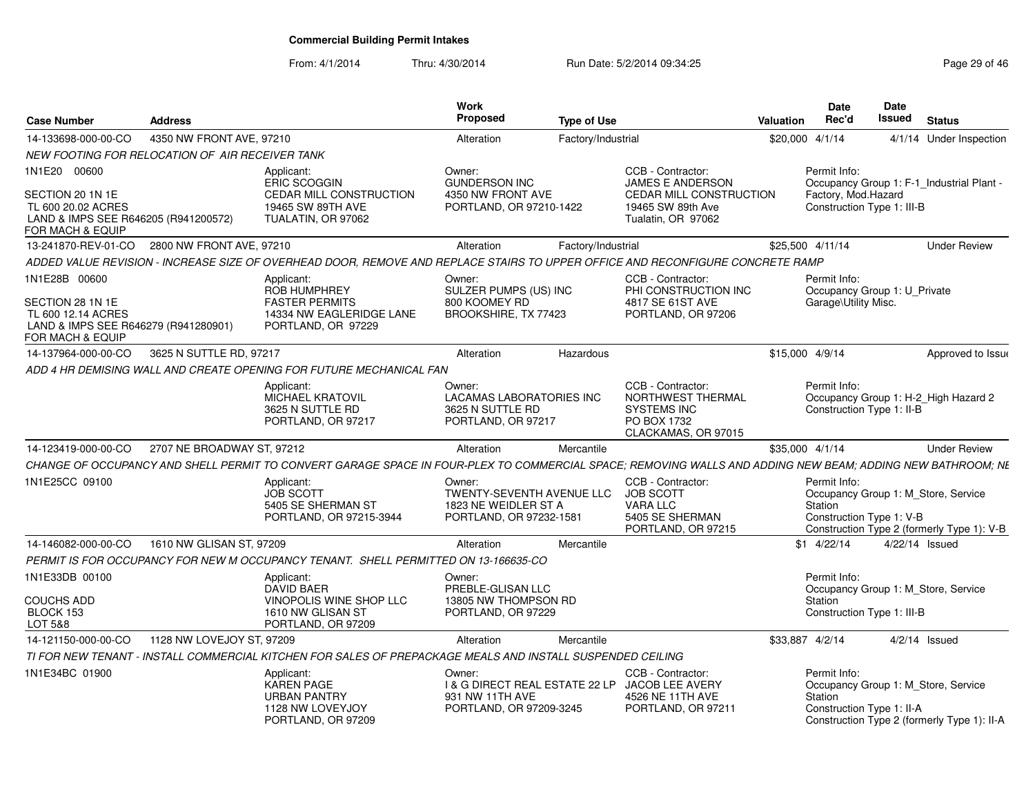**Commercial Building Permit Intakes**

From: 4/1/2014 Thru: 4/30/2014 Run Date: 5/2/2014 09:34:25

| Case Number | Address | | Work Proposed | Type of Use | | Valuation | Date Rec'd | Date Issued | Status |
|---|---|---|---|---|---|---|---|---|---|
| 14-133698-000-00-CO | 4350 NW FRONT AVE, 97210 | | Alteration | Factory/Industrial | | $20,000 | 4/1/14 | 4/1/14 | Under Inspection |
| *NEW FOOTING FOR RELOCATION OF AIR RECEIVER TANK* | | | | | | | | | |
| 1N1E20 00600<br>SECTION 20 1N 1E<br>TL 600 20.02 ACRES<br>LAND & IMPS SEE R646205 (R941200572) FOR MACH & EQUIP | | Applicant:<br>ERIC SCOGGIN<br>CEDAR MILL CONSTRUCTION<br>19465 SW 89TH AVE<br>TUALATIN, OR 97062 | Owner:<br>GUNDERSON INC<br>4350 NW FRONT AVE<br>PORTLAND, OR 97210-1422 | | CCB - Contractor:<br>JAMES E ANDERSON<br>CEDAR MILL CONSTRUCTION<br>19465 SW 89th Ave<br>Tualatin, OR 97062 | | Permit Info:<br>Occupancy Group 1: F-1_Industrial Plant - Factory, Mod.Hazard<br>Construction Type 1: III-B | | |
| 13-241870-REV-01-CO | 2800 NW FRONT AVE, 97210 | | Alteration | Factory/Industrial | | $25,500 | 4/11/14 | | Under Review |
| *ADDED VALUE REVISION - INCREASE SIZE OF OVERHEAD DOOR, REMOVE AND REPLACE STAIRS TO UPPER OFFICE AND RECONFIGURE CONCRETE RAMP* | | | | | | | | | |
| 1N1E28B 00600<br>SECTION 28 1N 1E<br>TL 600 12.14 ACRES<br>LAND & IMPS SEE R646279 (R941280901) FOR MACH & EQUIP | | Applicant:<br>ROB HUMPHREY<br>FASTER PERMITS<br>14334 NW EAGLERIDGE LANE<br>PORTLAND, OR 97229 | Owner:<br>SULZER PUMPS (US) INC<br>800 KOOMEY RD<br>BROOKSHIRE, TX 77423 | | CCB - Contractor:<br>PHI CONSTRUCTION INC<br>4817 SE 61ST AVE<br>PORTLAND, OR 97206 | | Permit Info:<br>Occupancy Group 1: U_Private Garage\Utility Misc. | | |
| 14-137964-000-00-CO | 3625 N SUTTLE RD, 97217 | | Alteration | Hazardous | | $15,000 | 4/9/14 | | Approved to Issue |
| *ADD 4 HR DEMISING WALL AND CREATE OPENING FOR FUTURE MECHANICAL FAN* | | | | | | | | | |
| | | Applicant:<br>MICHAEL KRATOVIL<br>3625 N SUTTLE RD<br>PORTLAND, OR 97217 | Owner:<br>LACAMAS LABORATORIES INC<br>3625 N SUTTLE RD<br>PORTLAND, OR 97217 | | CCB - Contractor:<br>NORTHWEST THERMAL SYSTEMS INC<br>PO BOX 1732<br>CLACKAMAS, OR 97015 | | Permit Info:<br>Occupancy Group 1: H-2_High Hazard 2<br>Construction Type 1: II-B | | |
| 14-123419-000-00-CO | 2707 NE BROADWAY ST, 97212 | | Alteration | Mercantile | | $35,000 | 4/1/14 | | Under Review |
| *CHANGE OF OCCUPANCY AND SHELL PERMIT TO CONVERT GARAGE SPACE IN FOUR-PLEX TO COMMERCIAL SPACE; REMOVING WALLS AND ADDING NEW BEAM; ADDING NEW BATHROOM; NE* | | | | | | | | | |
| 1N1E25CC 09100 | | Applicant:<br>JOB SCOTT<br>5405 SE SHERMAN ST<br>PORTLAND, OR 97215-3944 | Owner:<br>TWENTY-SEVENTH AVENUE LLC<br>1823 NE WEIDLER ST A<br>PORTLAND, OR 97232-1581 | | CCB - Contractor:<br>JOB SCOTT<br>VARA LLC<br>5405 SE SHERMAN<br>PORTLAND, OR 97215 | | Permit Info:<br>Occupancy Group 1: M_Store, Service Station<br>Construction Type 1: V-B<br>Construction Type 2 (formerly Type 1): V-B | | |
| 14-146082-000-00-CO | 1610 NW GLISAN ST, 97209 | | Alteration | Mercantile | | $1 | 4/22/14 | 4/22/14 | Issued |
| *PERMIT IS FOR OCCUPANCY FOR NEW M OCCUPANCY TENANT. SHELL PERMITTED ON 13-166635-CO* | | | | | | | | | |
| 1N1E33DB 00100<br>COUCHS ADD<br>BLOCK 153<br>LOT 5&8 | | Applicant:<br>DAVID BAER<br>VINOPOLIS WINE SHOP LLC<br>1610 NW GLISAN ST<br>PORTLAND, OR 97209 | Owner:<br>PREBLE-GLISAN LLC<br>13805 NW THOMPSON RD<br>PORTLAND, OR 97229 | | | | Permit Info:<br>Occupancy Group 1: M_Store, Service Station<br>Construction Type 1: III-B | | |
| 14-121150-000-00-CO | 1128 NW LOVEJOY ST, 97209 | | Alteration | Mercantile | | $33,887 | 4/2/14 | 4/2/14 | Issued |
| *TI FOR NEW TENANT - INSTALL COMMERCIAL KITCHEN FOR SALES OF PREPACKAGE MEALS AND INSTALL SUSPENDED CEILING* | | | | | | | | | |
| 1N1E34BC 01900 | | Applicant:<br>KAREN PAGE<br>URBAN PANTRY<br>1128 NW LOVEYJOY<br>PORTLAND, OR 97209 | Owner:<br>I & G DIRECT REAL ESTATE 22 LP<br>931 NW 11TH AVE<br>PORTLAND, OR 97209-3245 | | CCB - Contractor:<br>JACOB LEE AVERY<br>4526 NE 11TH AVE<br>PORTLAND, OR 97211 | | Permit Info:<br>Occupancy Group 1: M_Store, Service Station<br>Construction Type 1: II-A<br>Construction Type 2 (formerly Type 1): II-A | | |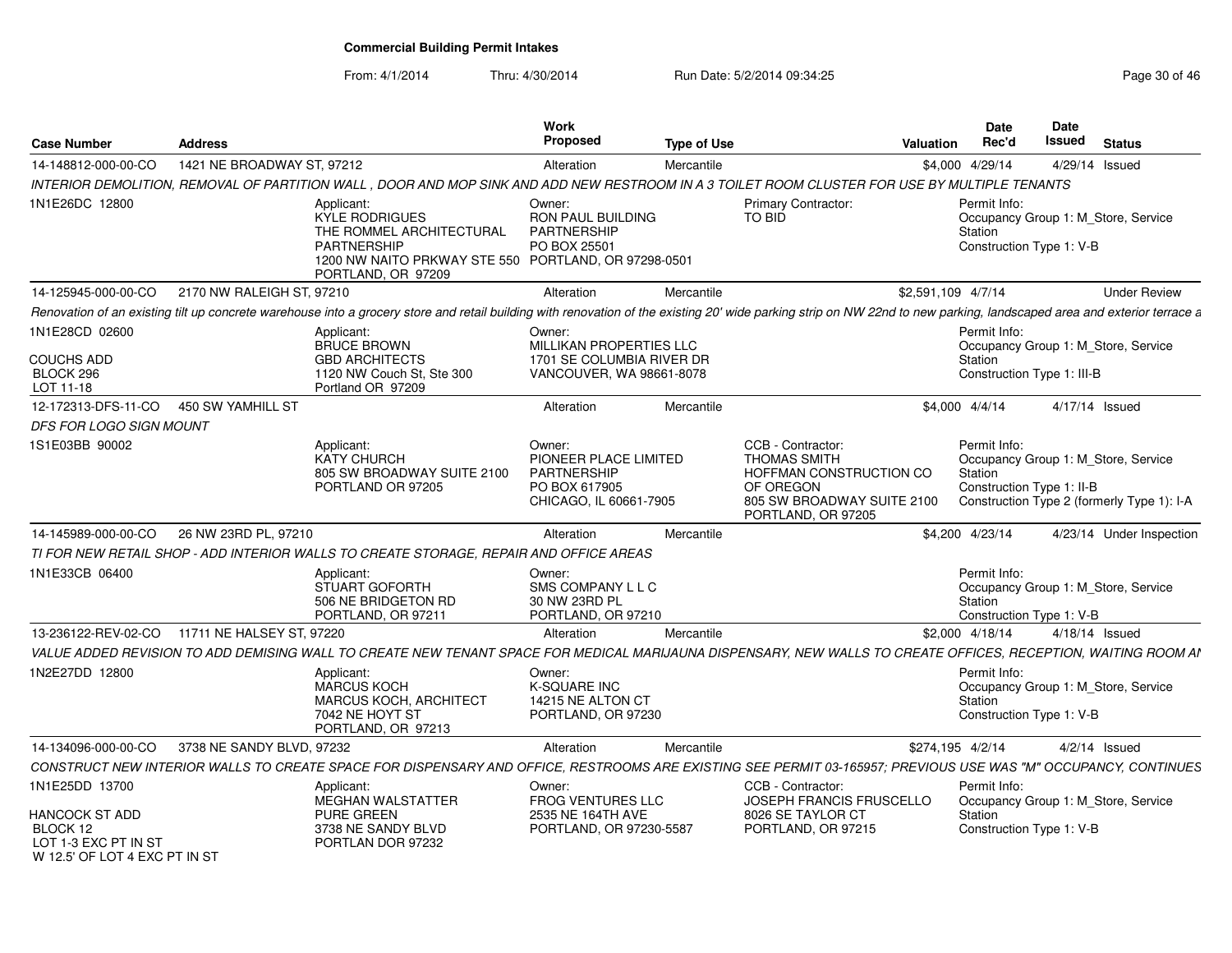**Commercial Building Permit Intakes**

From: 4/1/2014 Thru: 4/30/2014 Run Date: 5/2/2014 09:34:25

| Case Number | Address | Work Proposed | Type of Use | Valuation | Date Rec'd | Date Issued | Status |
|---|---|---|---|---|---|---|---|
| 14-148812-000-00-CO | 1421 NE BROADWAY ST, 97212 | Alteration | Mercantile | $4,000 | 4/29/14 | 4/29/14 | Issued |

*INTERIOR DEMOLITION, REMOVAL OF PARTITION WALL , DOOR AND MOP SINK AND ADD NEW RESTROOM IN A 3 TOILET ROOM CLUSTER FOR USE BY MULTIPLE TENANTS*

1N1E26DC 12800

Applicant: KYLE RODRIGUES, THE ROMMEL ARCHITECTURAL PARTNERSHIP, 1200 NW NAITO PRKWAY STE 550, PORTLAND, OR 97209

Owner: RON PAUL BUILDING PARTNERSHIP, PO BOX 25501, PORTLAND, OR 97298-0501

Primary Contractor: TO BID

Permit Info: Occupancy Group 1: M_Store, Service Station; Construction Type 1: V-B

| Case Number | Address | Work Proposed | Type of Use | Valuation | Date Rec'd | Date Issued | Status |
|---|---|---|---|---|---|---|---|
| 14-125945-000-00-CO | 2170 NW RALEIGH ST, 97210 | Alteration | Mercantile | $2,591,109 | 4/7/14 | | Under Review |

*Renovation of an existing tilt up concrete warehouse into a grocery store and retail building with renovation of the existing 20' wide parking strip on NW 22nd to new parking, landscaped area and exterior terrace a*

1N1E28CD 02600

COUCHS ADD
BLOCK 296
LOT 11-18

Applicant: BRUCE BROWN, GBD ARCHITECTS, 1120 NW Couch St, Ste 300, Portland OR 97209

Owner: MILLIKAN PROPERTIES LLC, 1701 SE COLUMBIA RIVER DR, VANCOUVER, WA 98661-8078

Permit Info: Occupancy Group 1: M_Store, Service Station; Construction Type 1: III-B

| Case Number | Address | Work Proposed | Type of Use | Valuation | Date Rec'd | Date Issued | Status |
|---|---|---|---|---|---|---|---|
| 12-172313-DFS-11-CO | 450 SW YAMHILL ST | Alteration | Mercantile | $4,000 | 4/4/14 | 4/17/14 | Issued |

*DFS FOR LOGO SIGN MOUNT*

1S1E03BB 90002

Applicant: KATY CHURCH, 805 SW BROADWAY SUITE 2100, PORTLAND OR 97205

Owner: PIONEER PLACE LIMITED PARTNERSHIP, PO BOX 617905, CHICAGO, IL 60661-7905

CCB - Contractor: THOMAS SMITH, HOFFMAN CONSTRUCTION CO OF OREGON, 805 SW BROADWAY SUITE 2100, PORTLAND, OR 97205

Permit Info: Occupancy Group 1: M_Store, Service Station; Construction Type 1: II-B; Construction Type 2 (formerly Type 1): I-A

| Case Number | Address | Work Proposed | Type of Use | Valuation | Date Rec'd | Date Issued | Status |
|---|---|---|---|---|---|---|---|
| 14-145989-000-00-CO | 26 NW 23RD PL, 97210 | Alteration | Mercantile | $4,200 | 4/23/14 | 4/23/14 | Under Inspection |

*TI FOR NEW RETAIL SHOP - ADD INTERIOR WALLS TO CREATE STORAGE, REPAIR AND OFFICE AREAS*

1N1E33CB 06400

Applicant: STUART GOFORTH, 506 NE BRIDGETON RD, PORTLAND, OR 97211

Owner: SMS COMPANY L L C, 30 NW 23RD PL, PORTLAND, OR 97210

Permit Info: Occupancy Group 1: M_Store, Service Station; Construction Type 1: V-B

| Case Number | Address | Work Proposed | Type of Use | Valuation | Date Rec'd | Date Issued | Status |
|---|---|---|---|---|---|---|---|
| 13-236122-REV-02-CO | 11711 NE HALSEY ST, 97220 | Alteration | Mercantile | $2,000 | 4/18/14 | 4/18/14 | Issued |

*VALUE ADDED REVISION TO ADD DEMISING WALL TO CREATE NEW TENANT SPACE FOR MEDICAL MARIJAUNA DISPENSARY, NEW WALLS TO CREATE OFFICES, RECEPTION, WAITING ROOM AI*

1N2E27DD 12800

Applicant: MARCUS KOCH, MARCUS KOCH, ARCHITECT, 7042 NE HOYT ST, PORTLAND, OR 97213

Owner: K-SQUARE INC, 14215 NE ALTON CT, PORTLAND, OR 97230

Permit Info: Occupancy Group 1: M_Store, Service Station; Construction Type 1: V-B

| Case Number | Address | Work Proposed | Type of Use | Valuation | Date Rec'd | Date Issued | Status |
|---|---|---|---|---|---|---|---|
| 14-134096-000-00-CO | 3738 NE SANDY BLVD, 97232 | Alteration | Mercantile | $274,195 | 4/2/14 | 4/2/14 | Issued |

*CONSTRUCT NEW INTERIOR WALLS TO CREATE SPACE FOR DISPENSARY AND OFFICE, RESTROOMS ARE EXISTING SEE PERMIT 03-165957; PREVIOUS USE WAS "M" OCCUPANCY, CONTINUES*

1N1E25DD 13700

HANCOCK ST ADD
BLOCK 12
LOT 1-3 EXC PT IN ST
W 12.5' OF LOT 4 EXC PT IN ST

Applicant: MEGHAN WALSTATTER, PURE GREEN, 3738 NE SANDY BLVD, PORTLAN DOR 97232

Owner: FROG VENTURES LLC, 2535 NE 164TH AVE, PORTLAND, OR 97230-5587

CCB - Contractor: JOSEPH FRANCIS FRUSCELLO, 8026 SE TAYLOR CT, PORTLAND, OR 97215

Permit Info: Occupancy Group 1: M_Store, Service Station; Construction Type 1: V-B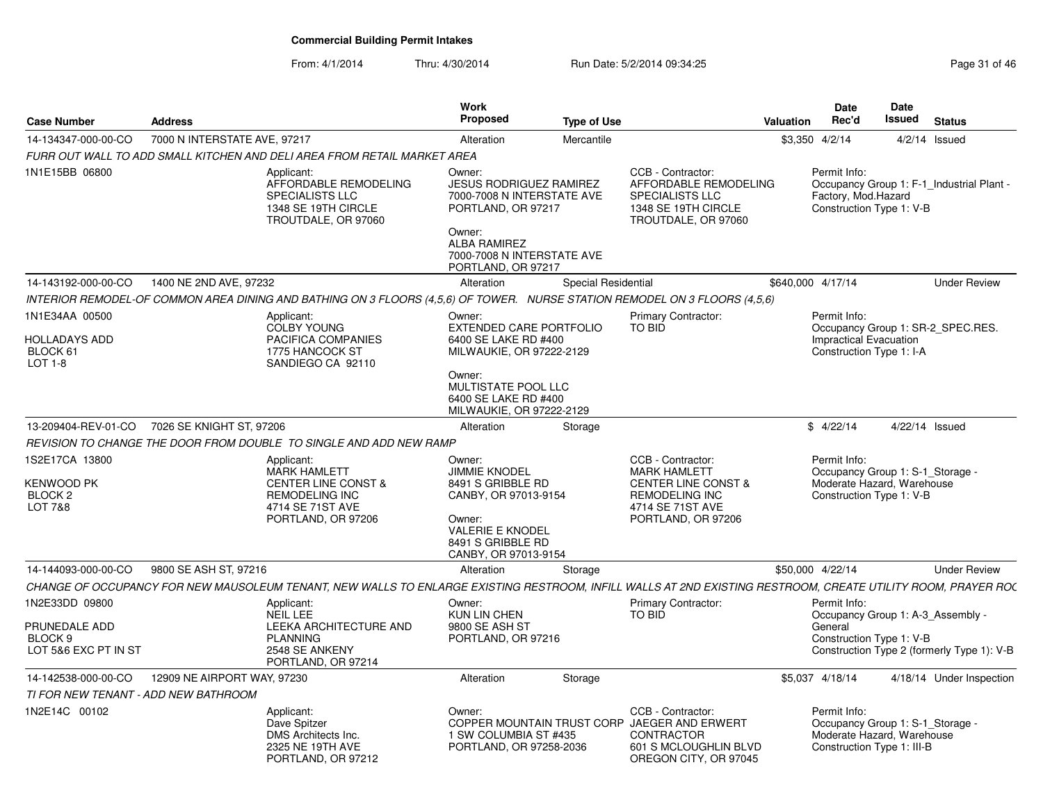# Commercial Building Permit Intakes

From: 4/1/2014 Thru: 4/30/2014 Run Date: 5/2/2014 09:34:25

| Case Number | Address | Work Proposed | Type of Use | Valuation | Date Rec'd | Date Issued | Status |
|---|---|---|---|---|---|---|---|
| 14-134347-000-00-CO | 7000 N INTERSTATE AVE, 97217 | Alteration | Mercantile | $3,350 | 4/2/14 | 4/2/14 | Issued |

*FURR OUT WALL TO ADD SMALL KITCHEN AND DELI AREA FROM RETAIL MARKET AREA*

1N1E15BB 06800

Applicant: AFFORDABLE REMODELING SPECIALISTS LLC, 1348 SE 19TH CIRCLE, TROUTDALE, OR 97060

Owner: JESUS RODRIGUEZ RAMIREZ, 7000-7008 N INTERSTATE AVE, PORTLAND, OR 97217

Owner: ALBA RAMIREZ, 7000-7008 N INTERSTATE AVE, PORTLAND, OR 97217

CCB - Contractor: AFFORDABLE REMODELING SPECIALISTS LLC, 1348 SE 19TH CIRCLE, TROUTDALE, OR 97060

Permit Info: Occupancy Group 1: F-1_Industrial Plant - Factory, Mod.Hazard; Construction Type 1: V-B

| Case Number | Address | Work Proposed | Type of Use | Valuation | Date Rec'd | Date Issued | Status |
|---|---|---|---|---|---|---|---|
| 14-143192-000-00-CO | 1400 NE 2ND AVE, 97232 | Alteration | Special Residential | $640,000 | 4/17/14 | | Under Review |

*INTERIOR REMODEL-OF COMMON AREA DINING AND BATHING ON 3 FLOORS (4,5,6) OF TOWER. NURSE STATION REMODEL ON 3 FLOORS (4,5,6)*

1N1E34AA 00500, HOLLADAYS ADD, BLOCK 61, LOT 1-8

Applicant: COLBY YOUNG, PACIFICA COMPANIES, 1775 HANCOCK ST, SANDIEGO CA 92110

Owner: EXTENDED CARE PORTFOLIO, 6400 SE LAKE RD #400, MILWAUKIE, OR 97222-2129

Owner: MULTISTATE POOL LLC, 6400 SE LAKE RD #400, MILWAUKIE, OR 97222-2129

Primary Contractor: TO BID

Permit Info: Occupancy Group 1: SR-2_SPEC.RES. Impractical Evacuation; Construction Type 1: I-A

| Case Number | Address | Work Proposed | Type of Use | Valuation | Date Rec'd | Date Issued | Status |
|---|---|---|---|---|---|---|---|
| 13-209404-REV-01-CO | 7026 SE KNIGHT ST, 97206 | Alteration | Storage | $ | 4/22/14 | 4/22/14 | Issued |

*REVISION TO CHANGE THE DOOR FROM DOUBLE TO SINGLE AND ADD NEW RAMP*

1S2E17CA 13800, KENWOOD PK, BLOCK 2, LOT 7&8

Applicant: MARK HAMLETT, CENTER LINE CONST & REMODELING INC, 4714 SE 71ST AVE, PORTLAND, OR 97206

Owner: JIMMIE KNODEL, 8491 S GRIBBLE RD, CANBY, OR 97013-9154

Owner: VALERIE E KNODEL, 8491 S GRIBBLE RD, CANBY, OR 97013-9154

CCB - Contractor: MARK HAMLETT, CENTER LINE CONST & REMODELING INC, 4714 SE 71ST AVE, PORTLAND, OR 97206

Permit Info: Occupancy Group 1: S-1_Storage - Moderate Hazard, Warehouse; Construction Type 1: V-B

| Case Number | Address | Work Proposed | Type of Use | Valuation | Date Rec'd | Date Issued | Status |
|---|---|---|---|---|---|---|---|
| 14-144093-000-00-CO | 9800 SE ASH ST, 97216 | Alteration | Storage | $50,000 | 4/22/14 | | Under Review |

*CHANGE OF OCCUPANCY FOR NEW MAUSOLEUM TENANT, NEW WALLS TO ENLARGE EXISTING RESTROOM, INFILL WALLS AT 2ND EXISTING RESTROOM, CREATE UTILITY ROOM, PRAYER ROC*

1N2E33DD 09800, PRUNEDALE ADD, BLOCK 9, LOT 5&6 EXC PT IN ST

Applicant: NEIL LEE, LEEKA ARCHITECTURE AND PLANNING, 2548 SE ANKENY, PORTLAND, OR 97214

Owner: KUN LIN CHEN, 9800 SE ASH ST, PORTLAND, OR 97216

Primary Contractor: TO BID

Permit Info: Occupancy Group 1: A-3_Assembly - General; Construction Type 1: V-B; Construction Type 2 (formerly Type 1): V-B

| Case Number | Address | Work Proposed | Type of Use | Valuation | Date Rec'd | Date Issued | Status |
|---|---|---|---|---|---|---|---|
| 14-142538-000-00-CO | 12909 NE AIRPORT WAY, 97230 | Alteration | Storage | $5,037 | 4/18/14 | 4/18/14 | Under Inspection |

*TI FOR NEW TENANT - ADD NEW BATHROOM*

1N2E14C 00102

Applicant: Dave Spitzer, DMS Architects Inc., 2325 NE 19TH AVE, PORTLAND, OR 97212

Owner: COPPER MOUNTAIN TRUST CORP, 1 SW COLUMBIA ST #435, PORTLAND, OR 97258-2036

CCB - Contractor: JAEGER AND ERWERT CONTRACTOR, 601 S MCLOUGHLIN BLVD, OREGON CITY, OR 97045

Permit Info: Occupancy Group 1: S-1_Storage - Moderate Hazard, Warehouse; Construction Type 1: III-B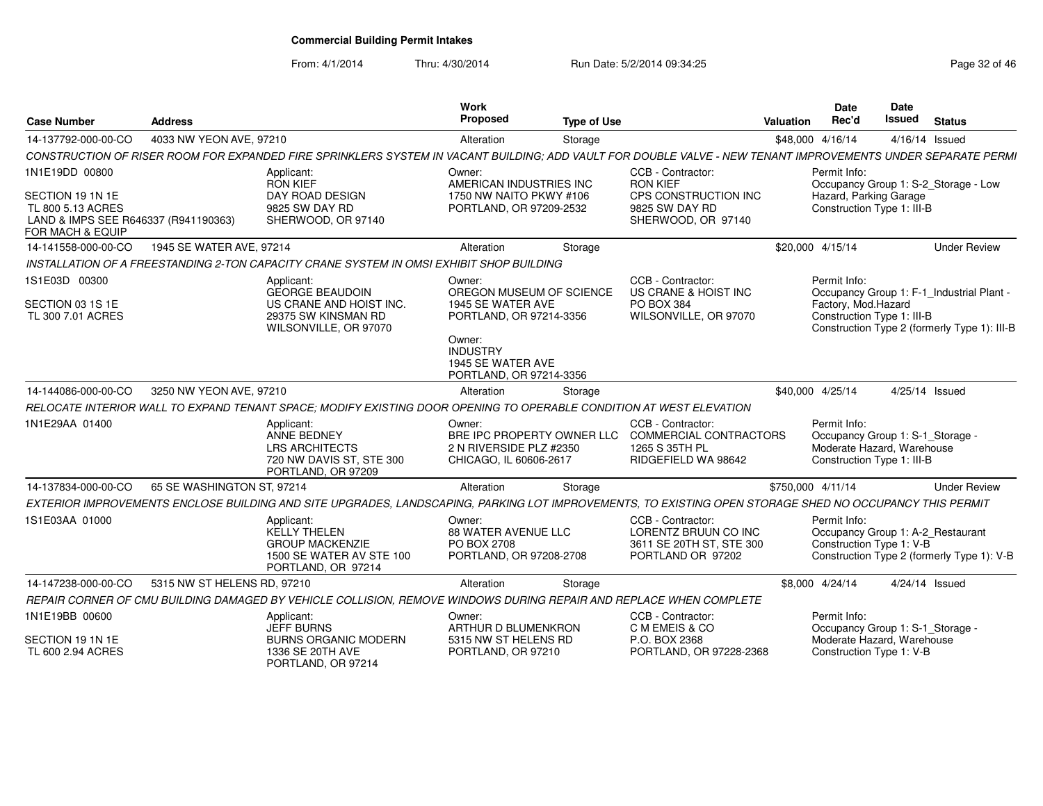## Commercial Building Permit Intakes

From: 4/1/2014 Thru: 4/30/2014 Run Date: 5/2/2014 09:34:25

| Case Number | Address | Work Proposed | Type of Use | Valuation | Date Rec'd | Date Issued | Status |
|---|---|---|---|---|---|---|---|
| 14-137792-000-00-CO | 4033 NW YEON AVE, 97210 | Alteration | Storage | $48,000 | 4/16/14 | 4/16/14 | Issued |

CONSTRUCTION OF RISER ROOM FOR EXPANDED FIRE SPRINKLERS SYSTEM IN VACANT BUILDING; ADD VAULT FOR DOUBLE VALVE - NEW TENANT IMPROVEMENTS UNDER SEPARATE PERMI

1N1E19DD 00800

SECTION 19 1N 1E
TL 800 5.13 ACRES
LAND & IMPS SEE R646337 (R941190363) FOR MACH & EQUIP

Applicant: RON KIEF, DAY ROAD DESIGN, 9825 SW DAY RD, SHERWOOD, OR 97140

Owner: AMERICAN INDUSTRIES INC, 1750 NW NAITO PKWY #106, PORTLAND, OR 97209-2532

CCB - Contractor: RON KIEF, CPS CONSTRUCTION INC, 9825 SW DAY RD, SHERWOOD, OR 97140

Permit Info: Occupancy Group 1: S-2_Storage - Low Hazard, Parking Garage; Construction Type 1: III-B

---

| Case Number | Address | Work Proposed | Type of Use | Valuation | Date Rec'd | Date Issued | Status |
|---|---|---|---|---|---|---|---|
| 14-141558-000-00-CO | 1945 SE WATER AVE, 97214 | Alteration | Storage | $20,000 | 4/15/14 | | Under Review |

INSTALLATION OF A FREESTANDING 2-TON CAPACITY CRANE SYSTEM IN OMSI EXHIBIT SHOP BUILDING

1S1E03D 00300

SECTION 03 1S 1E
TL 300 7.01 ACRES

Applicant: GEORGE BEAUDOIN, US CRANE AND HOIST INC., 29375 SW KINSMAN RD, WILSONVILLE, OR 97070

Owner: OREGON MUSEUM OF SCIENCE, 1945 SE WATER AVE, PORTLAND, OR 97214-3356

Owner: INDUSTRY, 1945 SE WATER AVE, PORTLAND, OR 97214-3356

CCB - Contractor: US CRANE & HOIST INC, PO BOX 384, WILSONVILLE, OR 97070

Permit Info: Occupancy Group 1: F-1_Industrial Plant - Factory, Mod.Hazard; Construction Type 1: III-B; Construction Type 2 (formerly Type 1): III-B

---

| Case Number | Address | Work Proposed | Type of Use | Valuation | Date Rec'd | Date Issued | Status |
|---|---|---|---|---|---|---|---|
| 14-144086-000-00-CO | 3250 NW YEON AVE, 97210 | Alteration | Storage | $40,000 | 4/25/14 | 4/25/14 | Issued |

RELOCATE INTERIOR WALL TO EXPAND TENANT SPACE; MODIFY EXISTING DOOR OPENING TO OPERABLE CONDITION AT WEST ELEVATION

1N1E29AA 01400

Applicant: ANNE BEDNEY, LRS ARCHITECTS, 720 NW DAVIS ST, STE 300, PORTLAND, OR 97209

Owner: BRE IPC PROPERTY OWNER LLC, 2 N RIVERSIDE PLZ #2350, CHICAGO, IL 60606-2617

CCB - Contractor: COMMERCIAL CONTRACTORS, 1265 S 35TH PL, RIDGEFIELD WA 98642

Permit Info: Occupancy Group 1: S-1_Storage - Moderate Hazard, Warehouse; Construction Type 1: III-B

---

| Case Number | Address | Work Proposed | Type of Use | Valuation | Date Rec'd | Date Issued | Status |
|---|---|---|---|---|---|---|---|
| 14-137834-000-00-CO | 65 SE WASHINGTON ST, 97214 | Alteration | Storage | $750,000 | 4/11/14 | | Under Review |

EXTERIOR IMPROVEMENTS ENCLOSE BUILDING AND SITE UPGRADES, LANDSCAPING, PARKING LOT IMPROVEMENTS, TO EXISTING OPEN STORAGE SHED NO OCCUPANCY THIS PERMIT

1S1E03AA 01000

Applicant: KELLY THELEN, GROUP MACKENZIE, 1500 SE WATER AV STE 100, PORTLAND, OR 97214

Owner: 88 WATER AVENUE LLC, PO BOX 2708, PORTLAND, OR 97208-2708

CCB - Contractor: LORENTZ BRUUN CO INC, 3611 SE 20TH ST, STE 300, PORTLAND OR 97202

Permit Info: Occupancy Group 1: A-2_Restaurant; Construction Type 1: V-B; Construction Type 2 (formerly Type 1): V-B

---

| Case Number | Address | Work Proposed | Type of Use | Valuation | Date Rec'd | Date Issued | Status |
|---|---|---|---|---|---|---|---|
| 14-147238-000-00-CO | 5315 NW ST HELENS RD, 97210 | Alteration | Storage | $8,000 | 4/24/14 | 4/24/14 | Issued |

REPAIR CORNER OF CMU BUILDING DAMAGED BY VEHICLE COLLISION, REMOVE WINDOWS DURING REPAIR AND REPLACE WHEN COMPLETE

1N1E19BB 00600

SECTION 19 1N 1E
TL 600 2.94 ACRES

Applicant: JEFF BURNS, BURNS ORGANIC MODERN, 1336 SE 20TH AVE, PORTLAND, OR 97214

Owner: ARTHUR D BLUMENKRON, 5315 NW ST HELENS RD, PORTLAND, OR 97210

CCB - Contractor: C M EMEIS & CO, P.O. BOX 2368, PORTLAND, OR 97228-2368

Permit Info: Occupancy Group 1: S-1_Storage - Moderate Hazard, Warehouse; Construction Type 1: V-B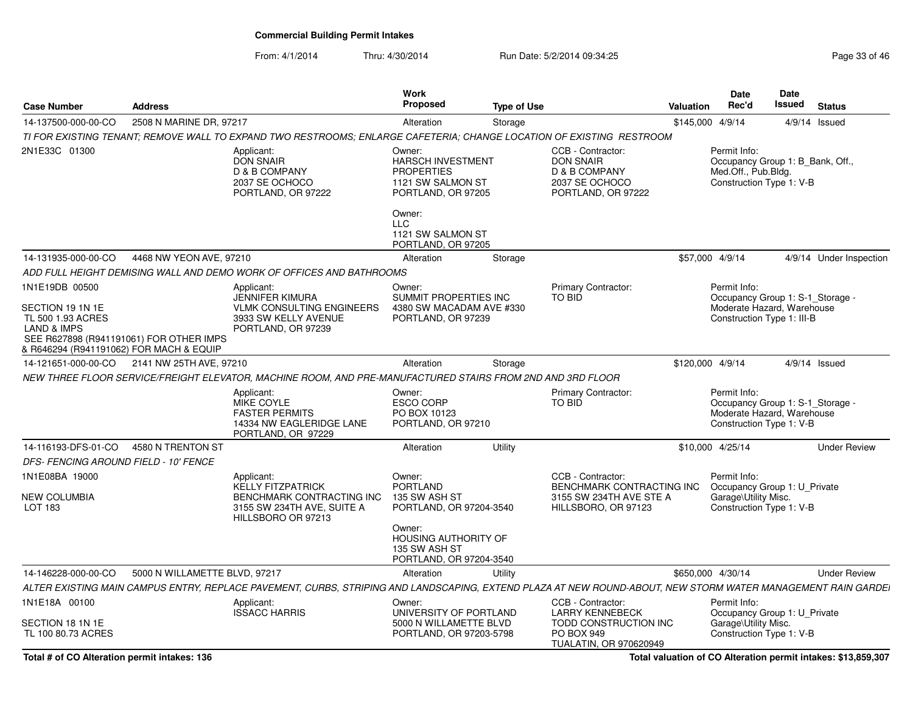**Commercial Building Permit Intakes**

From: 4/1/2014 Thru: 4/30/2014 Run Date: 5/2/2014 09:34:25

| Case Number | Address | Work Proposed | Type of Use | Valuation | Date Rec'd | Date Issued | Status |
|---|---|---|---|---|---|---|---|
| 14-137500-000-00-CO | 2508 N MARINE DR, 97217 | Alteration | Storage | $145,000 | 4/9/14 | 4/9/14 | Issued |

*TI FOR EXISTING TENANT; REMOVE WALL TO EXPAND TWO RESTROOMS; ENLARGE CAFETERIA; CHANGE LOCATION OF EXISTING RESTROOM*

2N1E33C 01300

Applicant: DON SNAIR, D & B COMPANY, 2037 SE OCHOCO, PORTLAND, OR 97222

Owner: HARSCH INVESTMENT PROPERTIES, 1121 SW SALMON ST, PORTLAND, OR 97205

Owner: LLC, 1121 SW SALMON ST, PORTLAND, OR 97205

CCB - Contractor: DON SNAIR, D & B COMPANY, 2037 SE OCHOCO, PORTLAND, OR 97222

Permit Info: Occupancy Group 1: B_Bank, Off., Med.Off., Pub.Bldg. Construction Type 1: V-B

| Case Number | Address | Work Proposed | Type of Use | Valuation | Date Rec'd | Date Issued | Status |
|---|---|---|---|---|---|---|---|
| 14-131935-000-00-CO | 4468 NW YEON AVE, 97210 | Alteration | Storage | $57,000 | 4/9/14 | 4/9/14 | Under Inspection |

*ADD FULL HEIGHT DEMISING WALL AND DEMO WORK OF OFFICES AND BATHROOMS*

1N1E19DB 00500

SECTION 19 1N 1E
TL 500 1.93 ACRES
LAND & IMPS
SEE R627898 (R941191061) FOR OTHER IMPS
& R646294 (R941191062) FOR MACH & EQUIP

Applicant: JENNIFER KIMURA, VLMK CONSULTING ENGINEERS, 3933 SW KELLY AVENUE, PORTLAND, OR 97239

Owner: SUMMIT PROPERTIES INC, 4380 SW MACADAM AVE #330, PORTLAND, OR 97239

Primary Contractor: TO BID

Permit Info: Occupancy Group 1: S-1_Storage - Moderate Hazard, Warehouse. Construction Type 1: III-B

| Case Number | Address | Work Proposed | Type of Use | Valuation | Date Rec'd | Date Issued | Status |
|---|---|---|---|---|---|---|---|
| 14-121651-000-00-CO | 2141 NW 25TH AVE, 97210 | Alteration | Storage | $120,000 | 4/9/14 | 4/9/14 | Issued |

*NEW THREE FLOOR SERVICE/FREIGHT ELEVATOR, MACHINE ROOM, AND PRE-MANUFACTURED STAIRS FROM 2ND AND 3RD FLOOR*

Applicant: MIKE COYLE, FASTER PERMITS, 14334 NW EAGLERIDGE LANE, PORTLAND, OR 97229

Owner: ESCO CORP, PO BOX 10123, PORTLAND, OR 97210

Primary Contractor: TO BID

Permit Info: Occupancy Group 1: S-1_Storage - Moderate Hazard, Warehouse. Construction Type 1: V-B

| Case Number | Address | Work Proposed | Type of Use | Valuation | Date Rec'd | Date Issued | Status |
|---|---|---|---|---|---|---|---|
| 14-116193-DFS-01-CO | 4580 N TRENTON ST | Alteration | Utility | $10,000 | 4/25/14 | | Under Review |

*DFS- FENCING AROUND FIELD - 10' FENCE*

1N1E08BA 19000

NEW COLUMBIA
LOT 183

Applicant: KELLY FITZPATRICK, BENCHMARK CONTRACTING INC, 3155 SW 234TH AVE, SUITE A, HILLSBORO OR 97213

Owner: PORTLAND, 135 SW ASH ST, PORTLAND, OR 97204-3540

Owner: HOUSING AUTHORITY OF, 135 SW ASH ST, PORTLAND, OR 97204-3540

CCB - Contractor: BENCHMARK CONTRACTING INC, 3155 SW 234TH AVE STE A, HILLSBORO, OR 97123

Permit Info: Occupancy Group 1: U_Private Garage\Utility Misc. Construction Type 1: V-B

| Case Number | Address | Work Proposed | Type of Use | Valuation | Date Rec'd | Date Issued | Status |
|---|---|---|---|---|---|---|---|
| 14-146228-000-00-CO | 5000 N WILLAMETTE BLVD, 97217 | Alteration | Utility | $650,000 | 4/30/14 | | Under Review |

*ALTER EXISTING MAIN CAMPUS ENTRY, REPLACE PAVEMENT, CURBS, STRIPING AND LANDSCAPING, EXTEND PLAZA AT NEW ROUND-ABOUT, NEW STORM WATER MANAGEMENT RAIN GARDE*

1N1E18A 00100

SECTION 18 1N 1E
TL 100 80.73 ACRES

Applicant: ISSACC HARRIS

Owner: UNIVERSITY OF PORTLAND, 5000 N WILLAMETTE BLVD, PORTLAND, OR 97203-5798

CCB - Contractor: LARRY KENNEBECK, TODD CONSTRUCTION INC, PO BOX 949, TUALATIN, OR 970620949

Permit Info: Occupancy Group 1: U_Private Garage\Utility Misc. Construction Type 1: V-B

**Total # of CO Alteration permit intakes: 136**

**Total valuation of CO Alteration permit intakes: $13,859,307**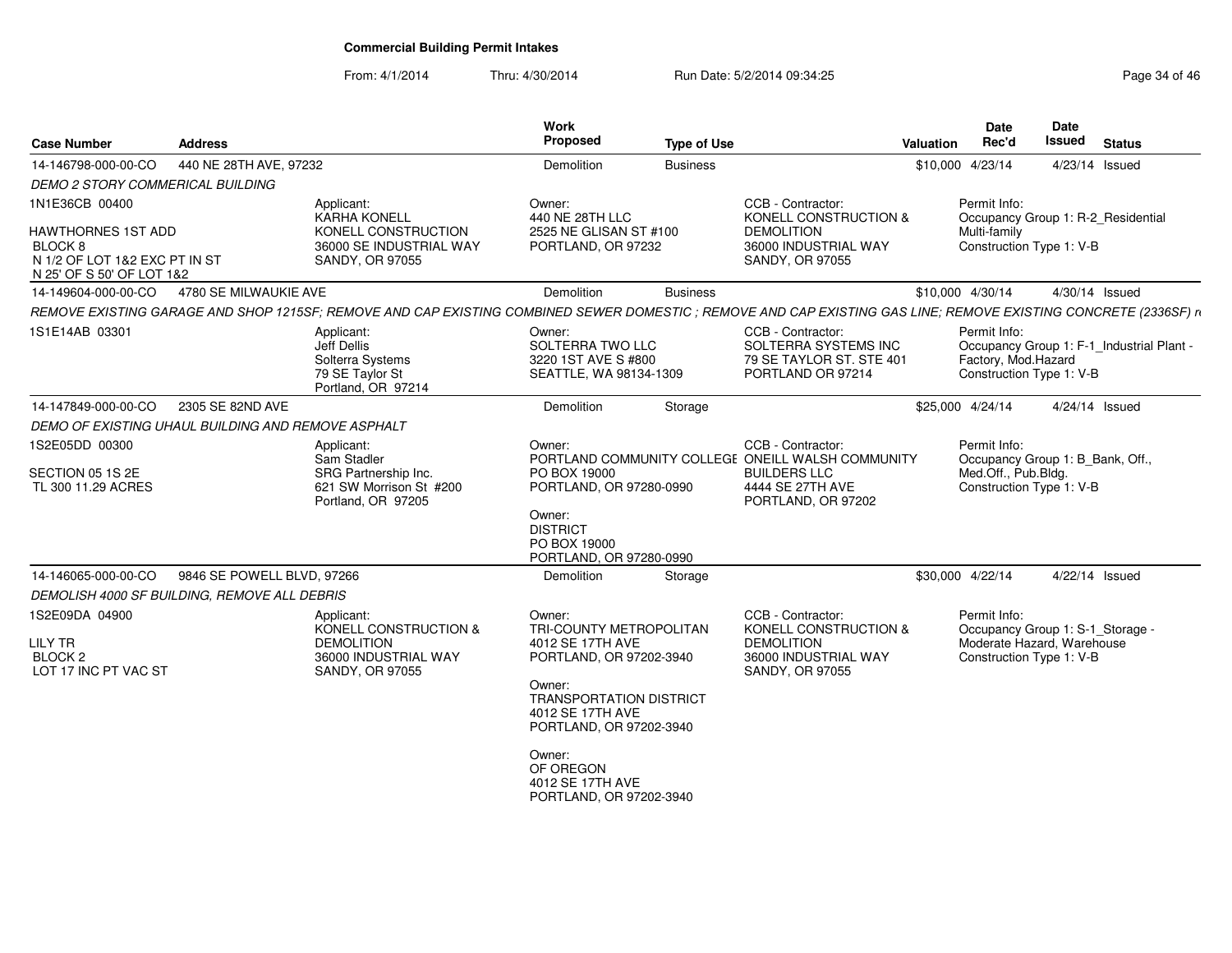# Commercial Building Permit Intakes

From: 4/1/2014 Thru: 4/30/2014 Run Date: 5/2/2014 09:34:25

| Case Number | Address | Work Proposed | Type of Use | Valuation | Date Rec'd | Date Issued | Status |
|---|---|---|---|---|---|---|---|
| 14-146798-000-00-CO | 440 NE 28TH AVE, 97232 | Demolition | Business | $10,000 | 4/23/14 | 4/23/14 | Issued |

*DEMO 2 STORY COMMERICAL BUILDING*

1N1E36CB 00400

HAWTHORNES 1ST ADD
BLOCK 8
N 1/2 OF LOT 1&2 EXC PT IN ST
N 25' OF S 50' OF LOT 1&2

Applicant:
KARHA KONELL
KONELL CONSTRUCTION
36000 SE INDUSTRIAL WAY
SANDY, OR 97055

Owner:
440 NE 28TH LLC
2525 NE GLISAN ST #100
PORTLAND, OR 97232

CCB - Contractor:
KONELL CONSTRUCTION &
DEMOLITION
36000 INDUSTRIAL WAY
SANDY, OR 97055

Permit Info:
Occupancy Group 1: R-2_Residential Multi-family
Construction Type 1: V-B

| Case Number | Address | Work Proposed | Type of Use | Valuation | Date Rec'd | Date Issued | Status |
|---|---|---|---|---|---|---|---|
| 14-149604-000-00-CO | 4780 SE MILWAUKIE AVE | Demolition | Business | $10,000 | 4/30/14 | 4/30/14 | Issued |

*REMOVE EXISTING GARAGE AND SHOP 1215SF; REMOVE AND CAP EXISTING COMBINED SEWER DOMESTIC ; REMOVE AND CAP EXISTING GAS LINE; REMOVE EXISTING CONCRETE (2336SF) r*

1S1E14AB 03301

Applicant:
Jeff Dellis
Solterra Systems
79 SE Taylor St
Portland, OR 97214

Owner:
SOLTERRA TWO LLC
3220 1ST AVE S #800
SEATTLE, WA 98134-1309

CCB - Contractor:
SOLTERRA SYSTEMS INC
79 SE TAYLOR ST. STE 401
PORTLAND OR 97214

Permit Info:
Occupancy Group 1: F-1_Industrial Plant - Factory, Mod.Hazard
Construction Type 1: V-B

| Case Number | Address | Work Proposed | Type of Use | Valuation | Date Rec'd | Date Issued | Status |
|---|---|---|---|---|---|---|---|
| 14-147849-000-00-CO | 2305 SE 82ND AVE | Demolition | Storage | $25,000 | 4/24/14 | 4/24/14 | Issued |

*DEMO OF EXISTING UHAUL BUILDING AND REMOVE ASPHALT*

1S2E05DD 00300

SECTION 05 1S 2E
TL 300 11.29 ACRES

Applicant:
Sam Stadler
SRG Partnership Inc.
621 SW Morrison St #200
Portland, OR 97205

Owner:
PORTLAND COMMUNITY COLLEGE
PO BOX 19000
PORTLAND, OR 97280-0990

Owner:
DISTRICT
PO BOX 19000
PORTLAND, OR 97280-0990

CCB - Contractor:
ONEILL WALSH COMMUNITY
BUILDERS LLC
4444 SE 27TH AVE
PORTLAND, OR 97202

Permit Info:
Occupancy Group 1: B_Bank, Off., Med.Off., Pub.Bldg.
Construction Type 1: V-B

| Case Number | Address | Work Proposed | Type of Use | Valuation | Date Rec'd | Date Issued | Status |
|---|---|---|---|---|---|---|---|
| 14-146065-000-00-CO | 9846 SE POWELL BLVD, 97266 | Demolition | Storage | $30,000 | 4/22/14 | 4/22/14 | Issued |

*DEMOLISH 4000 SF BUILDING, REMOVE ALL DEBRIS*

1S2E09DA 04900

LILY TR
BLOCK 2
LOT 17 INC PT VAC ST

Applicant:
KONELL CONSTRUCTION &
DEMOLITION
36000 INDUSTRIAL WAY
SANDY, OR 97055

Owner:
TRI-COUNTY METROPOLITAN
4012 SE 17TH AVE
PORTLAND, OR 97202-3940

Owner:
TRANSPORTATION DISTRICT
4012 SE 17TH AVE
PORTLAND, OR 97202-3940

Owner:
OF OREGON
4012 SE 17TH AVE
PORTLAND, OR 97202-3940

CCB - Contractor:
KONELL CONSTRUCTION &
DEMOLITION
36000 INDUSTRIAL WAY
SANDY, OR 97055

Permit Info:
Occupancy Group 1: S-1_Storage - Moderate Hazard, Warehouse
Construction Type 1: V-B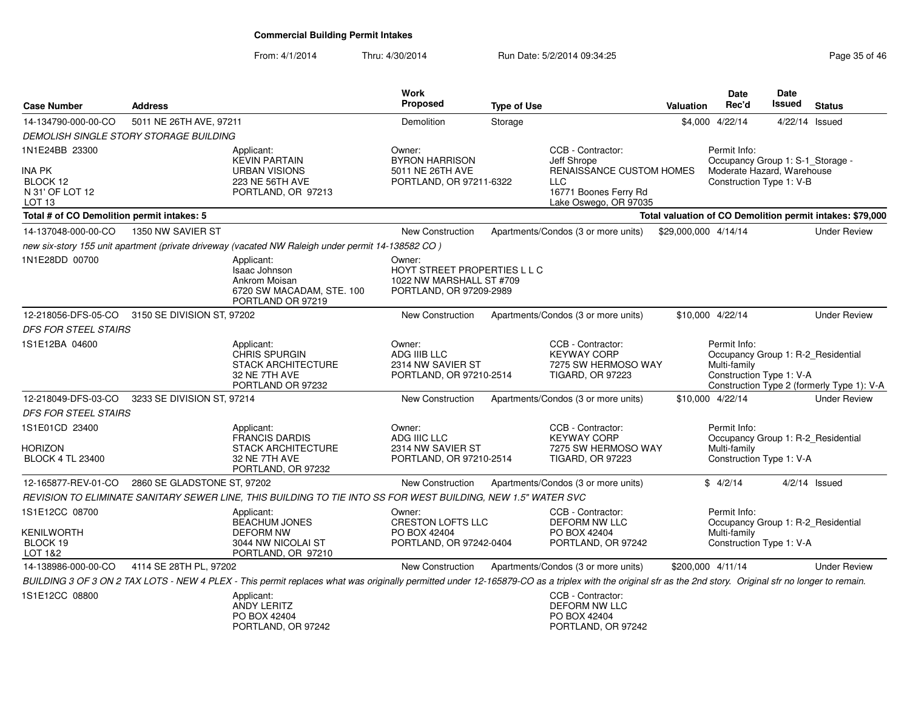**Commercial Building Permit Intakes**

From: 4/1/2014 Thru: 4/30/2014 Run Date: 5/2/2014 09:34:25

| Case Number | Address | Work Proposed | Type of Use | Valuation | Date Rec'd | Date Issued | Status |
|---|---|---|---|---|---|---|---|
| 14-134790-000-00-CO | 5011 NE 26TH AVE, 97211 | Demolition | Storage | $4,000 | 4/22/14 | 4/22/14 | Issued |

DEMOLISH SINGLE STORY STORAGE BUILDING

1N1E24BB 23300
INA PK
BLOCK 12
N 31' OF LOT 12
LOT 13

Applicant: KEVIN PARTAIN, URBAN VISIONS, 223 NE 56TH AVE, PORTLAND, OR 97213

Owner: BYRON HARRISON, 5011 NE 26TH AVE, PORTLAND, OR 97211-6322

CCB - Contractor: Jeff Shrope, RENAISSANCE CUSTOM HOMES LLC, 16771 Boones Ferry Rd, Lake Oswego, OR 97035

Permit Info: Occupancy Group 1: S-1_Storage - Moderate Hazard, Warehouse; Construction Type 1: V-B

**Total # of CO Demolition permit intakes: 5** — **Total valuation of CO Demolition permit intakes: $79,000**

| Case Number | Address | Work Proposed | Type of Use | Valuation | Date Rec'd | Date Issued | Status |
|---|---|---|---|---|---|---|---|
| 14-137048-000-00-CO | 1350 NW SAVIER ST | New Construction | Apartments/Condos (3 or more units) | $29,000,000 | 4/14/14 | | Under Review |

new six-story 155 unit apartment (private driveway (vacated NW Raleigh under permit 14-138582 CO )

1N1E28DD 00700

Applicant: Isaac Johnson, Ankrom Moisan, 6720 SW MACADAM, STE. 100, PORTLAND OR 97219

Owner: HOYT STREET PROPERTIES L L C, 1022 NW MARSHALL ST #709, PORTLAND, OR 97209-2989

| Case Number | Address | Work Proposed | Type of Use | Valuation | Date Rec'd | Date Issued | Status |
|---|---|---|---|---|---|---|---|
| 12-218056-DFS-05-CO | 3150 SE DIVISION ST, 97202 | New Construction | Apartments/Condos (3 or more units) | $10,000 | 4/22/14 | | Under Review |

DFS FOR STEEL STAIRS

1S1E12BA 04600

Applicant: CHRIS SPURGIN, STACK ARCHITECTURE, 32 NE 7TH AVE, PORTLAND OR 97232

Owner: ADG IIIB LLC, 2314 NW SAVIER ST, PORTLAND, OR 97210-2514

CCB - Contractor: KEYWAY CORP, 7275 SW HERMOSO WAY, TIGARD, OR 97223

Permit Info: Occupancy Group 1: R-2_Residential Multi-family; Construction Type 1: V-A; Construction Type 2 (formerly Type 1): V-A

| Case Number | Address | Work Proposed | Type of Use | Valuation | Date Rec'd | Date Issued | Status |
|---|---|---|---|---|---|---|---|
| 12-218049-DFS-03-CO | 3233 SE DIVISION ST, 97214 | New Construction | Apartments/Condos (3 or more units) | $10,000 | 4/22/14 | | Under Review |

DFS FOR STEEL STAIRS

1S1E01CD 23400
HORIZON
BLOCK 4 TL 23400

Applicant: FRANCIS DARDIS, STACK ARCHITECTURE, 32 NE 7TH AVE, PORTLAND, OR 97232

Owner: ADG IIIC LLC, 2314 NW SAVIER ST, PORTLAND, OR 97210-2514

CCB - Contractor: KEYWAY CORP, 7275 SW HERMOSO WAY, TIGARD, OR 97223

Permit Info: Occupancy Group 1: R-2_Residential Multi-family; Construction Type 1: V-A

| Case Number | Address | Work Proposed | Type of Use | Valuation | Date Rec'd | Date Issued | Status |
|---|---|---|---|---|---|---|---|
| 12-165877-REV-01-CO | 2860 SE GLADSTONE ST, 97202 | New Construction | Apartments/Condos (3 or more units) | $ | 4/2/14 | 4/2/14 | Issued |

REVISION TO ELIMINATE SANITARY SEWER LINE, THIS BUILDING TO TIE INTO SS FOR WEST BUILDING, NEW 1.5" WATER SVC

1S1E12CC 08700
KENILWORTH
BLOCK 19
LOT 1&2

Applicant: BEACHUM JONES, DEFORM NW, 3044 NW NICOLAI ST, PORTLAND, OR 97210

Owner: CRESTON LOFTS LLC, PO BOX 42404, PORTLAND, OR 97242-0404

CCB - Contractor: DEFORM NW LLC, PO BOX 42404, PORTLAND, OR 97242

Permit Info: Occupancy Group 1: R-2_Residential Multi-family; Construction Type 1: V-A

| Case Number | Address | Work Proposed | Type of Use | Valuation | Date Rec'd | Date Issued | Status |
|---|---|---|---|---|---|---|---|
| 14-138986-000-00-CO | 4114 SE 28TH PL, 97202 | New Construction | Apartments/Condos (3 or more units) | $200,000 | 4/11/14 | | Under Review |

BUILDING 3 OF 3 ON 2 TAX LOTS - NEW 4 PLEX - This permit replaces what was originally permitted under 12-165879-CO as a triplex with the original sfr as the 2nd story. Original sfr no longer to remain.

1S1E12CC 08800

Applicant: ANDY LERITZ, PO BOX 42404, PORTLAND, OR 97242

CCB - Contractor: DEFORM NW LLC, PO BOX 42404, PORTLAND, OR 97242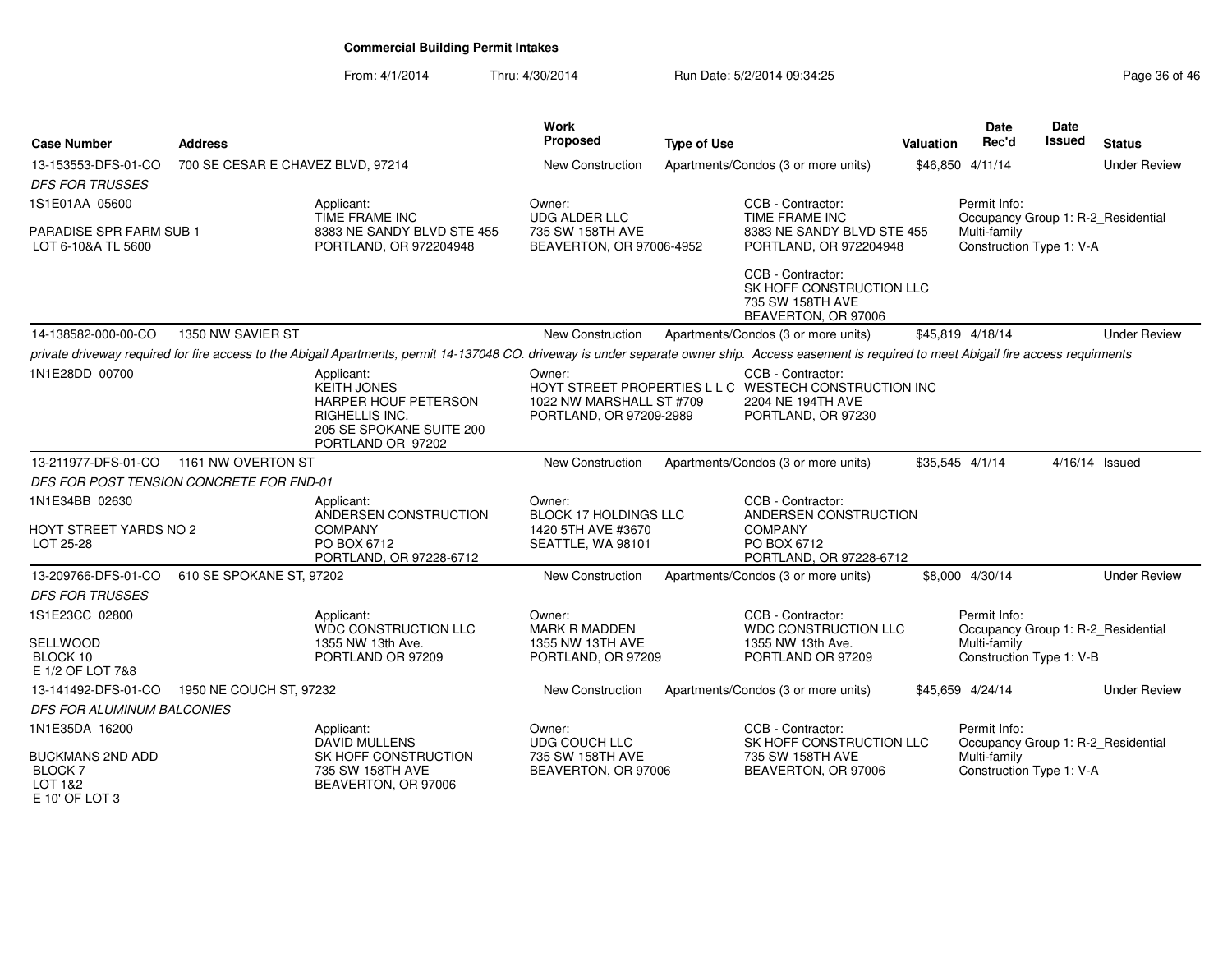# Commercial Building Permit Intakes

From: 4/1/2014 Thru: 4/30/2014 Run Date: 5/2/2014 09:34:25

| Case Number | Address | Work Proposed | Type of Use | Valuation | Date Rec'd | Date Issued | Status |
|---|---|---|---|---|---|---|---|
| 13-153553-DFS-01-CO | 700 SE CESAR E CHAVEZ BLVD, 97214 | New Construction | Apartments/Condos (3 or more units) | $46,850 | 4/11/14 | | Under Review |

*DFS FOR TRUSSES*

1S1E01AA 05600

PARADISE SPR FARM SUB 1
LOT 6-10&A TL 5600

Applicant:
TIME FRAME INC
8383 NE SANDY BLVD STE 455
PORTLAND, OR 972204948

Owner:
UDG ALDER LLC
735 SW 158TH AVE
BEAVERTON, OR 97006-4952

CCB - Contractor:
TIME FRAME INC
8383 NE SANDY BLVD STE 455
PORTLAND, OR 972204948

CCB - Contractor:
SK HOFF CONSTRUCTION LLC
735 SW 158TH AVE
BEAVERTON, OR 97006

Permit Info:
Occupancy Group 1: R-2_Residential Multi-family
Construction Type 1: V-A

| Case Number | Address | Work Proposed | Type of Use | Valuation | Date Rec'd | Date Issued | Status |
|---|---|---|---|---|---|---|---|
| 14-138582-000-00-CO | 1350 NW SAVIER ST | New Construction | Apartments/Condos (3 or more units) | $45,819 | 4/18/14 | | Under Review |

*private driveway required for fire access to the Abigail Apartments, permit 14-137048 CO. driveway is under separate owner ship. Access easement is required to meet Abigail fire access requirments*

1N1E28DD 00700

Applicant:
KEITH JONES
HARPER HOUF PETERSON RIGHELLIS INC.
205 SE SPOKANE SUITE 200
PORTLAND OR 97202

Owner:
HOYT STREET PROPERTIES L L C
1022 NW MARSHALL ST #709
PORTLAND, OR 97209-2989

CCB - Contractor:
WESTECH CONSTRUCTION INC
2204 NE 194TH AVE
PORTLAND, OR 97230

| Case Number | Address | Work Proposed | Type of Use | Valuation | Date Rec'd | Date Issued | Status |
|---|---|---|---|---|---|---|---|
| 13-211977-DFS-01-CO | 1161 NW OVERTON ST | New Construction | Apartments/Condos (3 or more units) | $35,545 | 4/1/14 | 4/16/14 | Issued |

*DFS FOR POST TENSION CONCRETE FOR FND-01*

1N1E34BB 02630

HOYT STREET YARDS NO 2
LOT 25-28

Applicant:
ANDERSEN CONSTRUCTION COMPANY
PO BOX 6712
PORTLAND, OR 97228-6712

Owner:
BLOCK 17 HOLDINGS LLC
1420 5TH AVE #3670
SEATTLE, WA 98101

CCB - Contractor:
ANDERSEN CONSTRUCTION COMPANY
PO BOX 6712
PORTLAND, OR 97228-6712

| Case Number | Address | Work Proposed | Type of Use | Valuation | Date Rec'd | Date Issued | Status |
|---|---|---|---|---|---|---|---|
| 13-209766-DFS-01-CO | 610 SE SPOKANE ST, 97202 | New Construction | Apartments/Condos (3 or more units) | $8,000 | 4/30/14 | | Under Review |

*DFS FOR TRUSSES*

1S1E23CC 02800

SELLWOOD
BLOCK 10
E 1/2 OF LOT 7&8

Applicant:
WDC CONSTRUCTION LLC
1355 NW 13th Ave.
PORTLAND OR 97209

Owner:
MARK R MADDEN
1355 NW 13TH AVE
PORTLAND, OR 97209

CCB - Contractor:
WDC CONSTRUCTION LLC
1355 NW 13th Ave.
PORTLAND OR 97209

Permit Info:
Occupancy Group 1: R-2_Residential Multi-family
Construction Type 1: V-B

| Case Number | Address | Work Proposed | Type of Use | Valuation | Date Rec'd | Date Issued | Status |
|---|---|---|---|---|---|---|---|
| 13-141492-DFS-01-CO | 1950 NE COUCH ST, 97232 | New Construction | Apartments/Condos (3 or more units) | $45,659 | 4/24/14 | | Under Review |

*DFS FOR ALUMINUM BALCONIES*

1N1E35DA 16200

BUCKMANS 2ND ADD
BLOCK 7
LOT 1&2
E 10' OF LOT 3

Applicant:
DAVID MULLENS
SK HOFF CONSTRUCTION
735 SW 158TH AVE
BEAVERTON, OR 97006

Owner:
UDG COUCH LLC
735 SW 158TH AVE
BEAVERTON, OR 97006

CCB - Contractor:
SK HOFF CONSTRUCTION LLC
735 SW 158TH AVE
BEAVERTON, OR 97006

Permit Info:
Occupancy Group 1: R-2_Residential Multi-family
Construction Type 1: V-A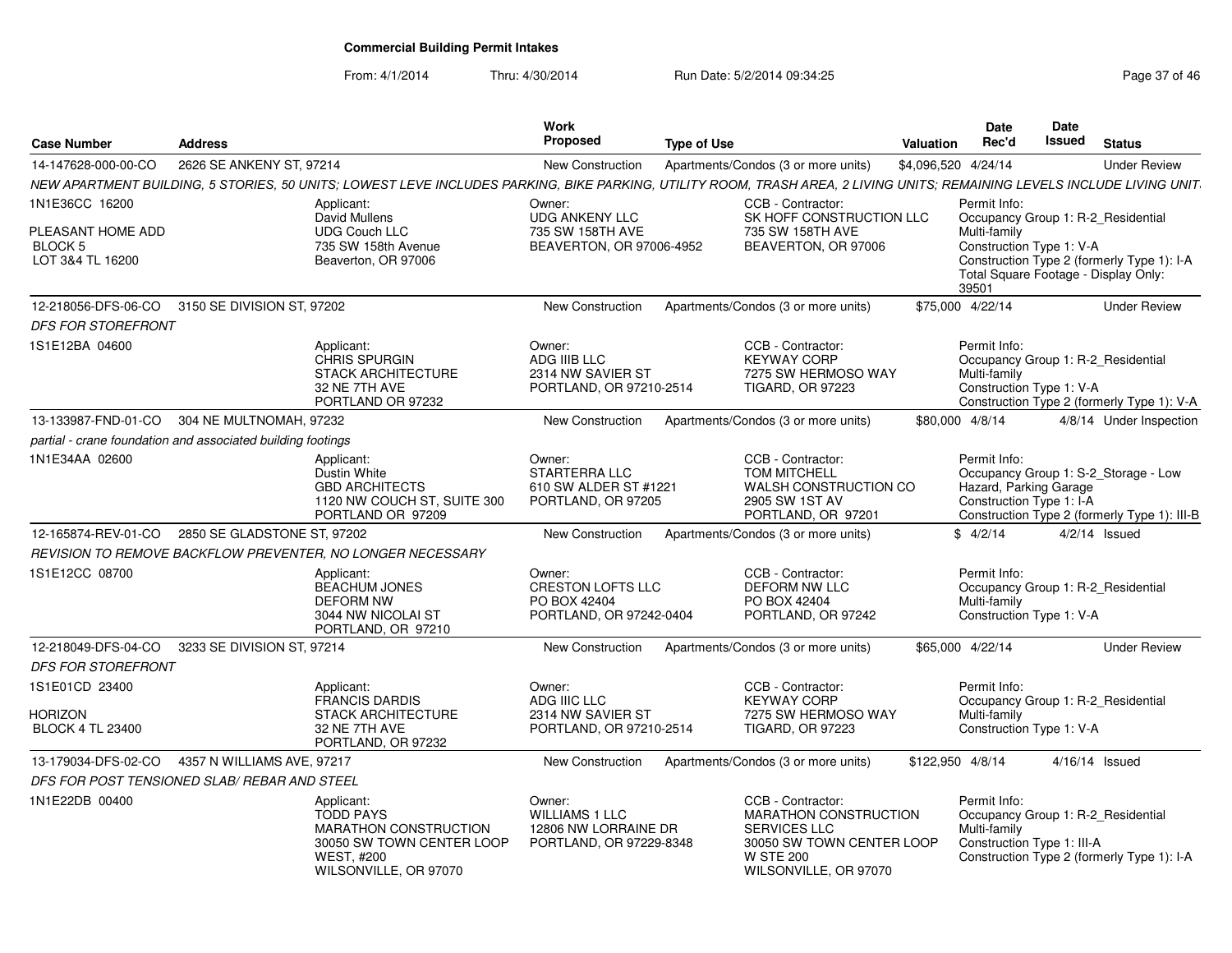**Commercial Building Permit Intakes**

From: 4/1/2014 Thru: 4/30/2014 Run Date: 5/2/2014 09:34:25

| Case Number | Address | Work Proposed | Type of Use | Valuation | Date Rec'd | Date Issued | Status |
|---|---|---|---|---|---|---|---|
| 14-147628-000-00-CO | 2626 SE ANKENY ST, 97214 | New Construction | Apartments/Condos (3 or more units) | $4,096,520 | 4/24/14 | | Under Review |
| 12-218056-DFS-06-CO | 3150 SE DIVISION ST, 97202 | New Construction | Apartments/Condos (3 or more units) | $75,000 | 4/22/14 | | Under Review |
| 13-133987-FND-01-CO | 304 NE MULTNOMAH, 97232 | New Construction | Apartments/Condos (3 or more units) | $80,000 | 4/8/14 | 4/8/14 | Under Inspection |
| 12-165874-REV-01-CO | 2850 SE GLADSTONE ST, 97202 | New Construction | Apartments/Condos (3 or more units) | $ | 4/2/14 | 4/2/14 | Issued |
| 12-218049-DFS-04-CO | 3233 SE DIVISION ST, 97214 | New Construction | Apartments/Condos (3 or more units) | $65,000 | 4/22/14 | | Under Review |
| 13-179034-DFS-02-CO | 4357 N WILLIAMS AVE, 97217 | New Construction | Apartments/Condos (3 or more units) | $122,950 | 4/8/14 | 4/16/14 | Issued |

**14-147628-000-00-CO** — 2626 SE ANKENY ST, 97214

*NEW APARTMENT BUILDING, 5 STORIES, 50 UNITS; LOWEST LEVE INCLUDES PARKING, BIKE PARKING, UTILITY ROOM, TRASH AREA, 2 LIVING UNITS; REMAINING LEVELS INCLUDE LIVING UNIT.*

- 1N1E36CC 16200, PLEASANT HOME ADD, BLOCK 5, LOT 3&4 TL 16200
- Applicant: David Mullens, UDG Couch LLC, 735 SW 158th Avenue, Beaverton, OR 97006
- Owner: UDG ANKENY LLC, 735 SW 158TH AVE, BEAVERTON, OR 97006-4952
- CCB - Contractor: SK HOFF CONSTRUCTION LLC, 735 SW 158TH AVE, BEAVERTON, OR 97006
- Permit Info: Occupancy Group 1: R-2_Residential Multi-family; Construction Type 1: V-A; Construction Type 2 (formerly Type 1): I-A; Total Square Footage - Display Only: 39501

**12-218056-DFS-06-CO** — 3150 SE DIVISION ST, 97202

*DFS FOR STOREFRONT*

- 1S1E12BA 04600
- Applicant: CHRIS SPURGIN, STACK ARCHITECTURE, 32 NE 7TH AVE, PORTLAND OR 97232
- Owner: ADG IIIB LLC, 2314 NW SAVIER ST, PORTLAND, OR 97210-2514
- CCB - Contractor: KEYWAY CORP, 7275 SW HERMOSO WAY, TIGARD, OR 97223
- Permit Info: Occupancy Group 1: R-2_Residential Multi-family; Construction Type 1: V-A; Construction Type 2 (formerly Type 1): V-A

**13-133987-FND-01-CO** — 304 NE MULTNOMAH, 97232

*partial - crane foundation and associated building footings*

- 1N1E34AA 02600
- Applicant: Dustin White, GBD ARCHITECTS, 1120 NW COUCH ST, SUITE 300, PORTLAND OR 97209
- Owner: STARTERRA LLC, 610 SW ALDER ST #1221, PORTLAND, OR 97205
- CCB - Contractor: TOM MITCHELL, WALSH CONSTRUCTION CO, 2905 SW 1ST AV, PORTLAND, OR 97201
- Permit Info: Occupancy Group 1: S-2_Storage - Low Hazard, Parking Garage; Construction Type 1: I-A; Construction Type 2 (formerly Type 1): III-B

**12-165874-REV-01-CO** — 2850 SE GLADSTONE ST, 97202

*REVISION TO REMOVE BACKFLOW PREVENTER, NO LONGER NECESSARY*

- 1S1E12CC 08700
- Applicant: BEACHUM JONES, DEFORM NW, 3044 NW NICOLAI ST, PORTLAND, OR 97210
- Owner: CRESTON LOFTS LLC, PO BOX 42404, PORTLAND, OR 97242-0404
- CCB - Contractor: DEFORM NW LLC, PO BOX 42404, PORTLAND, OR 97242
- Permit Info: Occupancy Group 1: R-2_Residential Multi-family; Construction Type 1: V-A

**12-218049-DFS-04-CO** — 3233 SE DIVISION ST, 97214

*DFS FOR STOREFRONT*

- 1S1E01CD 23400, HORIZON, BLOCK 4 TL 23400
- Applicant: FRANCIS DARDIS, STACK ARCHITECTURE, 32 NE 7TH AVE, PORTLAND, OR 97232
- Owner: ADG IIIC LLC, 2314 NW SAVIER ST, PORTLAND, OR 97210-2514
- CCB - Contractor: KEYWAY CORP, 7275 SW HERMOSO WAY, TIGARD, OR 97223
- Permit Info: Occupancy Group 1: R-2_Residential Multi-family; Construction Type 1: V-A

**13-179034-DFS-02-CO** — 4357 N WILLIAMS AVE, 97217

*DFS FOR POST TENSIONED SLAB/ REBAR AND STEEL*

- 1N1E22DB 00400
- Applicant: TODD PAYS, MARATHON CONSTRUCTION, 30050 SW TOWN CENTER LOOP WEST, #200, WILSONVILLE, OR 97070
- Owner: WILLIAMS 1 LLC, 12806 NW LORRAINE DR, PORTLAND, OR 97229-8348
- CCB - Contractor: MARATHON CONSTRUCTION SERVICES LLC, 30050 SW TOWN CENTER LOOP W STE 200, WILSONVILLE, OR 97070
- Permit Info: Occupancy Group 1: R-2_Residential Multi-family; Construction Type 1: III-A; Construction Type 2 (formerly Type 1): I-A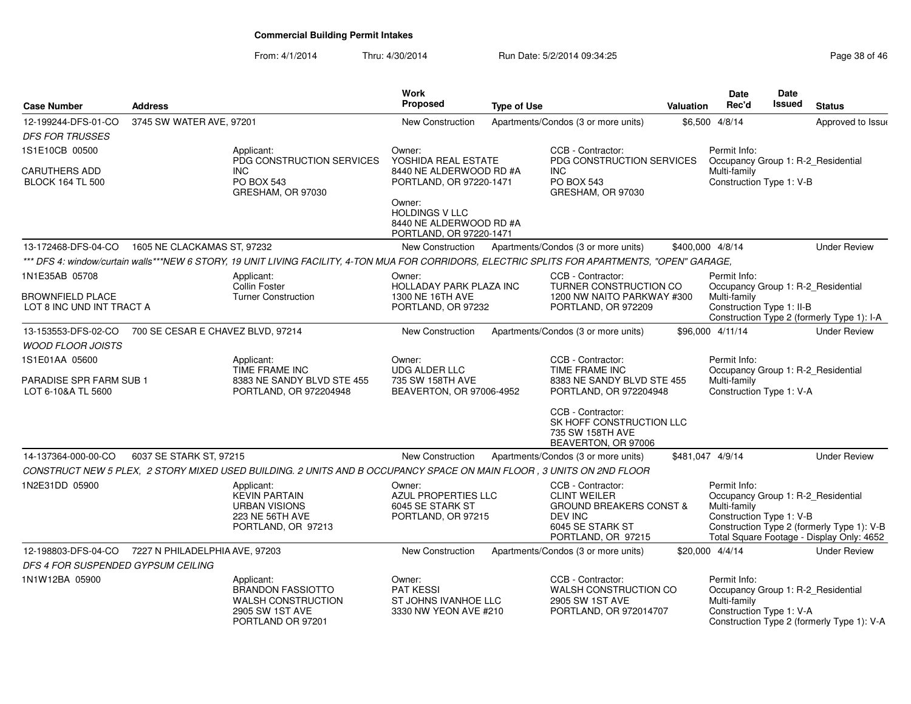# Commercial Building Permit Intakes

From: 4/1/2014 Thru: 4/30/2014 Run Date: 5/2/2014 09:34:25

| Case Number | Address | Work Proposed | Type of Use | Valuation | Date Rec'd | Date Issued | Status |
|---|---|---|---|---|---|---|---|
| 12-199244-DFS-01-CO | 3745 SW WATER AVE, 97201 | New Construction | Apartments/Condos (3 or more units) | $6,500 | 4/8/14 | | Approved to Issue |

*DFS FOR TRUSSES*

1S1E10CB 00500

CARUTHERS ADD
BLOCK 164 TL 500

Applicant:
PDG CONSTRUCTION SERVICES INC
PO BOX 543
GRESHAM, OR 97030

Owner:
YOSHIDA REAL ESTATE
8440 NE ALDERWOOD RD #A
PORTLAND, OR 97220-1471

Owner:
HOLDINGS V LLC
8440 NE ALDERWOOD RD #A
PORTLAND, OR 97220-1471

CCB - Contractor:
PDG CONSTRUCTION SERVICES INC
PO BOX 543
GRESHAM, OR 97030

Permit Info:
Occupancy Group 1: R-2_Residential Multi-family
Construction Type 1: V-B

| Case Number | Address | Work Proposed | Type of Use | Valuation | Date Rec'd | Date Issued | Status |
|---|---|---|---|---|---|---|---|
| 13-172468-DFS-04-CO | 1605 NE CLACKAMAS ST, 97232 | New Construction | Apartments/Condos (3 or more units) | $400,000 | 4/8/14 | | Under Review |

*\*\*\* DFS 4: window/curtain walls\*\*\*NEW 6 STORY, 19 UNIT LIVING FACILITY, 4-TON MUA FOR CORRIDORS, ELECTRIC SPLITS FOR APARTMENTS, "OPEN" GARAGE,*

1N1E35AB 05708

BROWNFIELD PLACE
LOT 8 INC UND INT TRACT A

Applicant:
Collin Foster
Turner Construction

Owner:
HOLLADAY PARK PLAZA INC
1300 NE 16TH AVE
PORTLAND, OR 97232

CCB - Contractor:
TURNER CONSTRUCTION CO
1200 NW NAITO PARKWAY #300
PORTLAND, OR 972209

Permit Info:
Occupancy Group 1: R-2_Residential Multi-family
Construction Type 1: II-B
Construction Type 2 (formerly Type 1): I-A

| Case Number | Address | Work Proposed | Type of Use | Valuation | Date Rec'd | Date Issued | Status |
|---|---|---|---|---|---|---|---|
| 13-153553-DFS-02-CO | 700 SE CESAR E CHAVEZ BLVD, 97214 | New Construction | Apartments/Condos (3 or more units) | $96,000 | 4/11/14 | | Under Review |

*WOOD FLOOR JOISTS*

1S1E01AA 05600

PARADISE SPR FARM SUB 1
LOT 6-10&A TL 5600

Applicant:
TIME FRAME INC
8383 NE SANDY BLVD STE 455
PORTLAND, OR 972204948

Owner:
UDG ALDER LLC
735 SW 158TH AVE
BEAVERTON, OR 97006-4952

CCB - Contractor:
TIME FRAME INC
8383 NE SANDY BLVD STE 455
PORTLAND, OR 972204948

CCB - Contractor:
SK HOFF CONSTRUCTION LLC
735 SW 158TH AVE
BEAVERTON, OR 97006

Permit Info:
Occupancy Group 1: R-2_Residential Multi-family
Construction Type 1: V-A

| Case Number | Address | Work Proposed | Type of Use | Valuation | Date Rec'd | Date Issued | Status |
|---|---|---|---|---|---|---|---|
| 14-137364-000-00-CO | 6037 SE STARK ST, 97215 | New Construction | Apartments/Condos (3 or more units) | $481,047 | 4/9/14 | | Under Review |

*CONSTRUCT NEW 5 PLEX, 2 STORY MIXED USED BUILDING. 2 UNITS AND B OCCUPANCY SPACE ON MAIN FLOOR , 3 UNITS ON 2ND FLOOR*

1N2E31DD 05900

Applicant:
KEVIN PARTAIN
URBAN VISIONS
223 NE 56TH AVE
PORTLAND, OR 97213

Owner:
AZUL PROPERTIES LLC
6045 SE STARK ST
PORTLAND, OR 97215

CCB - Contractor:
CLINT WEILER
GROUND BREAKERS CONST & DEV INC
6045 SE STARK ST
PORTLAND, OR 97215

Permit Info:
Occupancy Group 1: R-2_Residential Multi-family
Construction Type 1: V-B
Construction Type 2 (formerly Type 1): V-B
Total Square Footage - Display Only: 4652

| Case Number | Address | Work Proposed | Type of Use | Valuation | Date Rec'd | Date Issued | Status |
|---|---|---|---|---|---|---|---|
| 12-198803-DFS-04-CO | 7227 N PHILADELPHIA AVE, 97203 | New Construction | Apartments/Condos (3 or more units) | $20,000 | 4/4/14 | | Under Review |

*DFS 4 FOR SUSPENDED GYPSUM CEILING*

1N1W12BA 05900

Applicant:
BRANDON FASSIOTTO
WALSH CONSTRUCTION
2905 SW 1ST AVE
PORTLAND OR 97201

Owner:
PAT KESSI
ST JOHNS IVANHOE LLC
3330 NW YEON AVE #210

CCB - Contractor:
WALSH CONSTRUCTION CO
2905 SW 1ST AVE
PORTLAND, OR 972014707

Permit Info:
Occupancy Group 1: R-2_Residential Multi-family
Construction Type 1: V-A
Construction Type 2 (formerly Type 1): V-A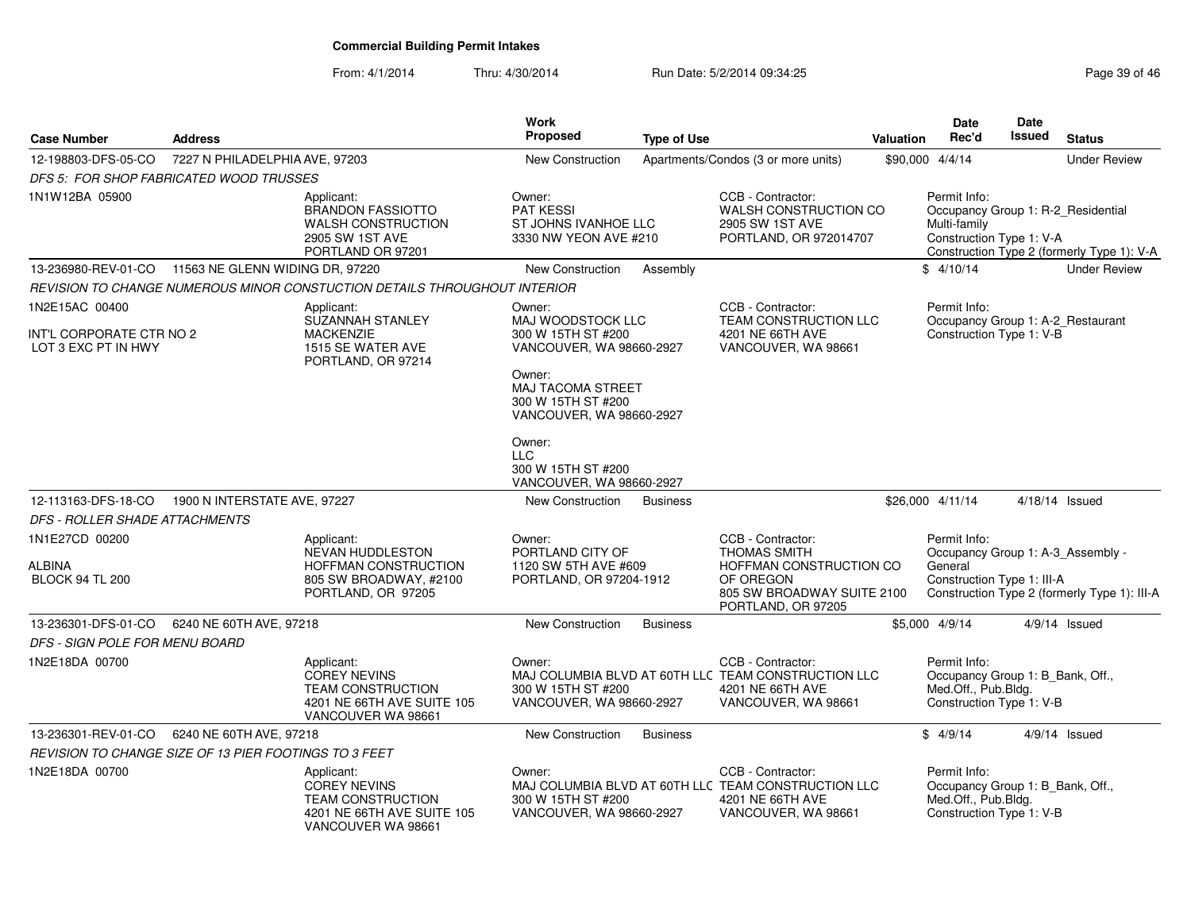# Commercial Building Permit Intakes

From: 4/1/2014 Thru: 4/30/2014 Run Date: 5/2/2014 09:34:25

| Case Number | Address | Work Proposed | Type of Use | Valuation | Date Rec'd | Date Issued | Status |
|---|---|---|---|---|---|---|---|
| 12-198803-DFS-05-CO | 7227 N PHILADELPHIA AVE, 97203 | New Construction | Apartments/Condos (3 or more units) | $90,000 | 4/4/14 | | Under Review |

*DFS 5: FOR SHOP FABRICATED WOOD TRUSSES*

1N1W12BA 05900

Applicant: BRANDON FASSIOTTO, WALSH CONSTRUCTION, 2905 SW 1ST AVE, PORTLAND OR 97201

Owner: PAT KESSI, ST JOHNS IVANHOE LLC, 3330 NW YEON AVE #210

CCB - Contractor: WALSH CONSTRUCTION CO, 2905 SW 1ST AVE, PORTLAND, OR 972014707

Permit Info: Occupancy Group 1: R-2_Residential Multi-family; Construction Type 1: V-A; Construction Type 2 (formerly Type 1): V-A

| Case Number | Address | Work Proposed | Type of Use | Valuation | Date Rec'd | Date Issued | Status |
|---|---|---|---|---|---|---|---|
| 13-236980-REV-01-CO | 11563 NE GLENN WIDING DR, 97220 | New Construction | Assembly | $ | 4/10/14 | | Under Review |

*REVISION TO CHANGE NUMEROUS MINOR CONSTUCTION DETAILS THROUGHOUT INTERIOR*

1N2E15AC 00400

INT'L CORPORATE CTR NO 2
LOT 3 EXC PT IN HWY

Applicant: SUZANNAH STANLEY MACKENZIE, 1515 SE WATER AVE, PORTLAND, OR 97214

Owner: MAJ WOODSTOCK LLC, 300 W 15TH ST #200, VANCOUVER, WA 98660-2927

Owner: MAJ TACOMA STREET, 300 W 15TH ST #200, VANCOUVER, WA 98660-2927

Owner: LLC, 300 W 15TH ST #200, VANCOUVER, WA 98660-2927

CCB - Contractor: TEAM CONSTRUCTION LLC, 4201 NE 66TH AVE, VANCOUVER, WA 98661

Permit Info: Occupancy Group 1: A-2_Restaurant; Construction Type 1: V-B

| Case Number | Address | Work Proposed | Type of Use | Valuation | Date Rec'd | Date Issued | Status |
|---|---|---|---|---|---|---|---|
| 12-113163-DFS-18-CO | 1900 N INTERSTATE AVE, 97227 | New Construction | Business | $26,000 | 4/11/14 | 4/18/14 | Issued |

*DFS - ROLLER SHADE ATTACHMENTS*

1N1E27CD 00200

ALBINA
BLOCK 94 TL 200

Applicant: NEVAN HUDDLESTON, HOFFMAN CONSTRUCTION, 805 SW BROADWAY, #2100, PORTLAND, OR 97205

Owner: PORTLAND CITY OF, 1120 SW 5TH AVE #609, PORTLAND, OR 97204-1912

CCB - Contractor: THOMAS SMITH, HOFFMAN CONSTRUCTION CO OF OREGON, 805 SW BROADWAY SUITE 2100, PORTLAND, OR 97205

Permit Info: Occupancy Group 1: A-3_Assembly - General; Construction Type 1: III-A; Construction Type 2 (formerly Type 1): III-A

| Case Number | Address | Work Proposed | Type of Use | Valuation | Date Rec'd | Date Issued | Status |
|---|---|---|---|---|---|---|---|
| 13-236301-DFS-01-CO | 6240 NE 60TH AVE, 97218 | New Construction | Business | $5,000 | 4/9/14 | 4/9/14 | Issued |

*DFS - SIGN POLE FOR MENU BOARD*

1N2E18DA 00700

Applicant: COREY NEVINS, TEAM CONSTRUCTION, 4201 NE 66TH AVE SUITE 105, VANCOUVER WA 98661

Owner: MAJ COLUMBIA BLVD AT 60TH LLC, 300 W 15TH ST #200, VANCOUVER, WA 98660-2927

CCB - Contractor: TEAM CONSTRUCTION LLC, 4201 NE 66TH AVE, VANCOUVER, WA 98661

Permit Info: Occupancy Group 1: B_Bank, Off., Med.Off., Pub.Bldg.; Construction Type 1: V-B

| Case Number | Address | Work Proposed | Type of Use | Valuation | Date Rec'd | Date Issued | Status |
|---|---|---|---|---|---|---|---|
| 13-236301-REV-01-CO | 6240 NE 60TH AVE, 97218 | New Construction | Business | $ | 4/9/14 | 4/9/14 | Issued |

*REVISION TO CHANGE SIZE OF 13 PIER FOOTINGS TO 3 FEET*

1N2E18DA 00700

Applicant: COREY NEVINS, TEAM CONSTRUCTION, 4201 NE 66TH AVE SUITE 105, VANCOUVER WA 98661

Owner: MAJ COLUMBIA BLVD AT 60TH LLC, 300 W 15TH ST #200, VANCOUVER, WA 98660-2927

CCB - Contractor: TEAM CONSTRUCTION LLC, 4201 NE 66TH AVE, VANCOUVER, WA 98661

Permit Info: Occupancy Group 1: B_Bank, Off., Med.Off., Pub.Bldg.; Construction Type 1: V-B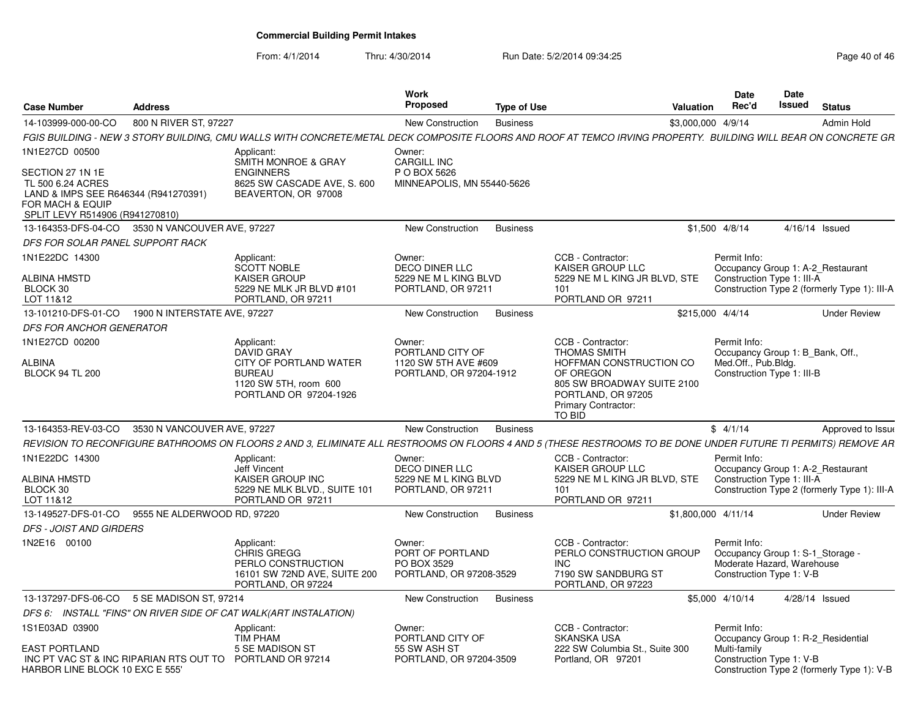# Commercial Building Permit Intakes

From: 4/1/2014 Thru: 4/30/2014 Run Date: 5/2/2014 09:34:25

| Case Number | Address | Work Proposed | Type of Use | Valuation | Date Rec'd | Date Issued | Status |
|---|---|---|---|---|---|---|---|
| 14-103999-000-00-CO | 800 N RIVER ST, 97227 | New Construction | Business | $3,000,000 | 4/9/14 | | Admin Hold |

*FGIS BUILDING - NEW 3 STORY BUILDING, CMU WALLS WITH CONCRETE/METAL DECK COMPOSITE FLOORS AND ROOF AT TEMCO IRVING PROPERTY. BUILDING WILL BEAR ON CONCRETE GR*

1N1E27CD 00500

SECTION 27 1N 1E
TL 500 6.24 ACRES
LAND & IMPS SEE R646344 (R941270391)
FOR MACH & EQUIP
SPLIT LEVY R514906 (R941270810)

Applicant:
SMITH MONROE & GRAY ENGINNERS
8625 SW CASCADE AVE, S. 600
BEAVERTON, OR 97008

Owner:
CARGILL INC
P O BOX 5626
MINNEAPOLIS, MN 55440-5626

| Case Number | Address | Work Proposed | Type of Use | Valuation | Date Rec'd | Date Issued | Status |
|---|---|---|---|---|---|---|---|
| 13-164353-DFS-04-CO | 3530 N VANCOUVER AVE, 97227 | New Construction | Business | $1,500 | 4/8/14 | 4/16/14 | Issued |

*DFS FOR SOLAR PANEL SUPPORT RACK*

1N1E22DC 14300

ALBINA HMSTD
BLOCK 30
LOT 11&12

Applicant:
SCOTT NOBLE
KAISER GROUP
5229 NE MLK JR BLVD #101
PORTLAND, OR 97211

Owner:
DECO DINER LLC
5229 NE M L KING BLVD
PORTLAND, OR 97211

CCB - Contractor:
KAISER GROUP LLC
5229 NE M L KING JR BLVD, STE 101
PORTLAND OR 97211

Permit Info:
Occupancy Group 1: A-2_Restaurant
Construction Type 1: III-A
Construction Type 2 (formerly Type 1): III-A

| Case Number | Address | Work Proposed | Type of Use | Valuation | Date Rec'd | Date Issued | Status |
|---|---|---|---|---|---|---|---|
| 13-101210-DFS-01-CO | 1900 N INTERSTATE AVE, 97227 | New Construction | Business | $215,000 | 4/4/14 | | Under Review |

*DFS FOR ANCHOR GENERATOR*

1N1E27CD 00200

ALBINA
BLOCK 94 TL 200

Applicant:
DAVID GRAY
CITY OF PORTLAND WATER BUREAU
1120 SW 5TH, room 600
PORTLAND OR 97204-1926

Owner:
PORTLAND CITY OF
1120 SW 5TH AVE #609
PORTLAND, OR 97204-1912

CCB - Contractor:
THOMAS SMITH
HOFFMAN CONSTRUCTION CO OF OREGON
805 SW BROADWAY SUITE 2100
PORTLAND, OR 97205
Primary Contractor:
TO BID

Permit Info:
Occupancy Group 1: B_Bank, Off., Med.Off., Pub.Bldg.
Construction Type 1: III-B

| Case Number | Address | Work Proposed | Type of Use | Valuation | Date Rec'd | Date Issued | Status |
|---|---|---|---|---|---|---|---|
| 13-164353-REV-03-CO | 3530 N VANCOUVER AVE, 97227 | New Construction | Business | $ | 4/1/14 | | Approved to Issue |

*REVISION TO RECONFIGURE BATHROOMS ON FLOORS 2 AND 3, ELIMINATE ALL RESTROOMS ON FLOORS 4 AND 5 (THESE RESTROOMS TO BE DONE UNDER FUTURE TI PERMITS) REMOVE AR*

1N1E22DC 14300

ALBINA HMSTD
BLOCK 30
LOT 11&12

Applicant:
Jeff Vincent
KAISER GROUP INC
5229 NE MLK BLVD., SUITE 101
PORTLAND OR 97211

Owner:
DECO DINER LLC
5229 NE M L KING BLVD
PORTLAND, OR 97211

CCB - Contractor:
KAISER GROUP LLC
5229 NE M L KING JR BLVD, STE 101
PORTLAND OR 97211

Permit Info:
Occupancy Group 1: A-2_Restaurant
Construction Type 1: III-A
Construction Type 2 (formerly Type 1): III-A

| Case Number | Address | Work Proposed | Type of Use | Valuation | Date Rec'd | Date Issued | Status |
|---|---|---|---|---|---|---|---|
| 13-149527-DFS-01-CO | 9555 NE ALDERWOOD RD, 97220 | New Construction | Business | $1,800,000 | 4/11/14 | | Under Review |

*DFS - JOIST AND GIRDERS*

1N2E16 00100

Applicant:
CHRIS GREGG
PERLO CONSTRUCTION
16101 SW 72ND AVE, SUITE 200
PORTLAND, OR 97224

Owner:
PORT OF PORTLAND
PO BOX 3529
PORTLAND, OR 97208-3529

CCB - Contractor:
PERLO CONSTRUCTION GROUP INC
7190 SW SANDBURG ST
PORTLAND, OR 97223

Permit Info:
Occupancy Group 1: S-1_Storage - Moderate Hazard, Warehouse
Construction Type 1: V-B

| Case Number | Address | Work Proposed | Type of Use | Valuation | Date Rec'd | Date Issued | Status |
|---|---|---|---|---|---|---|---|
| 13-137297-DFS-06-CO | 5 SE MADISON ST, 97214 | New Construction | Business | $5,000 | 4/10/14 | 4/28/14 | Issued |

*DFS 6: INSTALL "FINS" ON RIVER SIDE OF CAT WALK(ART INSTALATION)*

1S1E03AD 03900

EAST PORTLAND
INC PT VAC ST & INC RIPARIAN RTS OUT TO HARBOR LINE BLOCK 10 EXC E 555'

Applicant:
TIM PHAM
5 SE MADISON ST
PORTLAND OR 97214

Owner:
PORTLAND CITY OF
55 SW ASH ST
PORTLAND, OR 97204-3509

CCB - Contractor:
SKANSKA USA
222 SW Columbia St., Suite 300
Portland, OR 97201

Permit Info:
Occupancy Group 1: R-2_Residential Multi-family
Construction Type 1: V-B
Construction Type 2 (formerly Type 1): V-B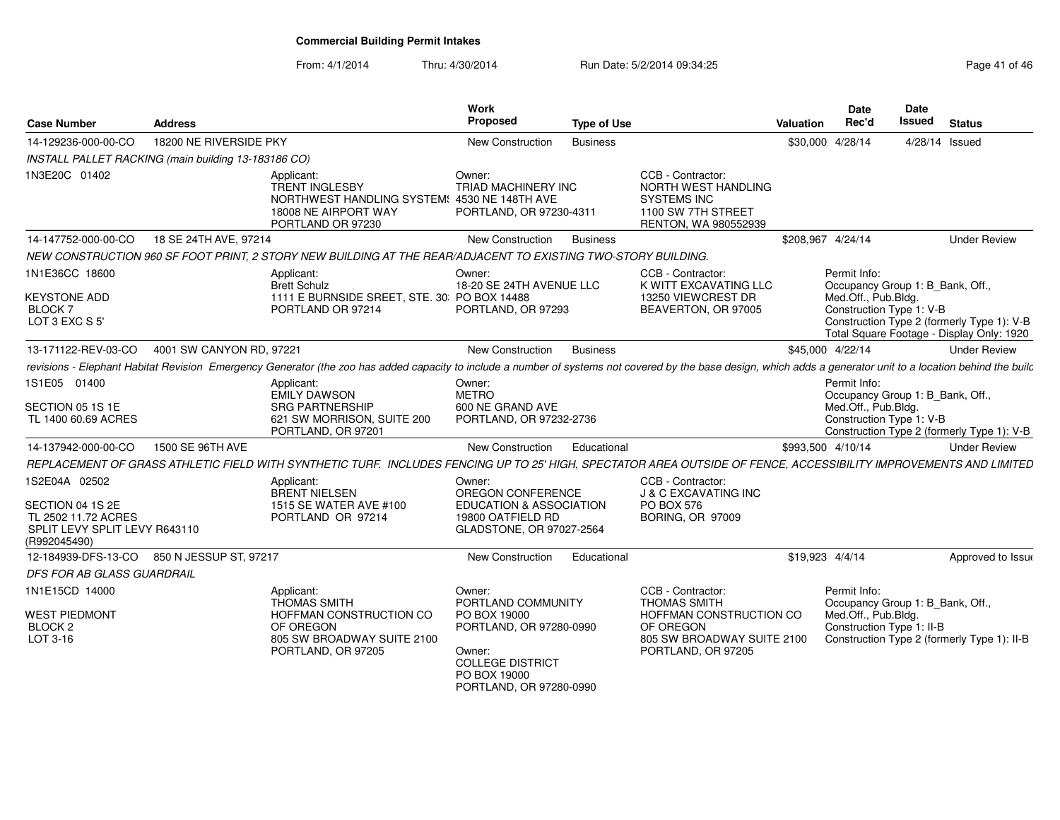# Commercial Building Permit Intakes

From: 4/1/2014 Thru: 4/30/2014 Run Date: 5/2/2014 09:34:25

| Case Number | Address | Work Proposed | Type of Use | Valuation | Date Rec'd | Date Issued | Status |
|---|---|---|---|---|---|---|---|
| 14-129236-000-00-CO | 18200 NE RIVERSIDE PKY | New Construction | Business | $30,000 | 4/28/14 | 4/28/14 | Issued |

*INSTALL PALLET RACKING (main building 13-183186 CO)*

1N3E20C 01402

Applicant: TRENT INGLESBY, NORTHWEST HANDLING SYSTEMS, 18008 NE AIRPORT WAY, PORTLAND OR 97230

Owner: TRIAD MACHINERY INC, 4530 NE 148TH AVE, PORTLAND, OR 97230-4311

CCB - Contractor: NORTH WEST HANDLING SYSTEMS INC, 1100 SW 7TH STREET, RENTON, WA 980552939

| Case Number | Address | Work Proposed | Type of Use | Valuation | Date Rec'd | Date Issued | Status |
|---|---|---|---|---|---|---|---|
| 14-147752-000-00-CO | 18 SE 24TH AVE, 97214 | New Construction | Business | $208,967 | 4/24/14 | | Under Review |

*NEW CONSTRUCTION 960 SF FOOT PRINT, 2 STORY NEW BUILDING AT THE REAR/ADJACENT TO EXISTING TWO-STORY BUILDING.*

1N1E36CC 18600, KEYSTONE ADD, BLOCK 7, LOT 3 EXC S 5'

Applicant: Brett Schulz, 1111 E BURNSIDE SREET, STE. 30, PORTLAND OR 97214

Owner: 18-20 SE 24TH AVENUE LLC, PO BOX 14488, PORTLAND, OR 97293

CCB - Contractor: K WITT EXCAVATING LLC, 13250 VIEWCREST DR, BEAVERTON, OR 97005

Permit Info: Occupancy Group 1: B_Bank, Off., Med.Off., Pub.Bldg. Construction Type 1: V-B. Construction Type 2 (formerly Type 1): V-B. Total Square Footage - Display Only: 1920

| Case Number | Address | Work Proposed | Type of Use | Valuation | Date Rec'd | Date Issued | Status |
|---|---|---|---|---|---|---|---|
| 13-171122-REV-03-CO | 4001 SW CANYON RD, 97221 | New Construction | Business | $45,000 | 4/22/14 | | Under Review |

*revisions - Elephant Habitat Revision Emergency Generator (the zoo has added capacity to include a number of systems not covered by the base design, which adds a generator unit to a location behind the build*

1S1E05 01400, SECTION 05 1S 1E, TL 1400 60.69 ACRES

Applicant: EMILY DAWSON, SRG PARTNERSHIP, 621 SW MORRISON, SUITE 200, PORTLAND, OR 97201

Owner: METRO, 600 NE GRAND AVE, PORTLAND, OR 97232-2736

Permit Info: Occupancy Group 1: B_Bank, Off., Med.Off., Pub.Bldg. Construction Type 1: V-B. Construction Type 2 (formerly Type 1): V-B

| Case Number | Address | Work Proposed | Type of Use | Valuation | Date Rec'd | Date Issued | Status |
|---|---|---|---|---|---|---|---|
| 14-137942-000-00-CO | 1500 SE 96TH AVE | New Construction | Educational | $993,500 | 4/10/14 | | Under Review |

*REPLACEMENT OF GRASS ATHLETIC FIELD WITH SYNTHETIC TURF. INCLUDES FENCING UP TO 25' HIGH, SPECTATOR AREA OUTSIDE OF FENCE, ACCESSIBILITY IMPROVEMENTS AND LIMITED*

1S2E04A 02502, SECTION 04 1S 2E, TL 2502 11.72 ACRES, SPLIT LEVY SPLIT LEVY R643110 (R992045490)

Applicant: BRENT NIELSEN, 1515 SE WATER AVE #100, PORTLAND OR 97214

Owner: OREGON CONFERENCE EDUCATION & ASSOCIATION, 19800 OATFIELD RD, GLADSTONE, OR 97027-2564

CCB - Contractor: J & C EXCAVATING INC, PO BOX 576, BORING, OR 97009

| Case Number | Address | Work Proposed | Type of Use | Valuation | Date Rec'd | Date Issued | Status |
|---|---|---|---|---|---|---|---|
| 12-184939-DFS-13-CO | 850 N JESSUP ST, 97217 | New Construction | Educational | $19,923 | 4/4/14 | | Approved to Issue |

*DFS FOR AB GLASS GUARDRAIL*

1N1E15CD 14000, WEST PIEDMONT, BLOCK 2, LOT 3-16

Applicant: THOMAS SMITH, HOFFMAN CONSTRUCTION CO OF OREGON, 805 SW BROADWAY SUITE 2100, PORTLAND, OR 97205

Owner: PORTLAND COMMUNITY, PO BOX 19000, PORTLAND, OR 97280-0990

Owner: COLLEGE DISTRICT, PO BOX 19000, PORTLAND, OR 97280-0990

CCB - Contractor: THOMAS SMITH, HOFFMAN CONSTRUCTION CO OF OREGON, 805 SW BROADWAY SUITE 2100, PORTLAND, OR 97205

Permit Info: Occupancy Group 1: B_Bank, Off., Med.Off., Pub.Bldg. Construction Type 1: II-B. Construction Type 2 (formerly Type 1): II-B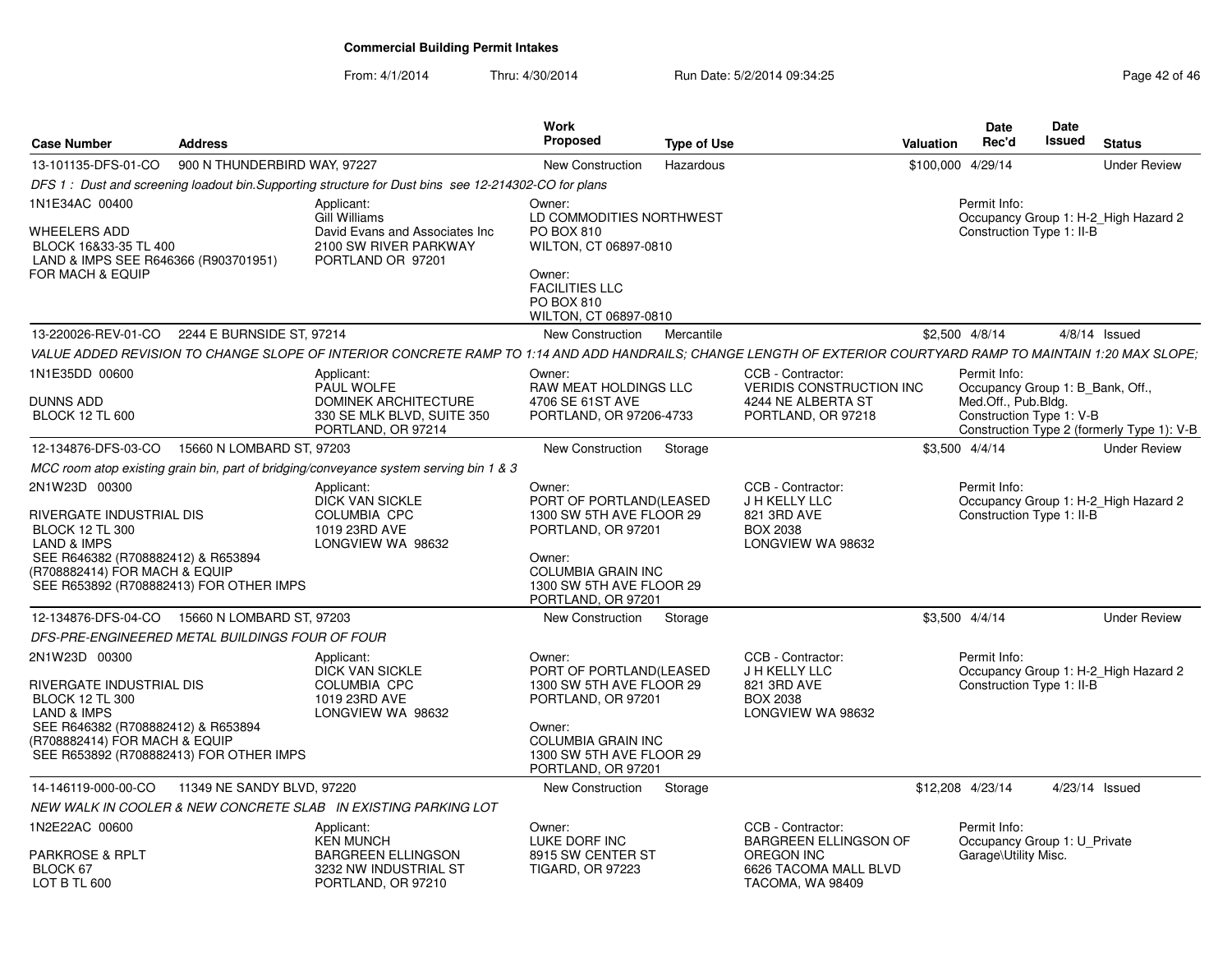# Commercial Building Permit Intakes

From: 4/1/2014 Thru: 4/30/2014 Run Date: 5/2/2014 09:34:25

| Case Number | Address | Work Proposed | Type of Use | Valuation | Date Rec'd | Date Issued | Status |
|---|---|---|---|---|---|---|---|
| 13-101135-DFS-01-CO | 900 N THUNDERBIRD WAY, 97227 | New Construction | Hazardous | $100,000 | 4/29/14 | | Under Review |

*DFS 1 : Dust and screening loadout bin.Supporting structure for Dust bins see 12-214302-CO for plans*

1N1E34AC 00400

WHEELERS ADD
BLOCK 16&33-35 TL 400
LAND & IMPS SEE R646366 (R903701951) FOR MACH & EQUIP

Applicant:
Gill Williams
David Evans and Associates Inc
2100 SW RIVER PARKWAY
PORTLAND OR 97201

Owner:
LD COMMODITIES NORTHWEST
PO BOX 810
WILTON, CT 06897-0810

Owner:
FACILITIES LLC
PO BOX 810
WILTON, CT 06897-0810

Permit Info:
Occupancy Group 1: H-2_High Hazard 2
Construction Type 1: II-B

---

| Case Number | Address | Work Proposed | Type of Use | Valuation | Date Rec'd | Date Issued | Status |
|---|---|---|---|---|---|---|---|
| 13-220026-REV-01-CO | 2244 E BURNSIDE ST, 97214 | New Construction | Mercantile | $2,500 | 4/8/14 | 4/8/14 | Issued |

*VALUE ADDED REVISION TO CHANGE SLOPE OF INTERIOR CONCRETE RAMP TO 1:14 AND ADD HANDRAILS; CHANGE LENGTH OF EXTERIOR COURTYARD RAMP TO MAINTAIN 1:20 MAX SLOPE;*

1N1E35DD 00600

DUNNS ADD
BLOCK 12 TL 600

Applicant:
PAUL WOLFE
DOMINEK ARCHITECTURE
330 SE MLK BLVD, SUITE 350
PORTLAND, OR 97214

Owner:
RAW MEAT HOLDINGS LLC
4706 SE 61ST AVE
PORTLAND, OR 97206-4733

CCB - Contractor:
VERIDIS CONSTRUCTION INC
4244 NE ALBERTA ST
PORTLAND, OR 97218

Permit Info:
Occupancy Group 1: B_Bank, Off., Med.Off., Pub.Bldg.
Construction Type 1: V-B
Construction Type 2 (formerly Type 1): V-B

---

| Case Number | Address | Work Proposed | Type of Use | Valuation | Date Rec'd | Date Issued | Status |
|---|---|---|---|---|---|---|---|
| 12-134876-DFS-03-CO | 15660 N LOMBARD ST, 97203 | New Construction | Storage | $3,500 | 4/4/14 | | Under Review |

*MCC room atop existing grain bin, part of bridging/conveyance system serving bin 1 & 3*

2N1W23D 00300

RIVERGATE INDUSTRIAL DIS
BLOCK 12 TL 300
LAND & IMPS
SEE R646382 (R708882412) & R653894 (R708882414) FOR MACH & EQUIP
SEE R653892 (R708882413) FOR OTHER IMPS

Applicant:
DICK VAN SICKLE
COLUMBIA CPC
1019 23RD AVE
LONGVIEW WA 98632

Owner:
PORT OF PORTLAND(LEASED
1300 SW 5TH AVE FLOOR 29
PORTLAND, OR 97201

Owner:
COLUMBIA GRAIN INC
1300 SW 5TH AVE FLOOR 29
PORTLAND, OR 97201

CCB - Contractor:
J H KELLY LLC
821 3RD AVE
BOX 2038
LONGVIEW WA 98632

Permit Info:
Occupancy Group 1: H-2_High Hazard 2
Construction Type 1: II-B

---

| Case Number | Address | Work Proposed | Type of Use | Valuation | Date Rec'd | Date Issued | Status |
|---|---|---|---|---|---|---|---|
| 12-134876-DFS-04-CO | 15660 N LOMBARD ST, 97203 | New Construction | Storage | $3,500 | 4/4/14 | | Under Review |

*DFS-PRE-ENGINEERED METAL BUILDINGS FOUR OF FOUR*

2N1W23D 00300

RIVERGATE INDUSTRIAL DIS
BLOCK 12 TL 300
LAND & IMPS
SEE R646382 (R708882412) & R653894 (R708882414) FOR MACH & EQUIP
SEE R653892 (R708882413) FOR OTHER IMPS

Applicant:
DICK VAN SICKLE
COLUMBIA CPC
1019 23RD AVE
LONGVIEW WA 98632

Owner:
PORT OF PORTLAND(LEASED
1300 SW 5TH AVE FLOOR 29
PORTLAND, OR 97201

Owner:
COLUMBIA GRAIN INC
1300 SW 5TH AVE FLOOR 29
PORTLAND, OR 97201

CCB - Contractor:
J H KELLY LLC
821 3RD AVE
BOX 2038
LONGVIEW WA 98632

Permit Info:
Occupancy Group 1: H-2_High Hazard 2
Construction Type 1: II-B

---

| Case Number | Address | Work Proposed | Type of Use | Valuation | Date Rec'd | Date Issued | Status |
|---|---|---|---|---|---|---|---|
| 14-146119-000-00-CO | 11349 NE SANDY BLVD, 97220 | New Construction | Storage | $12,208 | 4/23/14 | 4/23/14 | Issued |

*NEW WALK IN COOLER & NEW CONCRETE SLAB IN EXISTING PARKING LOT*

1N2E22AC 00600

PARKROSE & RPLT
BLOCK 67
LOT B TL 600

Applicant:
KEN MUNCH
BARGREEN ELLINGSON
3232 NW INDUSTRIAL ST
PORTLAND, OR 97210

Owner:
LUKE DORF INC
8915 SW CENTER ST
TIGARD, OR 97223

CCB - Contractor:
BARGREEN ELLINGSON OF OREGON INC
6626 TACOMA MALL BLVD
TACOMA, WA 98409

Permit Info:
Occupancy Group 1: U_Private Garage\Utility Misc.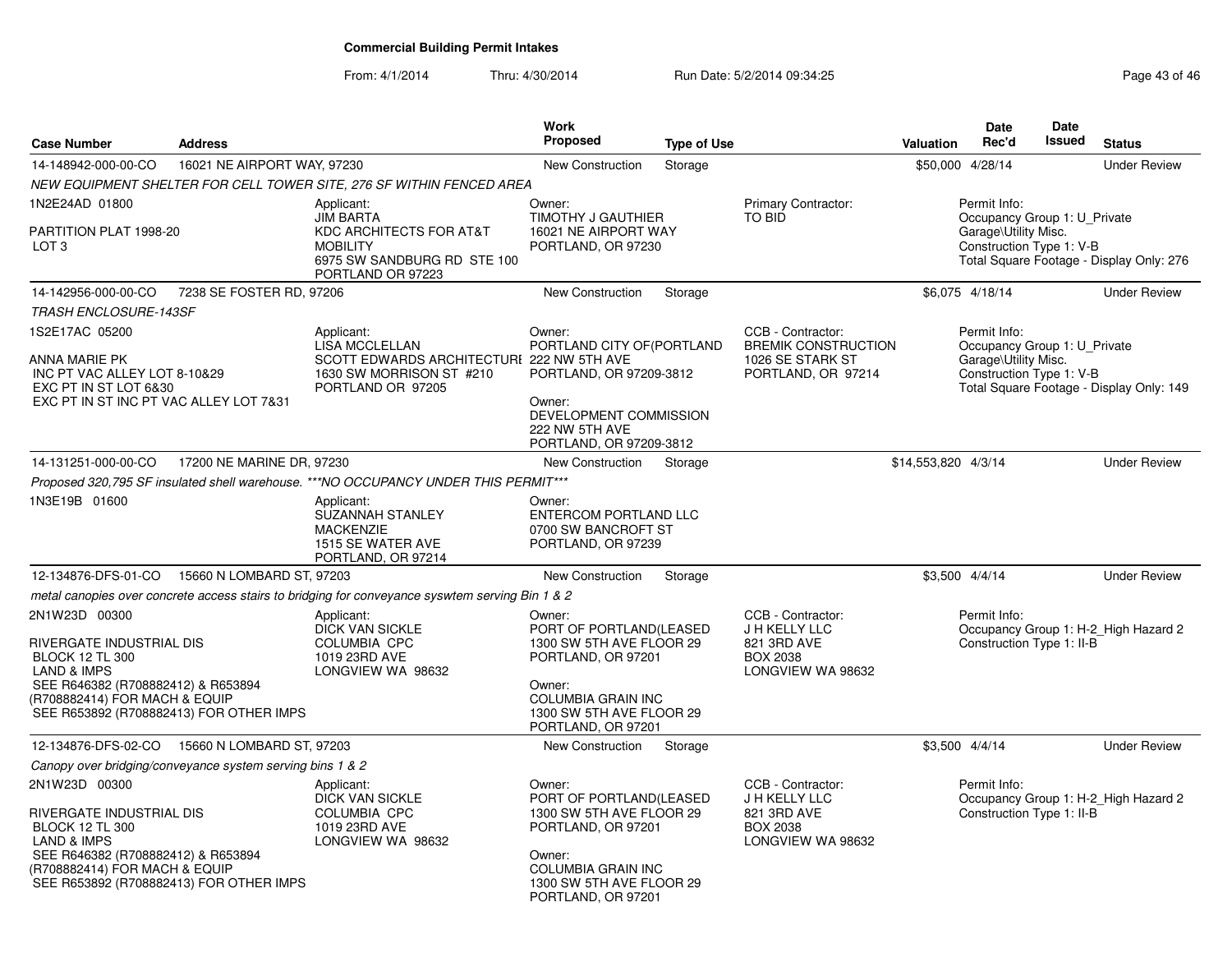# Commercial Building Permit Intakes

From: 4/1/2014 Thru: 4/30/2014 Run Date: 5/2/2014 09:34:25

| Case Number | Address | Work Proposed | Type of Use | Valuation | Date Rec'd | Date Issued | Status |
|---|---|---|---|---|---|---|---|
| 14-148942-000-00-CO | 16021 NE AIRPORT WAY, 97230 | New Construction | Storage | $50,000 | 4/28/14 | | Under Review |

*NEW EQUIPMENT SHELTER FOR CELL TOWER SITE, 276 SF WITHIN FENCED AREA*

1N2E24AD 01800

PARTITION PLAT 1998-20
LOT 3

Applicant:
JIM BARTA
KDC ARCHITECTS FOR AT&T MOBILITY
6975 SW SANDBURG RD STE 100
PORTLAND OR 97223

Owner:
TIMOTHY J GAUTHIER
16021 NE AIRPORT WAY
PORTLAND, OR 97230

Primary Contractor:
TO BID

Permit Info:
Occupancy Group 1: U_Private Garage\Utility Misc.
Construction Type 1: V-B
Total Square Footage - Display Only: 276

| Case Number | Address | Work Proposed | Type of Use | Valuation | Date Rec'd | Date Issued | Status |
|---|---|---|---|---|---|---|---|
| 14-142956-000-00-CO | 7238 SE FOSTER RD, 97206 | New Construction | Storage | $6,075 | 4/18/14 | | Under Review |

*TRASH ENCLOSURE-143SF*

1S2E17AC 05200

ANNA MARIE PK
INC PT VAC ALLEY LOT 8-10&29
EXC PT IN ST LOT 6&30
EXC PT IN ST INC PT VAC ALLEY LOT 7&31

Applicant:
LISA MCCLELLAN
SCOTT EDWARDS ARCHITECTURE
1630 SW MORRISON ST #210
PORTLAND OR 97205

Owner:
PORTLAND CITY OF(PORTLAND
222 NW 5TH AVE
PORTLAND, OR 97209-3812

Owner:
DEVELOPMENT COMMISSION
222 NW 5TH AVE
PORTLAND, OR 97209-3812

CCB - Contractor:
BREMIK CONSTRUCTION
1026 SE STARK ST
PORTLAND, OR 97214

Permit Info:
Occupancy Group 1: U_Private Garage\Utility Misc.
Construction Type 1: V-B
Total Square Footage - Display Only: 149

| Case Number | Address | Work Proposed | Type of Use | Valuation | Date Rec'd | Date Issued | Status |
|---|---|---|---|---|---|---|---|
| 14-131251-000-00-CO | 17200 NE MARINE DR, 97230 | New Construction | Storage | $14,553,820 | 4/3/14 | | Under Review |

*Proposed 320,795 SF insulated shell warehouse. ***NO OCCUPANCY UNDER THIS PERMIT****

1N3E19B 01600

Applicant:
SUZANNAH STANLEY
MACKENZIE
1515 SE WATER AVE
PORTLAND, OR 97214

Owner:
ENTERCOM PORTLAND LLC
0700 SW BANCROFT ST
PORTLAND, OR 97239

| Case Number | Address | Work Proposed | Type of Use | Valuation | Date Rec'd | Date Issued | Status |
|---|---|---|---|---|---|---|---|
| 12-134876-DFS-01-CO | 15660 N LOMBARD ST, 97203 | New Construction | Storage | $3,500 | 4/4/14 | | Under Review |

*metal canopies over concrete access stairs to bridging for conveyance syswtem serving Bin 1 & 2*

2N1W23D 00300

RIVERGATE INDUSTRIAL DIS
BLOCK 12 TL 300
LAND & IMPS
SEE R646382 (R708882412) & R653894 (R708882414) FOR MACH & EQUIP
SEE R653892 (R708882413) FOR OTHER IMPS

Applicant:
DICK VAN SICKLE
COLUMBIA CPC
1019 23RD AVE
LONGVIEW WA 98632

Owner:
PORT OF PORTLAND(LEASED
1300 SW 5TH AVE FLOOR 29
PORTLAND, OR 97201

Owner:
COLUMBIA GRAIN INC
1300 SW 5TH AVE FLOOR 29
PORTLAND, OR 97201

CCB - Contractor:
J H KELLY LLC
821 3RD AVE
BOX 2038
LONGVIEW WA 98632

Permit Info:
Occupancy Group 1: H-2_High Hazard 2
Construction Type 1: II-B

| Case Number | Address | Work Proposed | Type of Use | Valuation | Date Rec'd | Date Issued | Status |
|---|---|---|---|---|---|---|---|
| 12-134876-DFS-02-CO | 15660 N LOMBARD ST, 97203 | New Construction | Storage | $3,500 | 4/4/14 | | Under Review |

*Canopy over bridging/conveyance system serving bins 1 & 2*

2N1W23D 00300

RIVERGATE INDUSTRIAL DIS
BLOCK 12 TL 300
LAND & IMPS
SEE R646382 (R708882412) & R653894 (R708882414) FOR MACH & EQUIP
SEE R653892 (R708882413) FOR OTHER IMPS

Applicant:
DICK VAN SICKLE
COLUMBIA CPC
1019 23RD AVE
LONGVIEW WA 98632

Owner:
PORT OF PORTLAND(LEASED
1300 SW 5TH AVE FLOOR 29
PORTLAND, OR 97201

Owner:
COLUMBIA GRAIN INC
1300 SW 5TH AVE FLOOR 29
PORTLAND, OR 97201

CCB - Contractor:
J H KELLY LLC
821 3RD AVE
BOX 2038
LONGVIEW WA 98632

Permit Info:
Occupancy Group 1: H-2_High Hazard 2
Construction Type 1: II-B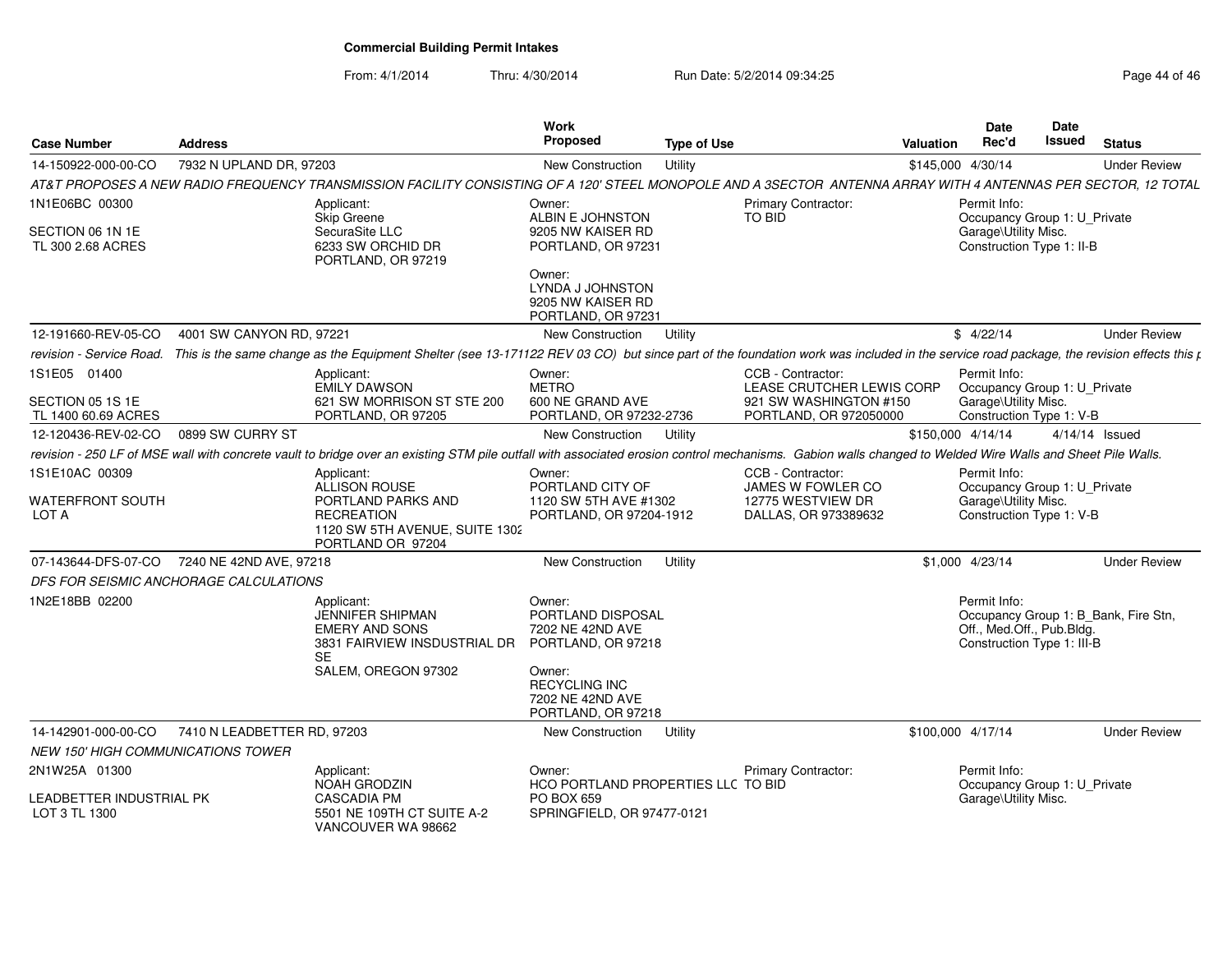**Commercial Building Permit Intakes**

From: 4/1/2014 Thru: 4/30/2014 Run Date: 5/2/2014 09:34:25

| Case Number | Address | Work Proposed | Type of Use | Valuation | Date Rec'd | Date Issued | Status |
|---|---|---|---|---|---|---|---|
| 14-150922-000-00-CO | 7932 N UPLAND DR, 97203 | New Construction | Utility | $145,000 | 4/30/14 | | Under Review |

*AT&T PROPOSES A NEW RADIO FREQUENCY TRANSMISSION FACILITY CONSISTING OF A 120' STEEL MONOPOLE AND A 3SECTOR ANTENNA ARRAY WITH 4 ANTENNAS PER SECTOR, 12 TOTAL*

1N1E06BC 00300
SECTION 06 1N 1E
TL 300 2.68 ACRES

Applicant: Skip Greene, SecuraSite LLC, 6233 SW ORCHID DR, PORTLAND, OR 97219

Owner: ALBIN E JOHNSTON, 9205 NW KAISER RD, PORTLAND, OR 97231
Owner: LYNDA J JOHNSTON, 9205 NW KAISER RD, PORTLAND, OR 97231

Primary Contractor: TO BID

Permit Info: Occupancy Group 1: U_Private Garage\Utility Misc. Construction Type 1: II-B

| Case Number | Address | Work Proposed | Type of Use | Valuation | Date Rec'd | Date Issued | Status |
|---|---|---|---|---|---|---|---|
| 12-191660-REV-05-CO | 4001 SW CANYON RD, 97221 | New Construction | Utility | $ | 4/22/14 | | Under Review |

*revision - Service Road. This is the same change as the Equipment Shelter (see 13-171122 REV 03 CO) but since part of the foundation work was included in the service road package, the revision effects this p*

1S1E05 01400
SECTION 05 1S 1E
TL 1400 60.69 ACRES

Applicant: EMILY DAWSON, 621 SW MORRISON ST STE 200, PORTLAND, OR 97205

Owner: METRO, 600 NE GRAND AVE, PORTLAND, OR 97232-2736

CCB - Contractor: LEASE CRUTCHER LEWIS CORP, 921 SW WASHINGTON #150, PORTLAND, OR 972050000

Permit Info: Occupancy Group 1: U_Private Garage\Utility Misc. Construction Type 1: V-B

| Case Number | Address | Work Proposed | Type of Use | Valuation | Date Rec'd | Date Issued | Status |
|---|---|---|---|---|---|---|---|
| 12-120436-REV-02-CO | 0899 SW CURRY ST | New Construction | Utility | $150,000 | 4/14/14 | 4/14/14 | Issued |

*revision - 250 LF of MSE wall with concrete vault to bridge over an existing STM pile outfall with associated erosion control mechanisms. Gabion walls changed to Welded Wire Walls and Sheet Pile Walls.*

1S1E10AC 00309
WATERFRONT SOUTH
LOT A

Applicant: ALLISON ROUSE, PORTLAND PARKS AND RECREATION, 1120 SW 5TH AVENUE, SUITE 1302, PORTLAND OR 97204

Owner: PORTLAND CITY OF, 1120 SW 5TH AVE #1302, PORTLAND, OR 97204-1912

CCB - Contractor: JAMES W FOWLER CO, 12775 WESTVIEW DR, DALLAS, OR 973389632

Permit Info: Occupancy Group 1: U_Private Garage\Utility Misc. Construction Type 1: V-B

| Case Number | Address | Work Proposed | Type of Use | Valuation | Date Rec'd | Date Issued | Status |
|---|---|---|---|---|---|---|---|
| 07-143644-DFS-07-CO | 7240 NE 42ND AVE, 97218 | New Construction | Utility | $1,000 | 4/23/14 | | Under Review |

*DFS FOR SEISMIC ANCHORAGE CALCULATIONS*

1N2E18BB 02200

Applicant: JENNIFER SHIPMAN, EMERY AND SONS, 3831 FAIRVIEW INSDUSTRIAL DR SE, SALEM, OREGON 97302

Owner: PORTLAND DISPOSAL, 7202 NE 42ND AVE, PORTLAND, OR 97218
Owner: RECYCLING INC, 7202 NE 42ND AVE, PORTLAND, OR 97218

Permit Info: Occupancy Group 1: B_Bank, Fire Stn, Off., Med.Off., Pub.Bldg. Construction Type 1: III-B

| Case Number | Address | Work Proposed | Type of Use | Valuation | Date Rec'd | Date Issued | Status |
|---|---|---|---|---|---|---|---|
| 14-142901-000-00-CO | 7410 N LEADBETTER RD, 97203 | New Construction | Utility | $100,000 | 4/17/14 | | Under Review |

*NEW 150' HIGH COMMUNICATIONS TOWER*

2N1W25A 01300
LEADBETTER INDUSTRIAL PK
LOT 3 TL 1300

Applicant: NOAH GRODZIN, CASCADIA PM, 5501 NE 109TH CT SUITE A-2, VANCOUVER WA 98662

Owner: HCO PORTLAND PROPERTIES LLC, PO BOX 659, SPRINGFIELD, OR 97477-0121

Primary Contractor: TO BID

Permit Info: Occupancy Group 1: U_Private Garage\Utility Misc.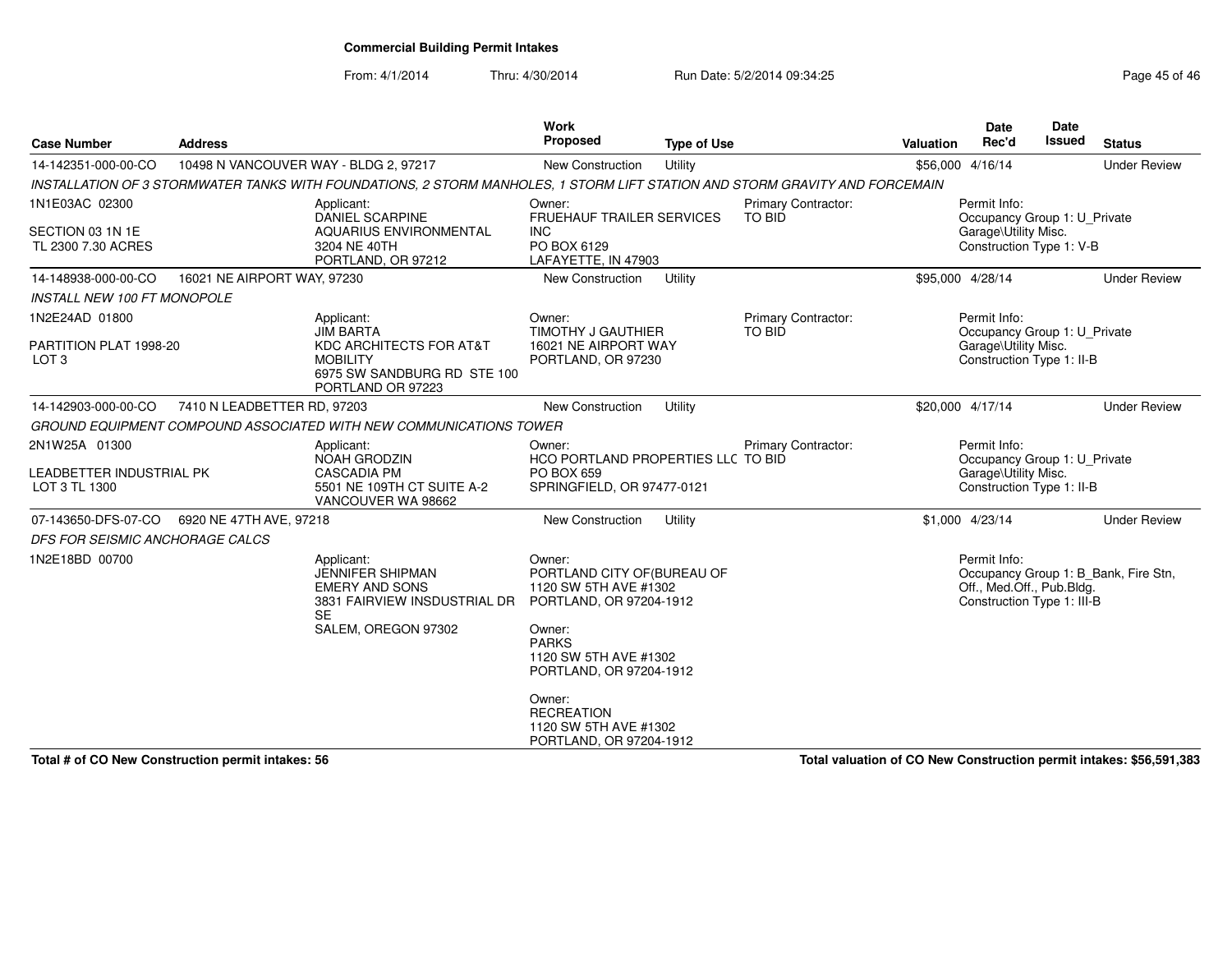**Commercial Building Permit Intakes**

From: 4/1/2014 Thru: 4/30/2014 Run Date: 5/2/2014 09:34:25

| Case Number | Address | Work Proposed | Type of Use | Valuation | Date Rec'd | Date Issued | Status |
|---|---|---|---|---|---|---|---|
| 14-142351-000-00-CO | 10498 N VANCOUVER WAY - BLDG 2, 97217 | New Construction | Utility | $56,000 | 4/16/14 | | Under Review |

*INSTALLATION OF 3 STORMWATER TANKS WITH FOUNDATIONS, 2 STORM MANHOLES, 1 STORM LIFT STATION AND STORM GRAVITY AND FORCEMAIN*

1N1E03AC 02300
SECTION 03 1N 1E
TL 2300 7.30 ACRES

Applicant: DANIEL SCARPINE, AQUARIUS ENVIRONMENTAL, 3204 NE 40TH, PORTLAND, OR 97212

Owner: FRUEHAUF TRAILER SERVICES INC, PO BOX 6129, LAFAYETTE, IN 47903

Primary Contractor: TO BID

Permit Info: Occupancy Group 1: U_Private Garage\Utility Misc. Construction Type 1: V-B

| Case Number | Address | Work Proposed | Type of Use | Valuation | Date Rec'd | Date Issued | Status |
|---|---|---|---|---|---|---|---|
| 14-148938-000-00-CO | 16021 NE AIRPORT WAY, 97230 | New Construction | Utility | $95,000 | 4/28/14 | | Under Review |

*INSTALL NEW 100 FT MONOPOLE*

1N2E24AD 01800
PARTITION PLAT 1998-20
LOT 3

Applicant: JIM BARTA, KDC ARCHITECTS FOR AT&T MOBILITY, 6975 SW SANDBURG RD STE 100, PORTLAND OR 97223

Owner: TIMOTHY J GAUTHIER, 16021 NE AIRPORT WAY, PORTLAND, OR 97230

Primary Contractor: TO BID

Permit Info: Occupancy Group 1: U_Private Garage\Utility Misc. Construction Type 1: II-B

| Case Number | Address | Work Proposed | Type of Use | Valuation | Date Rec'd | Date Issued | Status |
|---|---|---|---|---|---|---|---|
| 14-142903-000-00-CO | 7410 N LEADBETTER RD, 97203 | New Construction | Utility | $20,000 | 4/17/14 | | Under Review |

*GROUND EQUIPMENT COMPOUND ASSOCIATED WITH NEW COMMUNICATIONS TOWER*

2N1W25A 01300
LEADBETTER INDUSTRIAL PK
LOT 3 TL 1300

Applicant: NOAH GRODZIN, CASCADIA PM, 5501 NE 109TH CT SUITE A-2, VANCOUVER WA 98662

Owner: HCO PORTLAND PROPERTIES LLC, PO BOX 659, SPRINGFIELD, OR 97477-0121

Primary Contractor: TO BID

Permit Info: Occupancy Group 1: U_Private Garage\Utility Misc. Construction Type 1: II-B

| Case Number | Address | Work Proposed | Type of Use | Valuation | Date Rec'd | Date Issued | Status |
|---|---|---|---|---|---|---|---|
| 07-143650-DFS-07-CO | 6920 NE 47TH AVE, 97218 | New Construction | Utility | $1,000 | 4/23/14 | | Under Review |

*DFS FOR SEISMIC ANCHORAGE CALCS*

1N2E18BD 00700

Applicant: JENNIFER SHIPMAN, EMERY AND SONS, 3831 FAIRVIEW INSDUSTRIAL DR SE, SALEM, OREGON 97302

Owner: PORTLAND CITY OF(BUREAU OF, 1120 SW 5TH AVE #1302, PORTLAND, OR 97204-1912

Owner: PARKS, 1120 SW 5TH AVE #1302, PORTLAND, OR 97204-1912

Owner: RECREATION, 1120 SW 5TH AVE #1302, PORTLAND, OR 97204-1912

Permit Info: Occupancy Group 1: B_Bank, Fire Stn, Off., Med.Off., Pub.Bldg. Construction Type 1: III-B

**Total # of CO New Construction permit intakes: 56**

**Total valuation of CO New Construction permit intakes: $56,591,383**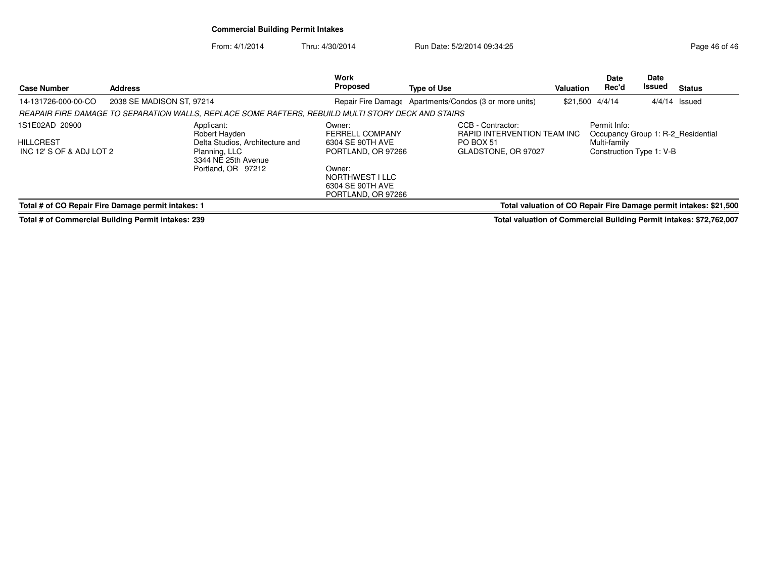**Commercial Building Permit Intakes**

From: 4/1/2014 Thru: 4/30/2014 Run Date: 5/2/2014 09:34:25

| Case Number | Address | Work Proposed | Type of Use | Valuation | Date Rec'd | Date Issued | Status |
|---|---|---|---|---|---|---|---|
| 14-131726-000-00-CO | 2038 SE MADISON ST, 97214 | Repair Fire Damage | Apartments/Condos (3 or more units) | $21,500 | 4/4/14 | 4/4/14 | Issued |

*REAPAIR FIRE DAMAGE TO SEPARATION WALLS, REPLACE SOME RAFTERS, REBUILD MULTI STORY DECK AND STAIRS*

1S1E02AD 20900

HILLCREST
INC 12' S OF & ADJ LOT 2

Applicant:
Robert Hayden
Delta Studios, Architecture and Planning, LLC
3344 NE 25th Avenue
Portland, OR 97212

Owner:
FERRELL COMPANY
6304 SE 90TH AVE
PORTLAND, OR 97266

Owner:
NORTHWEST I LLC
6304 SE 90TH AVE
PORTLAND, OR 97266

CCB - Contractor:
RAPID INTERVENTION TEAM INC
PO BOX 51
GLADSTONE, OR 97027

Permit Info:
Occupancy Group 1: R-2_Residential Multi-family
Construction Type 1: V-B

**Total # of CO Repair Fire Damage permit intakes: 1** | **Total valuation of CO Repair Fire Damage permit intakes: $21,500**

**Total # of Commercial Building Permit intakes: 239** | **Total valuation of Commercial Building Permit intakes: $72,762,007**